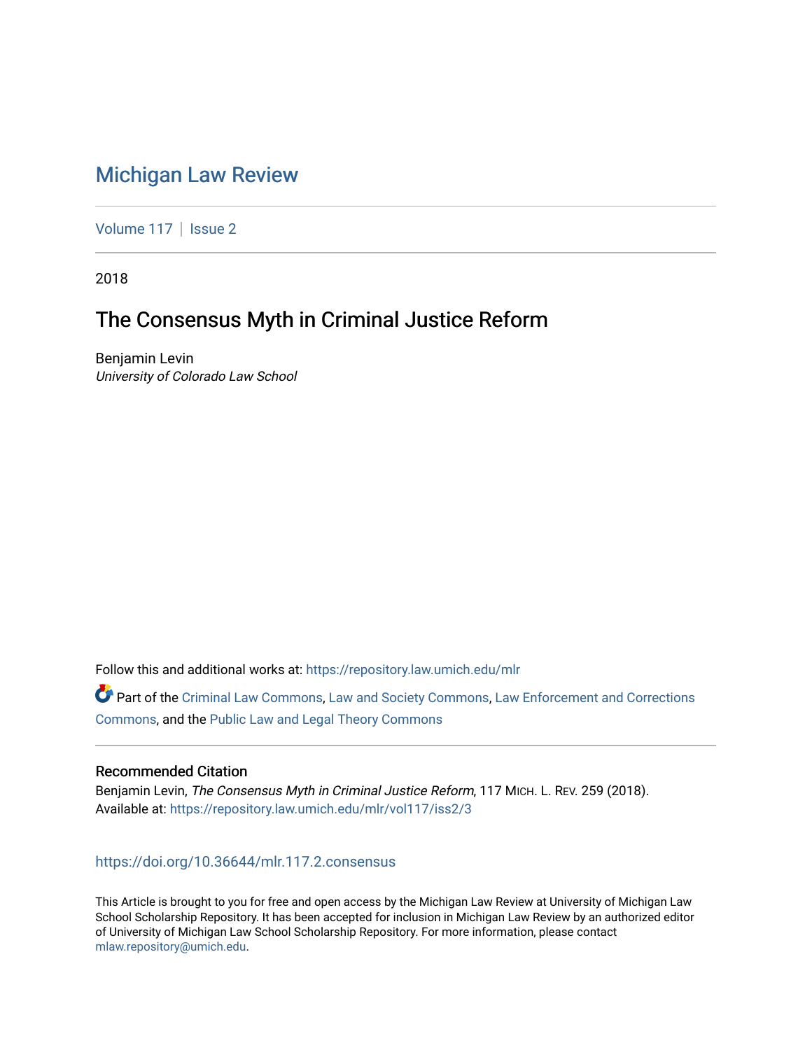# Michigan Law Review

Volume 117 | Issue 2

2018

## The Consensus Myth in Criminal Justice Reform

Benjamin Levin
*University of Colorado Law School*

Follow this and additional works at: https://repository.law.umich.edu/mlr

Part of the Criminal Law Commons, Law and Society Commons, Law Enforcement and Corrections Commons, and the Public Law and Legal Theory Commons

### Recommended Citation

Benjamin Levin, *The Consensus Myth in Criminal Justice Reform*, 117 MICH. L. REV. 259 (2018).
Available at: https://repository.law.umich.edu/mlr/vol117/iss2/3

https://doi.org/10.36644/mlr.117.2.consensus

This Article is brought to you for free and open access by the Michigan Law Review at University of Michigan Law School Scholarship Repository. It has been accepted for inclusion in Michigan Law Review by an authorized editor of University of Michigan Law School Scholarship Repository. For more information, please contact mlaw.repository@umich.edu.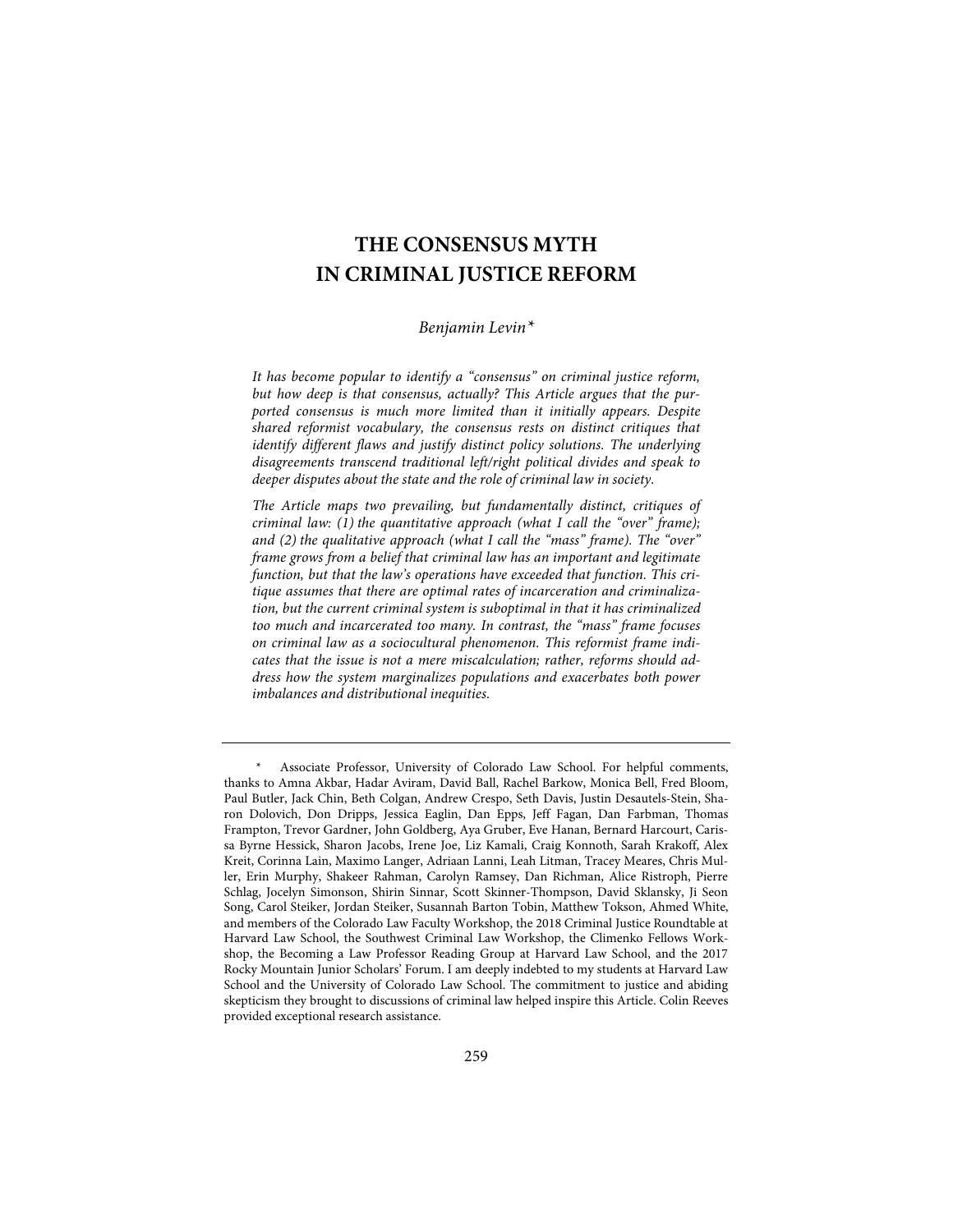# THE CONSENSUS MYTH IN CRIMINAL JUSTICE REFORM

*Benjamin Levin\**

*It has become popular to identify a "consensus" on criminal justice reform, but how deep is that consensus, actually? This Article argues that the purported consensus is much more limited than it initially appears. Despite shared reformist vocabulary, the consensus rests on distinct critiques that identify different flaws and justify distinct policy solutions. The underlying disagreements transcend traditional left/right political divides and speak to deeper disputes about the state and the role of criminal law in society.*

*The Article maps two prevailing, but fundamentally distinct, critiques of criminal law: (1) the quantitative approach (what I call the "over" frame); and (2) the qualitative approach (what I call the "mass" frame). The "over" frame grows from a belief that criminal law has an important and legitimate function, but that the law's operations have exceeded that function. This critique assumes that there are optimal rates of incarceration and criminalization, but the current criminal system is suboptimal in that it has criminalized too much and incarcerated too many. In contrast, the "mass" frame focuses on criminal law as a sociocultural phenomenon. This reformist frame indicates that the issue is not a mere miscalculation; rather, reforms should address how the system marginalizes populations and exacerbates both power imbalances and distributional inequities.*

---

\* Associate Professor, University of Colorado Law School. For helpful comments, thanks to Amna Akbar, Hadar Aviram, David Ball, Rachel Barkow, Monica Bell, Fred Bloom, Paul Butler, Jack Chin, Beth Colgan, Andrew Crespo, Seth Davis, Justin Desautels-Stein, Sharon Dolovich, Don Dripps, Jessica Eaglin, Dan Epps, Jeff Fagan, Dan Farbman, Thomas Frampton, Trevor Gardner, John Goldberg, Aya Gruber, Eve Hanan, Bernard Harcourt, Carissa Byrne Hessick, Sharon Jacobs, Irene Joe, Liz Kamali, Craig Konnoth, Sarah Krakoff, Alex Kreit, Corinna Lain, Maximo Langer, Adriaan Lanni, Leah Litman, Tracey Meares, Chris Muller, Erin Murphy, Shakeer Rahman, Carolyn Ramsey, Dan Richman, Alice Ristroph, Pierre Schlag, Jocelyn Simonson, Shirin Sinnar, Scott Skinner-Thompson, David Sklansky, Ji Seon Song, Carol Steiker, Jordan Steiker, Susannah Barton Tobin, Matthew Tokson, Ahmed White, and members of the Colorado Law Faculty Workshop, the 2018 Criminal Justice Roundtable at Harvard Law School, the Southwest Criminal Law Workshop, the Climenko Fellows Workshop, the Becoming a Law Professor Reading Group at Harvard Law School, and the 2017 Rocky Mountain Junior Scholars' Forum. I am deeply indebted to my students at Harvard Law School and the University of Colorado Law School. The commitment to justice and abiding skepticism they brought to discussions of criminal law helped inspire this Article. Colin Reeves provided exceptional research assistance.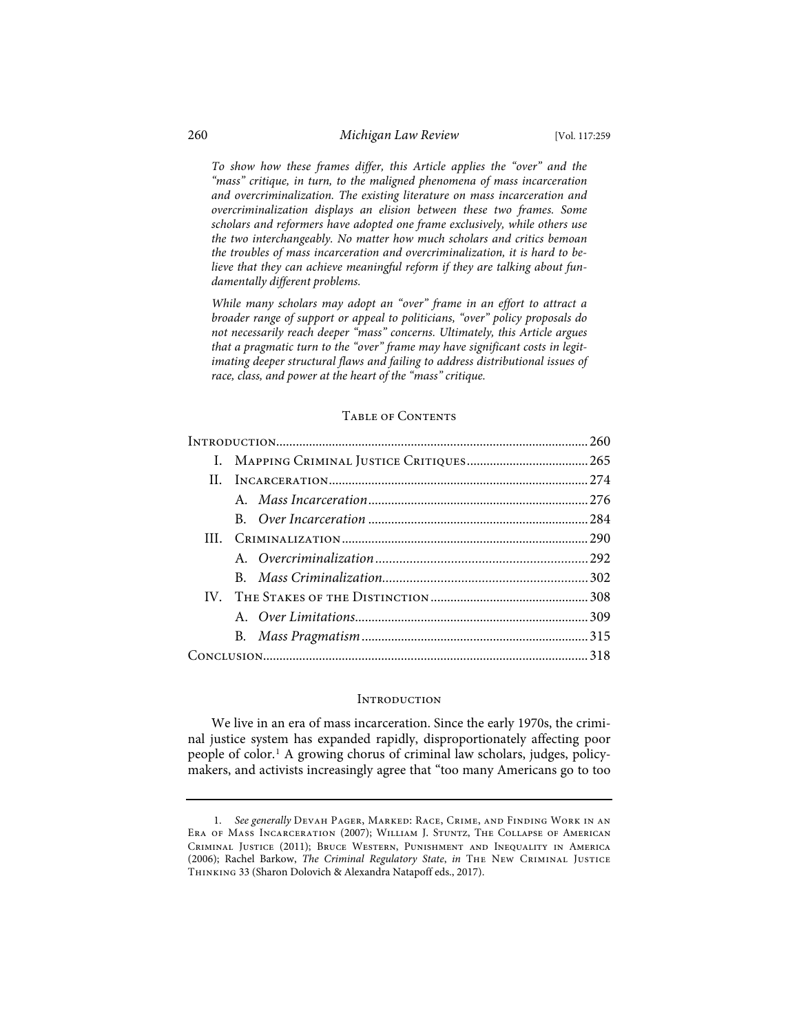*To show how these frames differ, this Article applies the "over" and the "mass" critique, in turn, to the maligned phenomena of mass incarceration and overcriminalization. The existing literature on mass incarceration and overcriminalization displays an elision between these two frames. Some scholars and reformers have adopted one frame exclusively, while others use the two interchangeably. No matter how much scholars and critics bemoan the troubles of mass incarceration and overcriminalization, it is hard to believe that they can achieve meaningful reform if they are talking about fundamentally different problems.*

*While many scholars may adopt an "over" frame in an effort to attract a broader range of support or appeal to politicians, "over" policy proposals do not necessarily reach deeper "mass" concerns. Ultimately, this Article argues that a pragmatic turn to the "over" frame may have significant costs in legitimating deeper structural flaws and failing to address distributional issues of race, class, and power at the heart of the "mass" critique.*

## Table of Contents

| | |
|---|---|
| Introduction | 260 |
| I. Mapping Criminal Justice Critiques | 265 |
| II. Incarceration | 274 |
| A. *Mass Incarceration* | 276 |
| B. *Over Incarceration* | 284 |
| III. Criminalization | 290 |
| A. *Overcriminalization* | 292 |
| B. *Mass Criminalization* | 302 |
| IV. The Stakes of the Distinction | 308 |
| A. *Over Limitations* | 309 |
| B. *Mass Pragmatism* | 315 |
| Conclusion | 318 |

## Introduction

We live in an era of mass incarceration. Since the early 1970s, the criminal justice system has expanded rapidly, disproportionately affecting poor people of color.[1] A growing chorus of criminal law scholars, judges, policymakers, and activists increasingly agree that "too many Americans go to too

---

1. *See generally* Devah Pager, Marked: Race, Crime, and Finding Work in an Era of Mass Incarceration (2007); William J. Stuntz, The Collapse of American Criminal Justice (2011); Bruce Western, Punishment and Inequality in America (2006); Rachel Barkow, *The Criminal Regulatory State*, *in* The New Criminal Justice Thinking 33 (Sharon Dolovich & Alexandra Natapoff eds., 2017).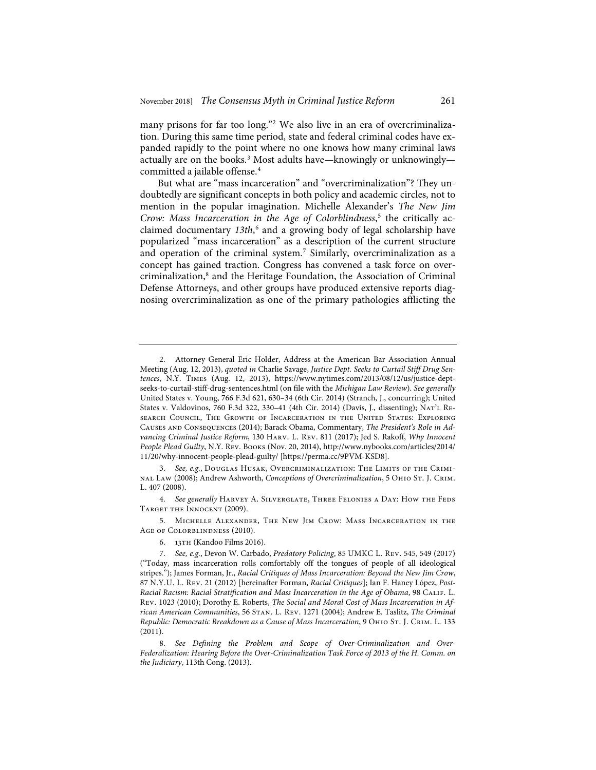many prisons for far too long."[2] We also live in an era of overcriminalization. During this same time period, state and federal criminal codes have expanded rapidly to the point where no one knows how many criminal laws actually are on the books.[3] Most adults have—knowingly or unknowingly—committed a jailable offense.[4]

But what are "mass incarceration" and "overcriminalization"? They undoubtedly are significant concepts in both policy and academic circles, not to mention in the popular imagination. Michelle Alexander's *The New Jim Crow: Mass Incarceration in the Age of Colorblindness*,[5] the critically acclaimed documentary *13th*,[6] and a growing body of legal scholarship have popularized "mass incarceration" as a description of the current structure and operation of the criminal system.[7] Similarly, overcriminalization as a concept has gained traction. Congress has convened a task force on overcriminalization,[8] and the Heritage Foundation, the Association of Criminal Defense Attorneys, and other groups have produced extensive reports diagnosing overcriminalization as one of the primary pathologies afflicting the

---

2. Attorney General Eric Holder, Address at the American Bar Association Annual Meeting (Aug. 12, 2013), *quoted in* Charlie Savage, *Justice Dept. Seeks to Curtail Stiff Drug Sentences*, N.Y. Times (Aug. 12, 2013), https://www.nytimes.com/2013/08/12/us/justice-dept-seeks-to-curtail-stiff-drug-sentences.html (on file with the *Michigan Law Review*). *See generally* United States v. Young, 766 F.3d 621, 630–34 (6th Cir. 2014) (Stranch, J., concurring); United States v. Valdovinos, 760 F.3d 322, 330–41 (4th Cir. 2014) (Davis, J., dissenting); Nat'l Research Council, The Growth of Incarceration in the United States: Exploring Causes and Consequences (2014); Barack Obama, Commentary, *The President's Role in Advancing Criminal Justice Reform*, 130 Harv. L. Rev. 811 (2017); Jed S. Rakoff, *Why Innocent People Plead Guilty*, N.Y. Rev. Books (Nov. 20, 2014), http://www.nybooks.com/articles/2014/11/20/why-innocent-people-plead-guilty/ [https://perma.cc/9PVM-KSD8].

3. *See, e.g.*, Douglas Husak, Overcriminalization: The Limits of the Criminal Law (2008); Andrew Ashworth, *Conceptions of Overcriminalization*, 5 Ohio St. J. Crim. L. 407 (2008).

4. *See generally* Harvey A. Silverglate, Three Felonies a Day: How the Feds Target the Innocent (2009).

5. Michelle Alexander, The New Jim Crow: Mass Incarceration in the Age of Colorblindness (2010).

6. 13th (Kandoo Films 2016).

7. *See, e.g.*, Devon W. Carbado, *Predatory Policing*, 85 UMKC L. Rev. 545, 549 (2017) ("Today, mass incarceration rolls comfortably off the tongues of people of all ideological stripes."); James Forman, Jr., *Racial Critiques of Mass Incarceration: Beyond the New Jim Crow*, 87 N.Y.U. L. Rev. 21 (2012) [hereinafter Forman, *Racial Critiques*]; Ian F. Haney López, *Post-Racial Racism: Racial Stratification and Mass Incarceration in the Age of Obama*, 98 Calif. L. Rev. 1023 (2010); Dorothy E. Roberts, *The Social and Moral Cost of Mass Incarceration in African American Communities*, 56 Stan. L. Rev. 1271 (2004); Andrew E. Taslitz, *The Criminal Republic: Democratic Breakdown as a Cause of Mass Incarceration*, 9 Ohio St. J. Crim. L. 133 (2011).

8. *See Defining the Problem and Scope of Over-Criminalization and Over-Federalization: Hearing Before the Over-Criminalization Task Force of 2013 of the H. Comm. on the Judiciary*, 113th Cong. (2013).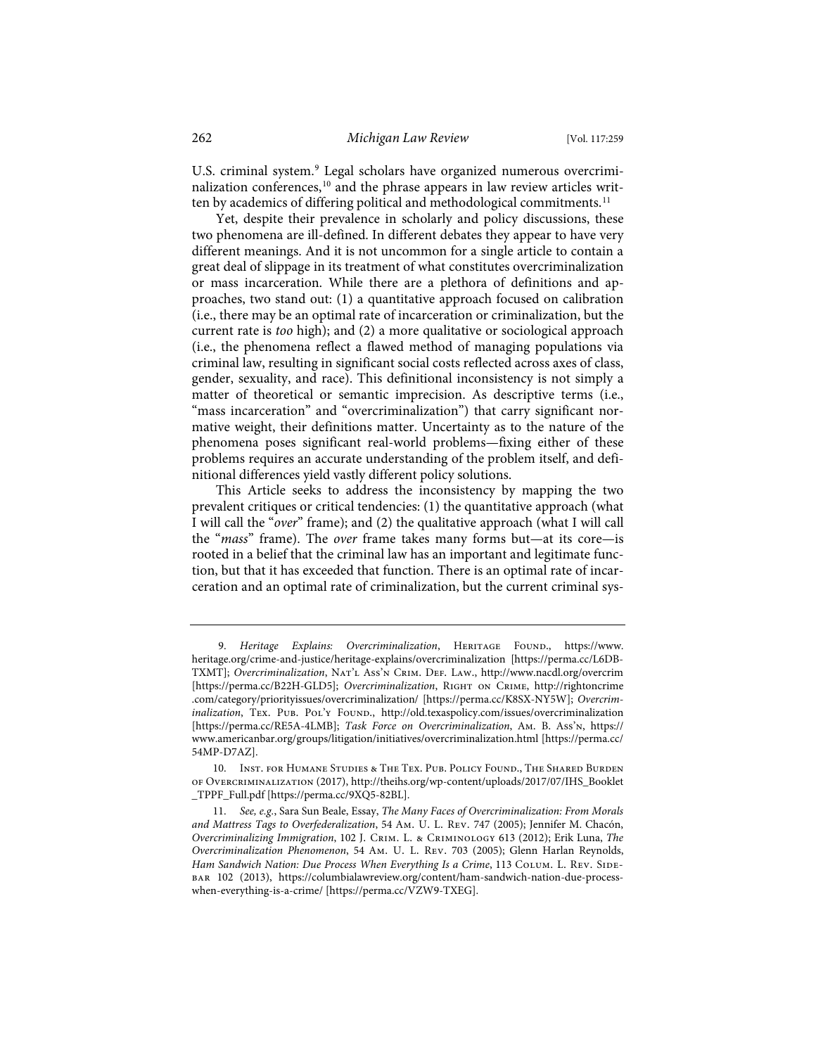U.S. criminal system.[9] Legal scholars have organized numerous overcriminalization conferences,[10] and the phrase appears in law review articles written by academics of differing political and methodological commitments.[11]

Yet, despite their prevalence in scholarly and policy discussions, these two phenomena are ill-defined. In different debates they appear to have very different meanings. And it is not uncommon for a single article to contain a great deal of slippage in its treatment of what constitutes overcriminalization or mass incarceration. While there are a plethora of definitions and approaches, two stand out: (1) a quantitative approach focused on calibration (i.e., there may be an optimal rate of incarceration or criminalization, but the current rate is *too* high); and (2) a more qualitative or sociological approach (i.e., the phenomena reflect a flawed method of managing populations via criminal law, resulting in significant social costs reflected across axes of class, gender, sexuality, and race). This definitional inconsistency is not simply a matter of theoretical or semantic imprecision. As descriptive terms (i.e., "mass incarceration" and "overcriminalization") that carry significant normative weight, their definitions matter. Uncertainty as to the nature of the phenomena poses significant real-world problems—fixing either of these problems requires an accurate understanding of the problem itself, and definitional differences yield vastly different policy solutions.

This Article seeks to address the inconsistency by mapping the two prevalent critiques or critical tendencies: (1) the quantitative approach (what I will call the "*over*" frame); and (2) the qualitative approach (what I will call the "*mass*" frame). The *over* frame takes many forms but—at its core—is rooted in a belief that the criminal law has an important and legitimate function, but that it has exceeded that function. There is an optimal rate of incarceration and an optimal rate of criminalization, but the current criminal sys-

---

9. *Heritage Explains: Overcriminalization*, Heritage Found., https://www.heritage.org/crime-and-justice/heritage-explains/overcriminalization [https://perma.cc/L6DB-TXMT]; *Overcriminalization*, Nat'l Ass'n Crim. Def. Law., http://www.nacdl.org/overcrim [https://perma.cc/B22H-GLD5]; *Overcriminalization*, Right on Crime, http://rightoncrime.com/category/priorityissues/overcriminalization/ [https://perma.cc/K8SX-NY5W]; *Overcriminalization*, Tex. Pub. Pol'y Found., http://old.texaspolicy.com/issues/overcriminalization [https://perma.cc/RE5A-4LMB]; *Task Force on Overcriminalization*, Am. B. Ass'n, https://www.americanbar.org/groups/litigation/initiatives/overcriminalization.html [https://perma.cc/54MP-D7AZ].

10. Inst. for Humane Studies & The Tex. Pub. Policy Found., The Shared Burden of Overcriminalization (2017), http://theihs.org/wp-content/uploads/2017/07/IHS_Booklet_TPPF_Full.pdf [https://perma.cc/9XQ5-82BL].

11. *See, e.g.*, Sara Sun Beale, Essay, *The Many Faces of Overcriminalization: From Morals and Mattress Tags to Overfederalization*, 54 Am. U. L. Rev. 747 (2005); Jennifer M. Chacón, *Overcriminalizing Immigration*, 102 J. Crim. L. & Criminology 613 (2012); Erik Luna, *The Overcriminalization Phenomenon*, 54 Am. U. L. Rev. 703 (2005); Glenn Harlan Reynolds, *Ham Sandwich Nation: Due Process When Everything Is a Crime*, 113 Colum. L. Rev. Sidebar 102 (2013), https://columbialawreview.org/content/ham-sandwich-nation-due-process-when-everything-is-a-crime/ [https://perma.cc/VZW9-TXEG].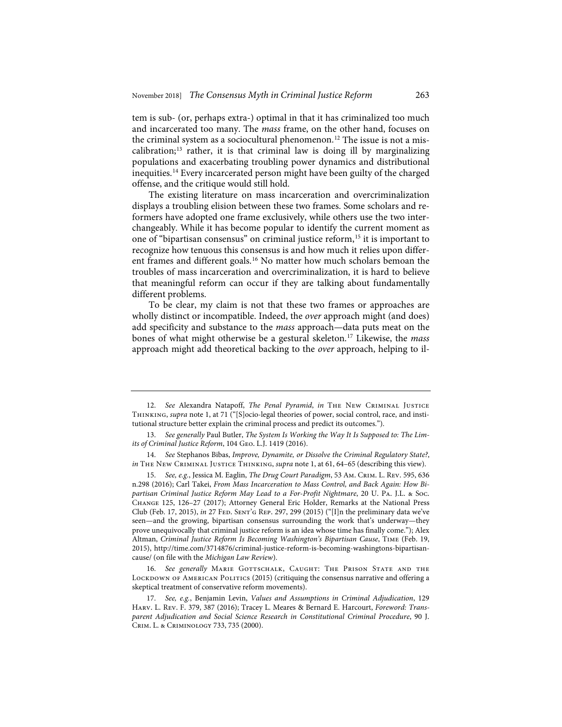tem is sub- (or, perhaps extra-) optimal in that it has criminalized too much and incarcerated too many. The *mass* frame, on the other hand, focuses on the criminal system as a sociocultural phenomenon.[12] The issue is not a miscalibration;[13] rather, it is that criminal law is doing ill by marginalizing populations and exacerbating troubling power dynamics and distributional inequities.[14] Every incarcerated person might have been guilty of the charged offense, and the critique would still hold.

The existing literature on mass incarceration and overcriminalization displays a troubling elision between these two frames. Some scholars and reformers have adopted one frame exclusively, while others use the two interchangeably. While it has become popular to identify the current moment as one of "bipartisan consensus" on criminal justice reform,[15] it is important to recognize how tenuous this consensus is and how much it relies upon different frames and different goals.[16] No matter how much scholars bemoan the troubles of mass incarceration and overcriminalization, it is hard to believe that meaningful reform can occur if they are talking about fundamentally different problems.

To be clear, my claim is not that these two frames or approaches are wholly distinct or incompatible. Indeed, the *over* approach might (and does) add specificity and substance to the *mass* approach—data puts meat on the bones of what might otherwise be a gestural skeleton.[17] Likewise, the *mass* approach might add theoretical backing to the *over* approach, helping to il-

---

12. *See* Alexandra Natapoff, *The Penal Pyramid*, *in* The New Criminal Justice Thinking, *supra* note 1, at 71 ("[S]ocio-legal theories of power, social control, race, and institutional structure better explain the criminal process and predict its outcomes.").

13. *See generally* Paul Butler, *The System Is Working the Way It Is Supposed to: The Limits of Criminal Justice Reform*, 104 Geo. L.J. 1419 (2016).

14. *See* Stephanos Bibas, *Improve, Dynamite, or Dissolve the Criminal Regulatory State?*, *in* The New Criminal Justice Thinking, *supra* note 1, at 61, 64–65 (describing this view).

15. *See, e.g.*, Jessica M. Eaglin, *The Drug Court Paradigm*, 53 Am. Crim. L. Rev. 595, 636 n.298 (2016); Carl Takei, *From Mass Incarceration to Mass Control, and Back Again: How Bipartisan Criminal Justice Reform May Lead to a For-Profit Nightmare*, 20 U. Pa. J.L. & Soc. Change 125, 126–27 (2017); Attorney General Eric Holder, Remarks at the National Press Club (Feb. 17, 2015), *in* 27 Fed. Sent'g Rep. 297, 299 (2015) ("[I]n the preliminary data we've seen—and the growing, bipartisan consensus surrounding the work that's underway—they prove unequivocally that criminal justice reform is an idea whose time has finally come."); Alex Altman, *Criminal Justice Reform Is Becoming Washington's Bipartisan Cause*, Time (Feb. 19, 2015), http://time.com/3714876/criminal-justice-reform-is-becoming-washingtons-bipartisan-cause/ (on file with the *Michigan Law Review*).

16. *See generally* Marie Gottschalk, Caught: The Prison State and the Lockdown of American Politics (2015) (critiquing the consensus narrative and offering a skeptical treatment of conservative reform movements).

17. *See, e.g.*, Benjamin Levin, *Values and Assumptions in Criminal Adjudication*, 129 Harv. L. Rev. F. 379, 387 (2016); Tracey L. Meares & Bernard E. Harcourt, *Foreword: Transparent Adjudication and Social Science Research in Constitutional Criminal Procedure*, 90 J. Crim. L. & Criminology 733, 735 (2000).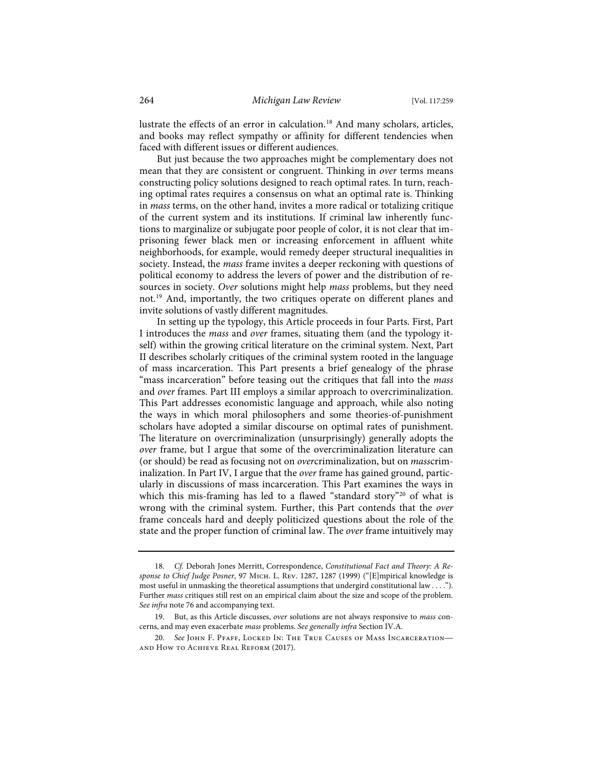lustrate the effects of an error in calculation.[18] And many scholars, articles, and books may reflect sympathy or affinity for different tendencies when faced with different issues or different audiences.

But just because the two approaches might be complementary does not mean that they are consistent or congruent. Thinking in *over* terms means constructing policy solutions designed to reach optimal rates. In turn, reaching optimal rates requires a consensus on what an optimal rate is. Thinking in *mass* terms, on the other hand, invites a more radical or totalizing critique of the current system and its institutions. If criminal law inherently functions to marginalize or subjugate poor people of color, it is not clear that imprisoning fewer black men or increasing enforcement in affluent white neighborhoods, for example, would remedy deeper structural inequalities in society. Instead, the *mass* frame invites a deeper reckoning with questions of political economy to address the levers of power and the distribution of resources in society. *Over* solutions might help *mass* problems, but they need not.[19] And, importantly, the two critiques operate on different planes and invite solutions of vastly different magnitudes.

In setting up the typology, this Article proceeds in four Parts. First, Part I introduces the *mass* and *over* frames, situating them (and the typology itself) within the growing critical literature on the criminal system. Next, Part II describes scholarly critiques of the criminal system rooted in the language of mass incarceration. This Part presents a brief genealogy of the phrase "mass incarceration" before teasing out the critiques that fall into the *mass* and *over* frames. Part III employs a similar approach to overcriminalization. This Part addresses economistic language and approach, while also noting the ways in which moral philosophers and some theories-of-punishment scholars have adopted a similar discourse on optimal rates of punishment. The literature on overcriminalization (unsurprisingly) generally adopts the *over* frame, but I argue that some of the overcriminalization literature can (or should) be read as focusing not on *over*criminalization, but on *mass*criminalization. In Part IV, I argue that the *over* frame has gained ground, particularly in discussions of mass incarceration. This Part examines the ways in which this mis-framing has led to a flawed "standard story"[20] of what is wrong with the criminal system. Further, this Part contends that the *over* frame conceals hard and deeply politicized questions about the role of the state and the proper function of criminal law. The *over* frame intuitively may

---

18. *Cf.* Deborah Jones Merritt, Correspondence, *Constitutional Fact and Theory: A Response to Chief Judge Posner*, 97 Mich. L. Rev. 1287, 1287 (1999) ("[E]mpirical knowledge is most useful in unmasking the theoretical assumptions that undergird constitutional law . . . ."). Further *mass* critiques still rest on an empirical claim about the size and scope of the problem. *See infra* note 76 and accompanying text.

19. But, as this Article discusses, *over* solutions are not always responsive to *mass* concerns, and may even exacerbate *mass* problems. *See generally infra* Section IV.A.

20. *See* John F. Pfaff, Locked In: The True Causes of Mass Incarceration—and How to Achieve Real Reform (2017).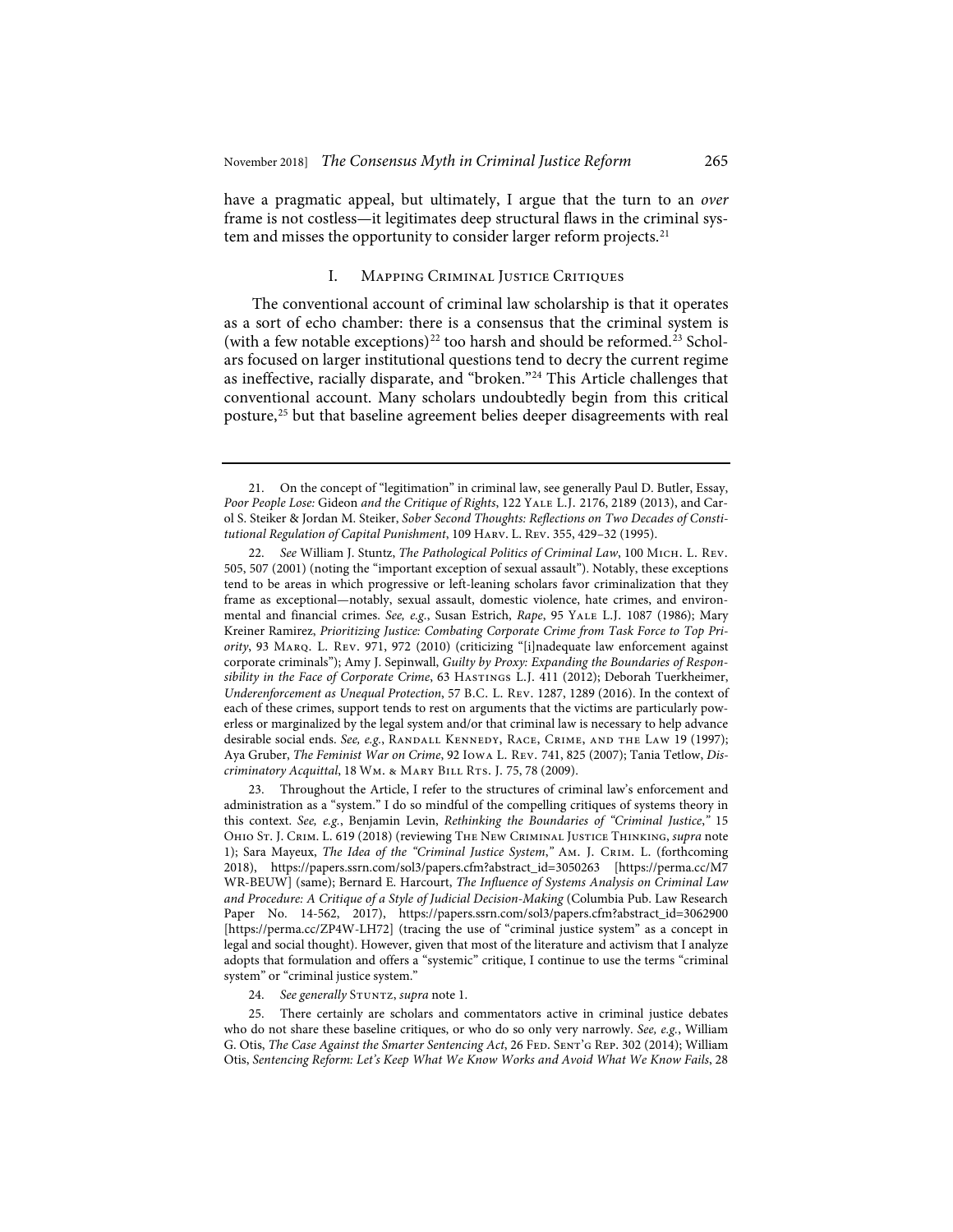have a pragmatic appeal, but ultimately, I argue that the turn to an *over* frame is not costless—it legitimates deep structural flaws in the criminal system and misses the opportunity to consider larger reform projects.[21]

## I. Mapping Criminal Justice Critiques

The conventional account of criminal law scholarship is that it operates as a sort of echo chamber: there is a consensus that the criminal system is (with a few notable exceptions)[22] too harsh and should be reformed.[23] Scholars focused on larger institutional questions tend to decry the current regime as ineffective, racially disparate, and "broken."[24] This Article challenges that conventional account. Many scholars undoubtedly begin from this critical posture,[25] but that baseline agreement belies deeper disagreements with real

---

21. On the concept of "legitimation" in criminal law, see generally Paul D. Butler, Essay, *Poor People Lose:* Gideon *and the Critique of Rights*, 122 Yale L.J. 2176, 2189 (2013), and Carol S. Steiker & Jordan M. Steiker, *Sober Second Thoughts: Reflections on Two Decades of Constitutional Regulation of Capital Punishment*, 109 Harv. L. Rev. 355, 429–32 (1995).

22. *See* William J. Stuntz, *The Pathological Politics of Criminal Law*, 100 Mich. L. Rev. 505, 507 (2001) (noting the "important exception of sexual assault"). Notably, these exceptions tend to be areas in which progressive or left-leaning scholars favor criminalization that they frame as exceptional—notably, sexual assault, domestic violence, hate crimes, and environmental and financial crimes. *See, e.g.*, Susan Estrich, *Rape*, 95 Yale L.J. 1087 (1986); Mary Kreiner Ramirez, *Prioritizing Justice: Combating Corporate Crime from Task Force to Top Priority*, 93 Marq. L. Rev. 971, 972 (2010) (criticizing "[i]nadequate law enforcement against corporate criminals"); Amy J. Sepinwall, *Guilty by Proxy: Expanding the Boundaries of Responsibility in the Face of Corporate Crime*, 63 Hastings L.J. 411 (2012); Deborah Tuerkheimer, *Underenforcement as Unequal Protection*, 57 B.C. L. Rev. 1287, 1289 (2016). In the context of each of these crimes, support tends to rest on arguments that the victims are particularly powerless or marginalized by the legal system and/or that criminal law is necessary to help advance desirable social ends. *See, e.g.*, Randall Kennedy, Race, Crime, and the Law 19 (1997); Aya Gruber, *The Feminist War on Crime*, 92 Iowa L. Rev. 741, 825 (2007); Tania Tetlow, *Discriminatory Acquittal*, 18 Wm. & Mary Bill Rts. J. 75, 78 (2009).

23. Throughout the Article, I refer to the structures of criminal law's enforcement and administration as a "system." I do so mindful of the compelling critiques of systems theory in this context. *See, e.g.*, Benjamin Levin, *Rethinking the Boundaries of "Criminal Justice*,*"* 15 Ohio St. J. Crim. L. 619 (2018) (reviewing The New Criminal Justice Thinking, *supra* note 1); Sara Mayeux, *The Idea of the "Criminal Justice System*,*"* Am. J. Crim. L. (forthcoming 2018), https://papers.ssrn.com/sol3/papers.cfm?abstract_id=3050263 [https://perma.cc/M7WR-BEUW] (same); Bernard E. Harcourt, *The Influence of Systems Analysis on Criminal Law and Procedure: A Critique of a Style of Judicial Decision-Making* (Columbia Pub. Law Research Paper No. 14-562, 2017), https://papers.ssrn.com/sol3/papers.cfm?abstract_id=3062900 [https://perma.cc/ZP4W-LH72] (tracing the use of "criminal justice system" as a concept in legal and social thought). However, given that most of the literature and activism that I analyze adopts that formulation and offers a "systemic" critique, I continue to use the terms "criminal system" or "criminal justice system."

24. *See generally* Stuntz, *supra* note 1.

25. There certainly are scholars and commentators active in criminal justice debates who do not share these baseline critiques, or who do so only very narrowly. *See, e.g.*, William G. Otis, *The Case Against the Smarter Sentencing Act*, 26 Fed. Sent'g Rep. 302 (2014); William Otis, *Sentencing Reform: Let's Keep What We Know Works and Avoid What We Know Fails*, 28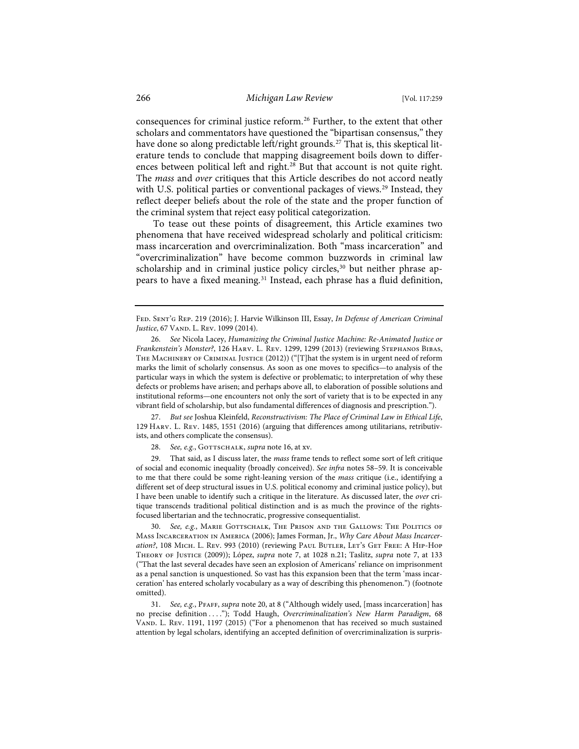consequences for criminal justice reform.[26] Further, to the extent that other scholars and commentators have questioned the "bipartisan consensus," they have done so along predictable left/right grounds.[27] That is, this skeptical literature tends to conclude that mapping disagreement boils down to differences between political left and right.[28] But that account is not quite right. The *mass* and *over* critiques that this Article describes do not accord neatly with U.S. political parties or conventional packages of views.[29] Instead, they reflect deeper beliefs about the role of the state and the proper function of the criminal system that reject easy political categorization.

To tease out these points of disagreement, this Article examines two phenomena that have received widespread scholarly and political criticism: mass incarceration and overcriminalization. Both "mass incarceration" and "overcriminalization" have become common buzzwords in criminal law scholarship and in criminal justice policy circles,[30] but neither phrase appears to have a fixed meaning.[31] Instead, each phrase has a fluid definition,

---

Fed. Sent'g Rep. 219 (2016); J. Harvie Wilkinson III, Essay, *In Defense of American Criminal Justice*, 67 Vand. L. Rev. 1099 (2014).

26. *See* Nicola Lacey, *Humanizing the Criminal Justice Machine: Re-Animated Justice or Frankenstein's Monster?*, 126 Harv. L. Rev. 1299, 1299 (2013) (reviewing Stephanos Bibas, The Machinery of Criminal Justice (2012)) ("[T]hat the system is in urgent need of reform marks the limit of scholarly consensus. As soon as one moves to specifics—to analysis of the particular ways in which the system is defective or problematic; to interpretation of why these defects or problems have arisen; and perhaps above all, to elaboration of possible solutions and institutional reforms—one encounters not only the sort of variety that is to be expected in any vibrant field of scholarship, but also fundamental differences of diagnosis and prescription.").

27. *But see* Joshua Kleinfeld, *Reconstructivism: The Place of Criminal Law in Ethical Life*, 129 Harv. L. Rev. 1485, 1551 (2016) (arguing that differences among utilitarians, retributivists, and others complicate the consensus).

28. *See, e.g.*, Gottschalk, *supra* note 16, at xv.

29. That said, as I discuss later, the *mass* frame tends to reflect some sort of left critique of social and economic inequality (broadly conceived). *See infra* notes 58–59. It is conceivable to me that there could be some right-leaning version of the *mass* critique (i.e., identifying a different set of deep structural issues in U.S. political economy and criminal justice policy), but I have been unable to identify such a critique in the literature. As discussed later, the *over* critique transcends traditional political distinction and is as much the province of the rights-focused libertarian and the technocratic, progressive consequentialist.

30. *See, e.g.*, Marie Gottschalk, The Prison and the Gallows: The Politics of Mass Incarceration in America (2006); James Forman, Jr., *Why Care About Mass Incarceration?*, 108 Mich. L. Rev. 993 (2010) (reviewing Paul Butler, Let's Get Free: A Hip-Hop Theory of Justice (2009)); López, *supra* note 7, at 1028 n.21; Taslitz, *supra* note 7, at 133 ("That the last several decades have seen an explosion of Americans' reliance on imprisonment as a penal sanction is unquestioned. So vast has this expansion been that the term 'mass incarceration' has entered scholarly vocabulary as a way of describing this phenomenon.") (footnote omitted).

31. *See, e.g.*, Pfaff, *supra* note 20, at 8 ("Although widely used, [mass incarceration] has no precise definition . . . ."); Todd Haugh, *Overcriminalization's New Harm Paradigm*, 68 Vand. L. Rev. 1191, 1197 (2015) ("For a phenomenon that has received so much sustained attention by legal scholars, identifying an accepted definition of overcriminalization is surpris-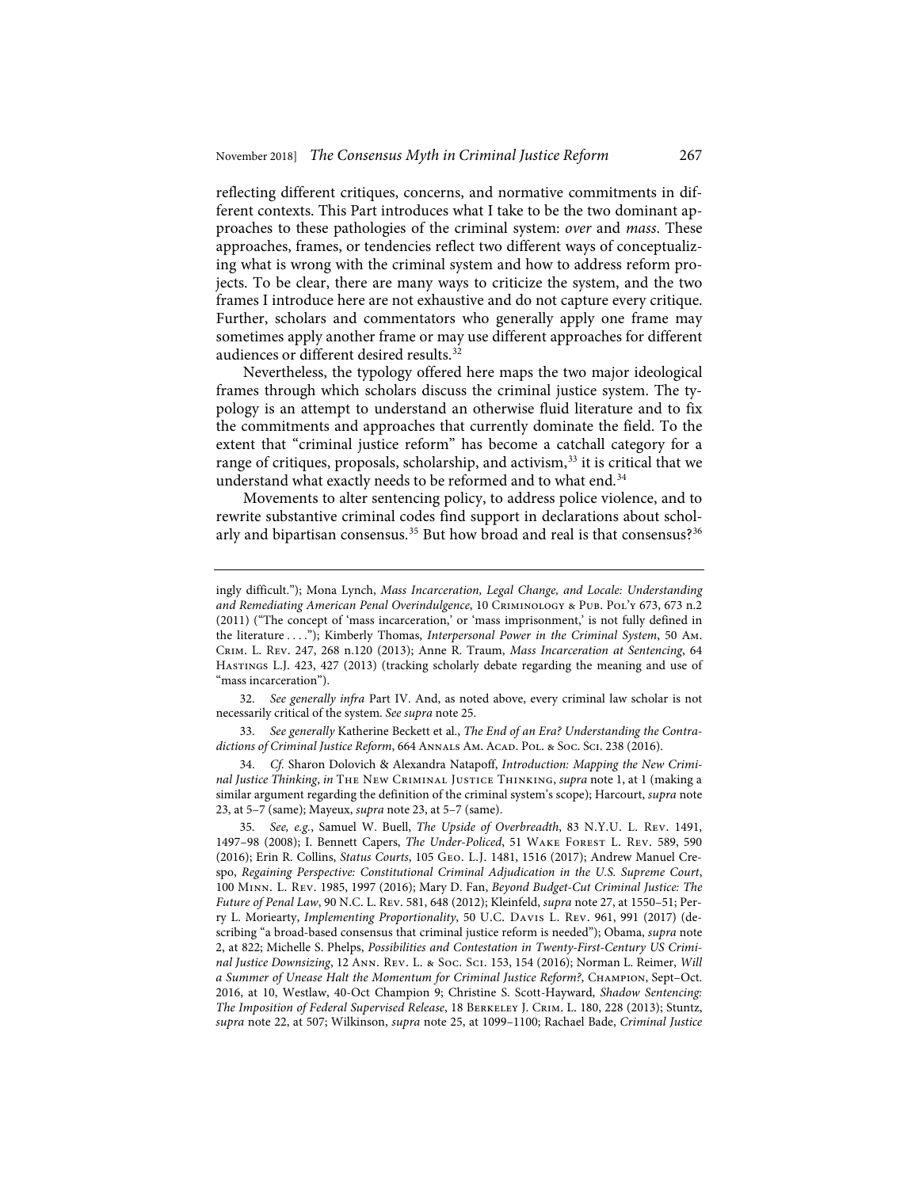reflecting different critiques, concerns, and normative commitments in different contexts. This Part introduces what I take to be the two dominant approaches to these pathologies of the criminal system: *over* and *mass*. These approaches, frames, or tendencies reflect two different ways of conceptualizing what is wrong with the criminal system and how to address reform projects. To be clear, there are many ways to criticize the system, and the two frames I introduce here are not exhaustive and do not capture every critique. Further, scholars and commentators who generally apply one frame may sometimes apply another frame or may use different approaches for different audiences or different desired results.[32]

Nevertheless, the typology offered here maps the two major ideological frames through which scholars discuss the criminal justice system. The typology is an attempt to understand an otherwise fluid literature and to fix the commitments and approaches that currently dominate the field. To the extent that "criminal justice reform" has become a catchall category for a range of critiques, proposals, scholarship, and activism,[33] it is critical that we understand what exactly needs to be reformed and to what end.[34]

Movements to alter sentencing policy, to address police violence, and to rewrite substantive criminal codes find support in declarations about scholarly and bipartisan consensus.[35] But how broad and real is that consensus?[36]

---

ingly difficult."); Mona Lynch, *Mass Incarceration, Legal Change, and Locale: Understanding and Remediating American Penal Overindulgence*, 10 Criminology & Pub. Pol'y 673, 673 n.2 (2011) ("The concept of 'mass incarceration,' or 'mass imprisonment,' is not fully defined in the literature . . . ."); Kimberly Thomas, *Interpersonal Power in the Criminal System*, 50 Am. Crim. L. Rev. 247, 268 n.120 (2013); Anne R. Traum, *Mass Incarceration at Sentencing*, 64 Hastings L.J. 423, 427 (2013) (tracking scholarly debate regarding the meaning and use of "mass incarceration").

32. *See generally infra* Part IV. And, as noted above, every criminal law scholar is not necessarily critical of the system. *See supra* note 25.

33. *See generally* Katherine Beckett et al., *The End of an Era? Understanding the Contradictions of Criminal Justice Reform*, 664 Annals Am. Acad. Pol. & Soc. Sci. 238 (2016).

34. *Cf.* Sharon Dolovich & Alexandra Natapoff, *Introduction: Mapping the New Criminal Justice Thinking*, *in* The New Criminal Justice Thinking, *supra* note 1, at 1 (making a similar argument regarding the definition of the criminal system's scope); Harcourt, *supra* note 23, at 5–7 (same); Mayeux, *supra* note 23, at 5–7 (same).

35. *See, e.g.*, Samuel W. Buell, *The Upside of Overbreadth*, 83 N.Y.U. L. Rev. 1491, 1497–98 (2008); I. Bennett Capers, *The Under-Policed*, 51 Wake Forest L. Rev. 589, 590 (2016); Erin R. Collins, *Status Courts*, 105 Geo. L.J. 1481, 1516 (2017); Andrew Manuel Crespo, *Regaining Perspective: Constitutional Criminal Adjudication in the U.S. Supreme Court*, 100 Minn. L. Rev. 1985, 1997 (2016); Mary D. Fan, *Beyond Budget-Cut Criminal Justice: The Future of Penal Law*, 90 N.C. L. Rev. 581, 648 (2012); Kleinfeld, *supra* note 27, at 1550–51; Perry L. Moriearty, *Implementing Proportionality*, 50 U.C. Davis L. Rev. 961, 991 (2017) (describing "a broad-based consensus that criminal justice reform is needed"); Obama, *supra* note 2, at 822; Michelle S. Phelps, *Possibilities and Contestation in Twenty-First-Century US Criminal Justice Downsizing*, 12 Ann. Rev. L. & Soc. Sci. 153, 154 (2016); Norman L. Reimer, *Will a Summer of Unease Halt the Momentum for Criminal Justice Reform?*, Champion, Sept–Oct. 2016, at 10, Westlaw, 40-Oct Champion 9; Christine S. Scott-Hayward, *Shadow Sentencing: The Imposition of Federal Supervised Release*, 18 Berkeley J. Crim. L. 180, 228 (2013); Stuntz, *supra* note 22, at 507; Wilkinson, *supra* note 25, at 1099–1100; Rachael Bade, *Criminal Justice*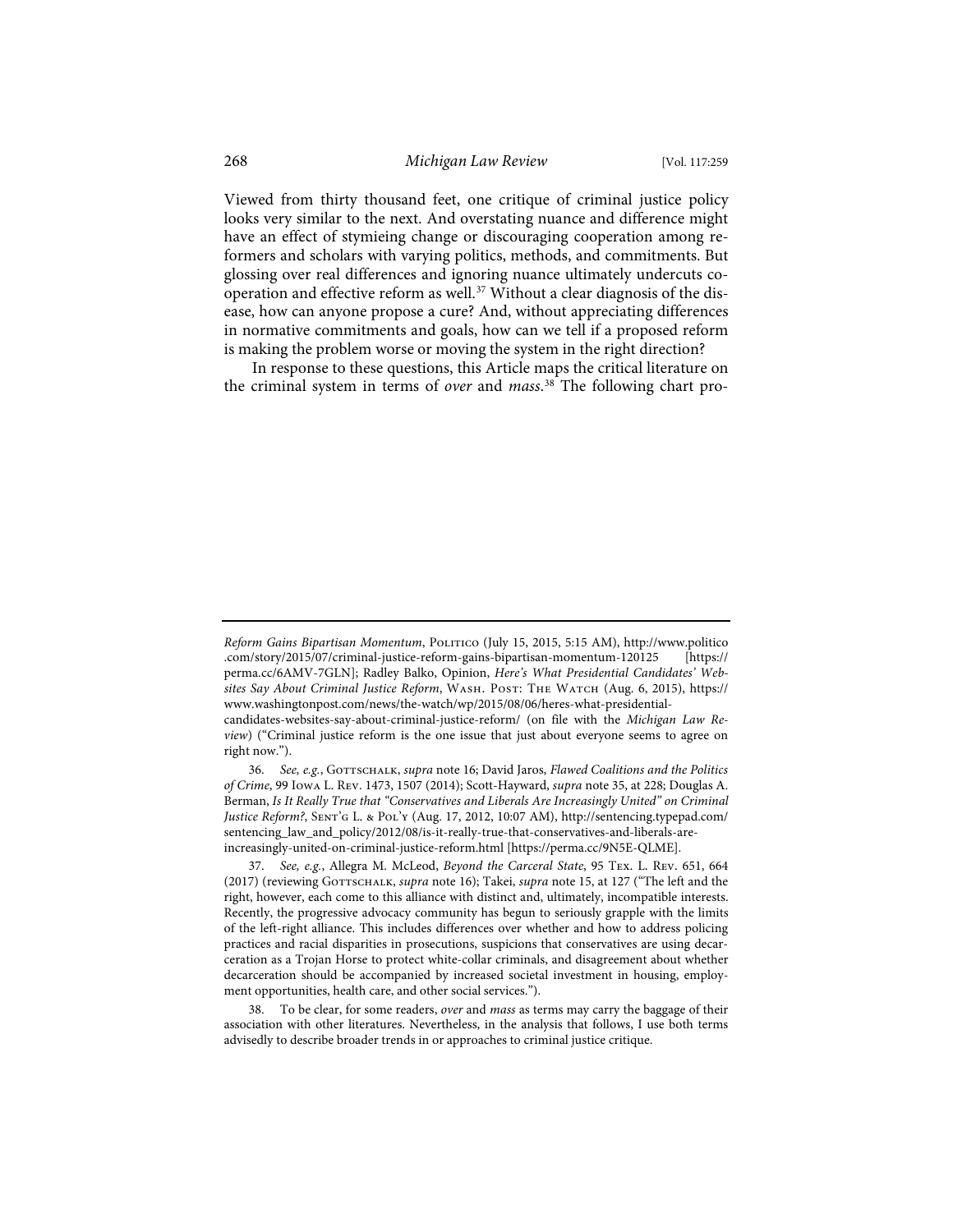Viewed from thirty thousand feet, one critique of criminal justice policy looks very similar to the next. And overstating nuance and difference might have an effect of stymieing change or discouraging cooperation among reformers and scholars with varying politics, methods, and commitments. But glossing over real differences and ignoring nuance ultimately undercuts cooperation and effective reform as well.[37] Without a clear diagnosis of the disease, how can anyone propose a cure? And, without appreciating differences in normative commitments and goals, how can we tell if a proposed reform is making the problem worse or moving the system in the right direction?

In response to these questions, this Article maps the critical literature on the criminal system in terms of *over* and *mass*.[38] The following chart pro-

---

*Reform Gains Bipartisan Momentum*, Politico (July 15, 2015, 5:15 AM), http://www.politico.com/story/2015/07/criminal-justice-reform-gains-bipartisan-momentum-120125 [https://perma.cc/6AMV-7GLN]; Radley Balko, Opinion, *Here's What Presidential Candidates' Websites Say About Criminal Justice Reform*, Wash. Post: The Watch (Aug. 6, 2015), https://www.washingtonpost.com/news/the-watch/wp/2015/08/06/heres-what-presidential-candidates-websites-say-about-criminal-justice-reform/ (on file with the *Michigan Law Review*) ("Criminal justice reform is the one issue that just about everyone seems to agree on right now.").

36. *See, e.g.*, Gottschalk, *supra* note 16; David Jaros, *Flawed Coalitions and the Politics of Crime*, 99 Iowa L. Rev. 1473, 1507 (2014); Scott-Hayward, *supra* note 35, at 228; Douglas A. Berman, *Is It Really True that "Conservatives and Liberals Are Increasingly United" on Criminal Justice Reform?*, Sent'g L. & Pol'y (Aug. 17, 2012, 10:07 AM), http://sentencing.typepad.com/sentencing_law_and_policy/2012/08/is-it-really-true-that-conservatives-and-liberals-are-increasingly-united-on-criminal-justice-reform.html [https://perma.cc/9N5E-QLME].

37. *See, e.g.*, Allegra M. McLeod, *Beyond the Carceral State*, 95 Tex. L. Rev. 651, 664 (2017) (reviewing Gottschalk, *supra* note 16); Takei, *supra* note 15, at 127 ("The left and the right, however, each come to this alliance with distinct and, ultimately, incompatible interests. Recently, the progressive advocacy community has begun to seriously grapple with the limits of the left-right alliance. This includes differences over whether and how to address policing practices and racial disparities in prosecutions, suspicions that conservatives are using decarceration as a Trojan Horse to protect white-collar criminals, and disagreement about whether decarceration should be accompanied by increased societal investment in housing, employment opportunities, health care, and other social services.").

38. To be clear, for some readers, *over* and *mass* as terms may carry the baggage of their association with other literatures. Nevertheless, in the analysis that follows, I use both terms advisedly to describe broader trends in or approaches to criminal justice critique.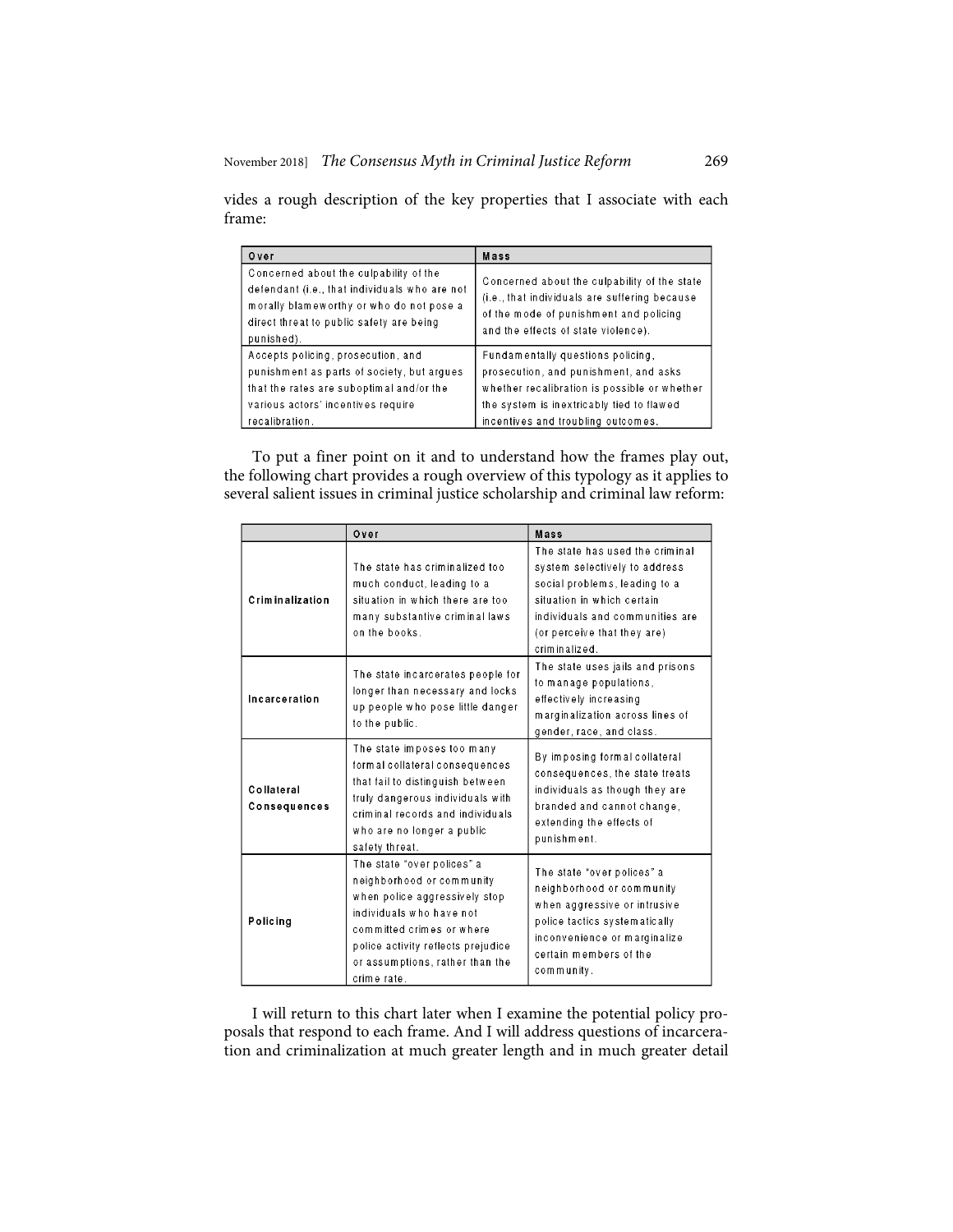vides a rough description of the key properties that I associate with each frame:

| Over | Mass |
| --- | --- |
| Concerned about the culpability of the defendant (i.e., that individuals who are not morally blameworthy or who do not pose a direct threat to public safety are being punished). | Concerned about the culpability of the state (i.e., that individuals are suffering because of the mode of punishment and policing and the effects of state violence). |
| Accepts policing, prosecution, and punishment as parts of society, but argues that the rates are suboptimal and/or the various actors' incentives require recalibration. | Fundamentally questions policing, prosecution, and punishment, and asks whether recalibration is possible or whether the system is inextricably tied to flawed incentives and troubling outcomes. |

To put a finer point on it and to understand how the frames play out, the following chart provides a rough overview of this typology as it applies to several salient issues in criminal justice scholarship and criminal law reform:

| | Over | Mass |
| --- | --- | --- |
| **Criminalization** | The state has criminalized too much conduct, leading to a situation in which there are too many substantive criminal laws on the books. | The state has used the criminal system selectively to address social problems, leading to a situation in which certain individuals and communities are (or perceive that they are) criminalized. |
| **Incarceration** | The state incarcerates people for longer than necessary and locks up people who pose little danger to the public. | The state uses jails and prisons to manage populations, effectively increasing marginalization across lines of gender, race, and class. |
| **Collateral Consequences** | The state imposes too many formal collateral consequences that fail to distinguish between truly dangerous individuals with criminal records and individuals who are no longer a public safety threat. | By imposing formal collateral consequences, the state treats individuals as though they are branded and cannot change, extending the effects of punishment. |
| **Policing** | The state "over polices" a neighborhood or community when police aggressively stop individuals who have not committed crimes or where police activity reflects prejudice or assumptions, rather than the crime rate. | The state "over polices" a neighborhood or community when aggressive or intrusive police tactics systematically inconvenience or marginalize certain members of the community. |

I will return to this chart later when I examine the potential policy proposals that respond to each frame. And I will address questions of incarceration and criminalization at much greater length and in much greater detail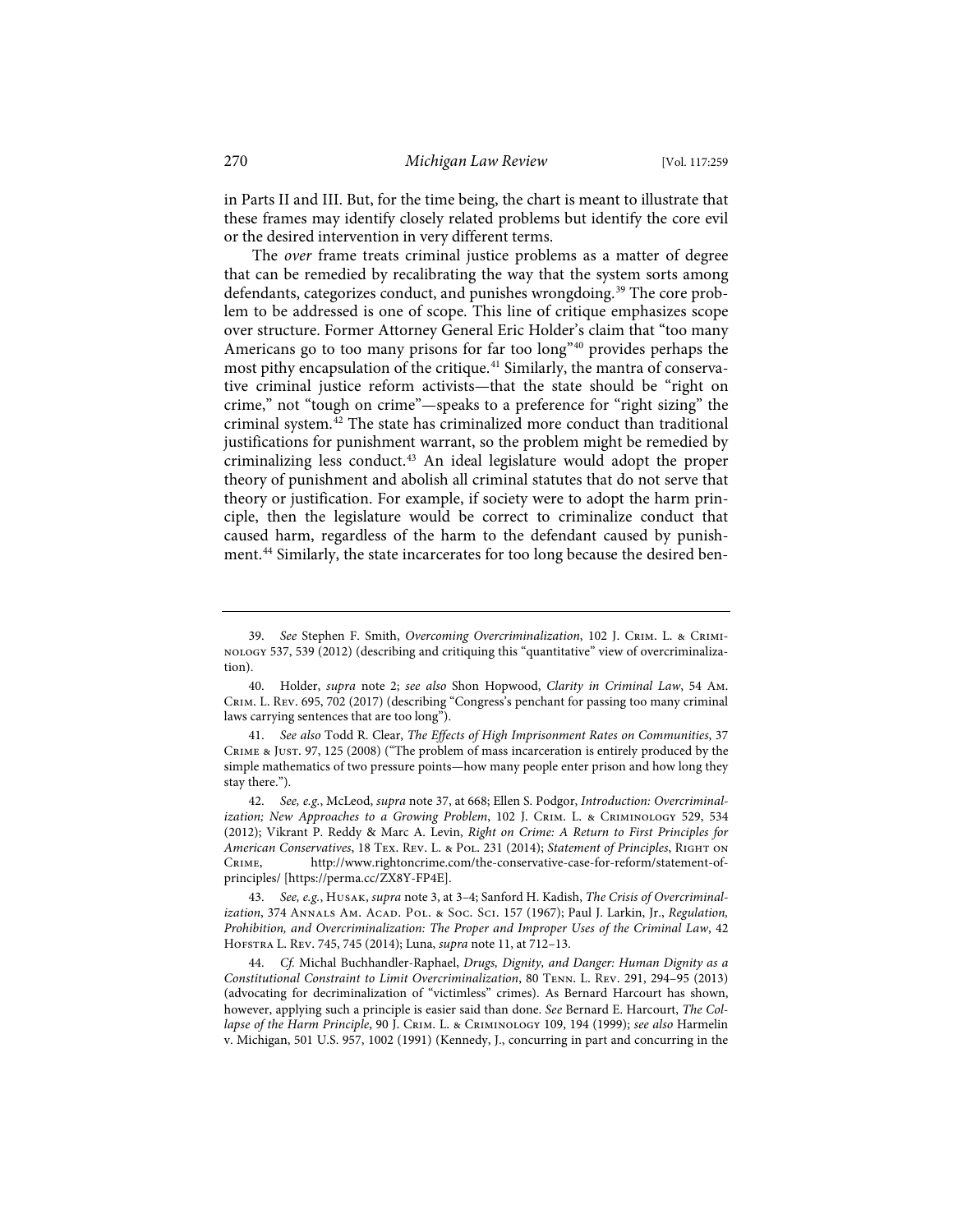in Parts II and III. But, for the time being, the chart is meant to illustrate that these frames may identify closely related problems but identify the core evil or the desired intervention in very different terms.

The *over* frame treats criminal justice problems as a matter of degree that can be remedied by recalibrating the way that the system sorts among defendants, categorizes conduct, and punishes wrongdoing.[39] The core problem to be addressed is one of scope. This line of critique emphasizes scope over structure. Former Attorney General Eric Holder's claim that "too many Americans go to too many prisons for far too long"[40] provides perhaps the most pithy encapsulation of the critique.[41] Similarly, the mantra of conservative criminal justice reform activists—that the state should be "right on crime," not "tough on crime"—speaks to a preference for "right sizing" the criminal system.[42] The state has criminalized more conduct than traditional justifications for punishment warrant, so the problem might be remedied by criminalizing less conduct.[43] An ideal legislature would adopt the proper theory of punishment and abolish all criminal statutes that do not serve that theory or justification. For example, if society were to adopt the harm principle, then the legislature would be correct to criminalize conduct that caused harm, regardless of the harm to the defendant caused by punishment.[44] Similarly, the state incarcerates for too long because the desired ben-

---

39. *See* Stephen F. Smith, *Overcoming Overcriminalization*, 102 J. Crim. L. & Criminology 537, 539 (2012) (describing and critiquing this "quantitative" view of overcriminalization).

40. Holder, *supra* note 2; *see also* Shon Hopwood, *Clarity in Criminal Law*, 54 Am. Crim. L. Rev. 695, 702 (2017) (describing "Congress's penchant for passing too many criminal laws carrying sentences that are too long").

41. *See also* Todd R. Clear, *The Effects of High Imprisonment Rates on Communities*, 37 Crime & Just. 97, 125 (2008) ("The problem of mass incarceration is entirely produced by the simple mathematics of two pressure points—how many people enter prison and how long they stay there.").

42. *See, e.g.*, McLeod, *supra* note 37, at 668; Ellen S. Podgor, *Introduction: Overcriminalization; New Approaches to a Growing Problem*, 102 J. Crim. L. & Criminology 529, 534 (2012); Vikrant P. Reddy & Marc A. Levin, *Right on Crime: A Return to First Principles for American Conservatives*, 18 Tex. Rev. L. & Pol. 231 (2014); *Statement of Principles*, Right on Crime, http://www.rightoncrime.com/the-conservative-case-for-reform/statement-of-principles/ [https://perma.cc/ZX8Y-FP4E].

43. *See, e.g.*, Husak, *supra* note 3, at 3–4; Sanford H. Kadish, *The Crisis of Overcriminalization*, 374 Annals Am. Acad. Pol. & Soc. Sci. 157 (1967); Paul J. Larkin, Jr., *Regulation, Prohibition, and Overcriminalization: The Proper and Improper Uses of the Criminal Law*, 42 Hofstra L. Rev. 745, 745 (2014); Luna, *supra* note 11, at 712–13.

44. *Cf.* Michal Buchhandler-Raphael, *Drugs, Dignity, and Danger: Human Dignity as a Constitutional Constraint to Limit Overcriminalization*, 80 Tenn. L. Rev. 291, 294–95 (2013) (advocating for decriminalization of "victimless" crimes). As Bernard Harcourt has shown, however, applying such a principle is easier said than done. *See* Bernard E. Harcourt, *The Collapse of the Harm Principle*, 90 J. Crim. L. & Criminology 109, 194 (1999); *see also* Harmelin v. Michigan, 501 U.S. 957, 1002 (1991) (Kennedy, J., concurring in part and concurring in the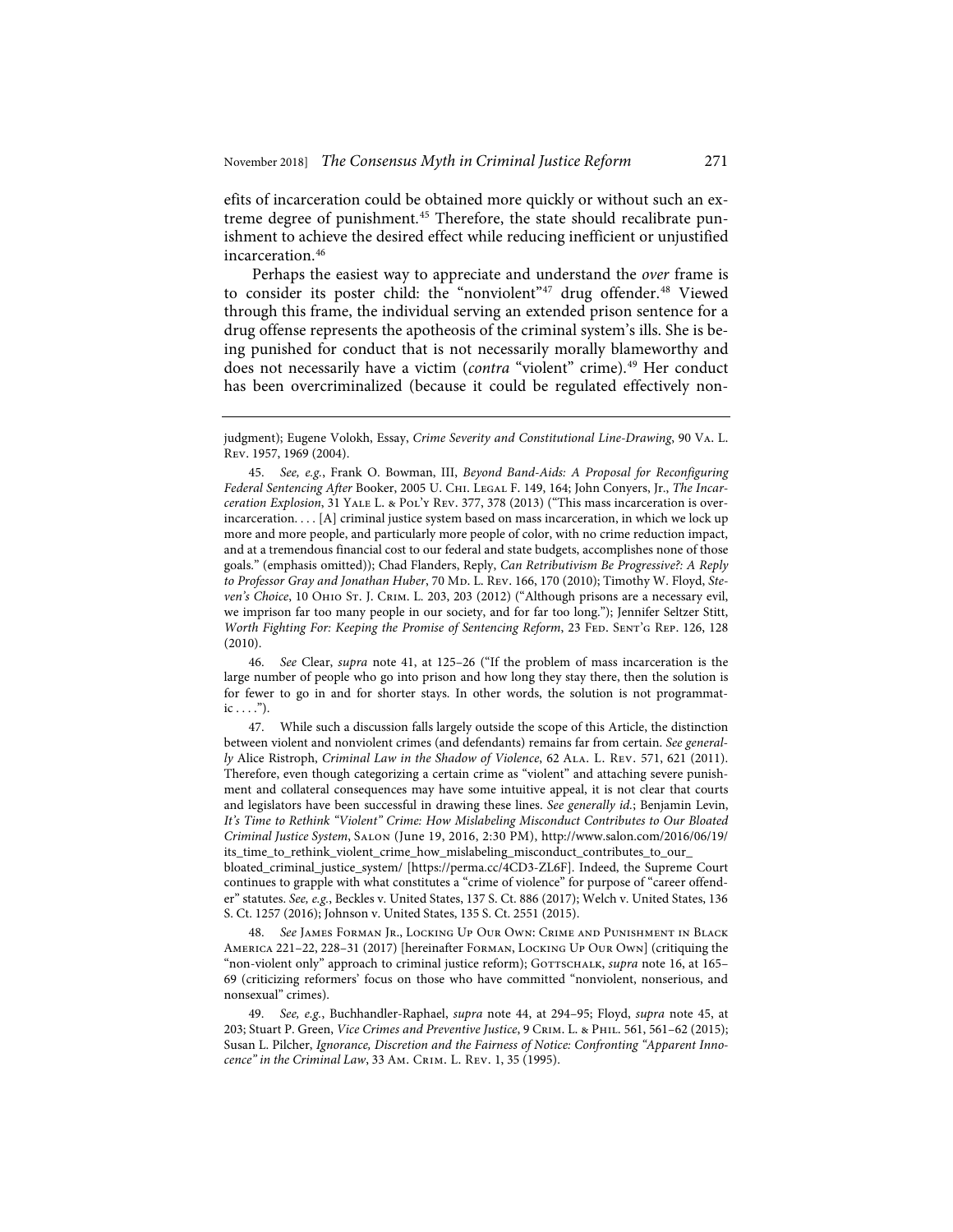efits of incarceration could be obtained more quickly or without such an extreme degree of punishment.[45] Therefore, the state should recalibrate punishment to achieve the desired effect while reducing inefficient or unjustified incarceration.[46]

Perhaps the easiest way to appreciate and understand the *over* frame is to consider its poster child: the "nonviolent"[47] drug offender.[48] Viewed through this frame, the individual serving an extended prison sentence for a drug offense represents the apotheosis of the criminal system's ills. She is being punished for conduct that is not necessarily morally blameworthy and does not necessarily have a victim (*contra* "violent" crime).[49] Her conduct has been overcriminalized (because it could be regulated effectively non-

---

judgment); Eugene Volokh, Essay, *Crime Severity and Constitutional Line-Drawing*, 90 Va. L. Rev. 1957, 1969 (2004).

45. *See, e.g.*, Frank O. Bowman, III, *Beyond Band-Aids: A Proposal for Reconfiguring Federal Sentencing After* Booker, 2005 U. Chi. Legal F. 149, 164; John Conyers, Jr., *The Incarceration Explosion*, 31 Yale L. & Pol'y Rev. 377, 378 (2013) ("This mass incarceration is over-incarceration. . . . [A] criminal justice system based on mass incarceration, in which we lock up more and more people, and particularly more people of color, with no crime reduction impact, and at a tremendous financial cost to our federal and state budgets, accomplishes none of those goals." (emphasis omitted)); Chad Flanders, Reply, *Can Retributivism Be Progressive?: A Reply to Professor Gray and Jonathan Huber*, 70 Md. L. Rev. 166, 170 (2010); Timothy W. Floyd, *Steven's Choice*, 10 Ohio St. J. Crim. L. 203, 203 (2012) ("Although prisons are a necessary evil, we imprison far too many people in our society, and for far too long."); Jennifer Seltzer Stitt, *Worth Fighting For: Keeping the Promise of Sentencing Reform*, 23 Fed. Sent'g Rep. 126, 128 (2010).

46. *See* Clear, *supra* note 41, at 125–26 ("If the problem of mass incarceration is the large number of people who go into prison and how long they stay there, then the solution is for fewer to go in and for shorter stays. In other words, the solution is not programmatic . . . .").

47. While such a discussion falls largely outside the scope of this Article, the distinction between violent and nonviolent crimes (and defendants) remains far from certain. *See generally* Alice Ristroph, *Criminal Law in the Shadow of Violence*, 62 Ala. L. Rev. 571, 621 (2011). Therefore, even though categorizing a certain crime as "violent" and attaching severe punishment and collateral consequences may have some intuitive appeal, it is not clear that courts and legislators have been successful in drawing these lines. *See generally id.*; Benjamin Levin, *It's Time to Rethink "Violent" Crime: How Mislabeling Misconduct Contributes to Our Bloated Criminal Justice System*, Salon (June 19, 2016, 2:30 PM), http://www.salon.com/2016/06/19/its_time_to_rethink_violent_crime_how_mislabeling_misconduct_contributes_to_our_bloated_criminal_justice_system/ [https://perma.cc/4CD3-ZL6F]. Indeed, the Supreme Court continues to grapple with what constitutes a "crime of violence" for purpose of "career offender" statutes. *See, e.g.*, Beckles v. United States, 137 S. Ct. 886 (2017); Welch v. United States, 136 S. Ct. 1257 (2016); Johnson v. United States, 135 S. Ct. 2551 (2015).

48. *See* James Forman Jr., Locking Up Our Own: Crime and Punishment in Black America 221–22, 228–31 (2017) [hereinafter Forman, Locking Up Our Own] (critiquing the "non-violent only" approach to criminal justice reform); Gottschalk, *supra* note 16, at 165–69 (criticizing reformers' focus on those who have committed "nonviolent, nonserious, and nonsexual" crimes).

49. *See, e.g.*, Buchhandler-Raphael, *supra* note 44, at 294–95; Floyd, *supra* note 45, at 203; Stuart P. Green, *Vice Crimes and Preventive Justice*, 9 Crim. L. & Phil. 561, 561–62 (2015); Susan L. Pilcher, *Ignorance, Discretion and the Fairness of Notice: Confronting "Apparent Innocence" in the Criminal Law*, 33 Am. Crim. L. Rev. 1, 35 (1995).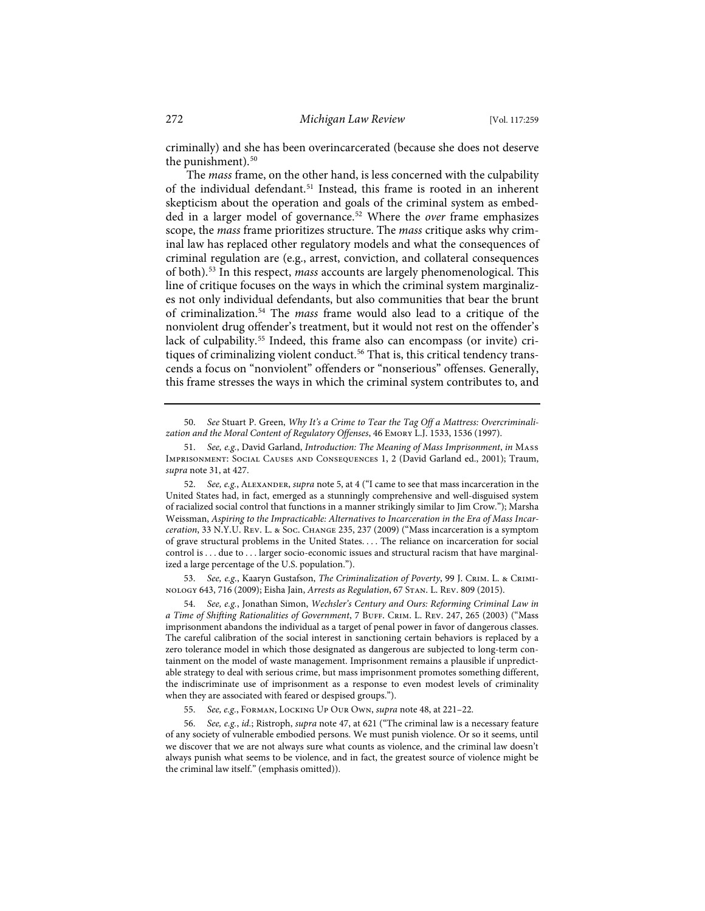criminally) and she has been overincarcerated (because she does not deserve the punishment).[50]

The *mass* frame, on the other hand, is less concerned with the culpability of the individual defendant.[51] Instead, this frame is rooted in an inherent skepticism about the operation and goals of the criminal system as embedded in a larger model of governance.[52] Where the *over* frame emphasizes scope, the *mass* frame prioritizes structure. The *mass* critique asks why criminal law has replaced other regulatory models and what the consequences of criminal regulation are (e.g., arrest, conviction, and collateral consequences of both).[53] In this respect, *mass* accounts are largely phenomenological. This line of critique focuses on the ways in which the criminal system marginalizes not only individual defendants, but also communities that bear the brunt of criminalization.[54] The *mass* frame would also lead to a critique of the nonviolent drug offender's treatment, but it would not rest on the offender's lack of culpability.[55] Indeed, this frame also can encompass (or invite) critiques of criminalizing violent conduct.[56] That is, this critical tendency transcends a focus on "nonviolent" offenders or "nonserious" offenses. Generally, this frame stresses the ways in which the criminal system contributes to, and

---

50. *See* Stuart P. Green, *Why It's a Crime to Tear the Tag Off a Mattress: Overcriminalization and the Moral Content of Regulatory Offenses*, 46 Emory L.J. 1533, 1536 (1997).

51. *See, e.g.*, David Garland, *Introduction: The Meaning of Mass Imprisonment*, *in* Mass Imprisonment: Social Causes and Consequences 1, 2 (David Garland ed., 2001); Traum, *supra* note 31, at 427.

52. *See, e.g.*, Alexander, *supra* note 5, at 4 ("I came to see that mass incarceration in the United States had, in fact, emerged as a stunningly comprehensive and well-disguised system of racialized social control that functions in a manner strikingly similar to Jim Crow."); Marsha Weissman, *Aspiring to the Impracticable: Alternatives to Incarceration in the Era of Mass Incarceration*, 33 N.Y.U. Rev. L. & Soc. Change 235, 237 (2009) ("Mass incarceration is a symptom of grave structural problems in the United States. . . . The reliance on incarceration for social control is . . . due to . . . larger socio-economic issues and structural racism that have marginalized a large percentage of the U.S. population.").

53. *See, e.g.*, Kaaryn Gustafson, *The Criminalization of Poverty*, 99 J. Crim. L. & Criminology 643, 716 (2009); Eisha Jain, *Arrests as Regulation*, 67 Stan. L. Rev. 809 (2015).

54. *See, e.g.*, Jonathan Simon, *Wechsler's Century and Ours: Reforming Criminal Law in a Time of Shifting Rationalities of Government*, 7 Buff. Crim. L. Rev. 247, 265 (2003) ("Mass imprisonment abandons the individual as a target of penal power in favor of dangerous classes. The careful calibration of the social interest in sanctioning certain behaviors is replaced by a zero tolerance model in which those designated as dangerous are subjected to long-term containment on the model of waste management. Imprisonment remains a plausible if unpredictable strategy to deal with serious crime, but mass imprisonment promotes something different, the indiscriminate use of imprisonment as a response to even modest levels of criminality when they are associated with feared or despised groups.").

55. *See, e.g.*, Forman, Locking Up Our Own, *supra* note 48, at 221–22.

56. *See, e.g.*, *id.*; Ristroph, *supra* note 47, at 621 ("The criminal law is a necessary feature of any society of vulnerable embodied persons. We must punish violence. Or so it seems, until we discover that we are not always sure what counts as violence, and the criminal law doesn't always punish what seems to be violence, and in fact, the greatest source of violence might be the criminal law itself." (emphasis omitted)).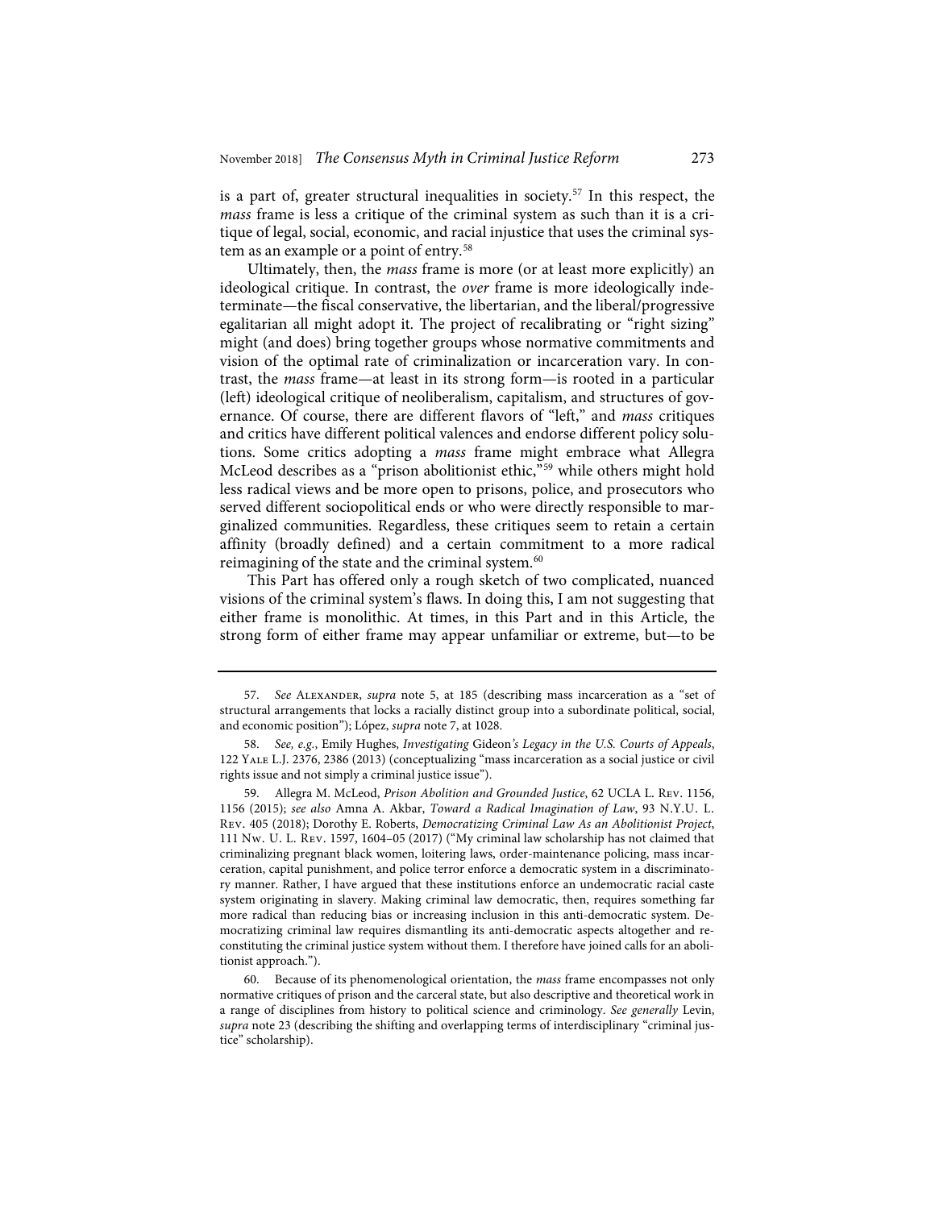is a part of, greater structural inequalities in society.[57] In this respect, the *mass* frame is less a critique of the criminal system as such than it is a critique of legal, social, economic, and racial injustice that uses the criminal system as an example or a point of entry.[58]

Ultimately, then, the *mass* frame is more (or at least more explicitly) an ideological critique. In contrast, the *over* frame is more ideologically indeterminate—the fiscal conservative, the libertarian, and the liberal/progressive egalitarian all might adopt it. The project of recalibrating or "right sizing" might (and does) bring together groups whose normative commitments and vision of the optimal rate of criminalization or incarceration vary. In contrast, the *mass* frame—at least in its strong form—is rooted in a particular (left) ideological critique of neoliberalism, capitalism, and structures of governance. Of course, there are different flavors of "left," and *mass* critiques and critics have different political valences and endorse different policy solutions. Some critics adopting a *mass* frame might embrace what Allegra McLeod describes as a "prison abolitionist ethic,"[59] while others might hold less radical views and be more open to prisons, police, and prosecutors who served different sociopolitical ends or who were directly responsible to marginalized communities. Regardless, these critiques seem to retain a certain affinity (broadly defined) and a certain commitment to a more radical reimagining of the state and the criminal system.[60]

This Part has offered only a rough sketch of two complicated, nuanced visions of the criminal system's flaws. In doing this, I am not suggesting that either frame is monolithic. At times, in this Part and in this Article, the strong form of either frame may appear unfamiliar or extreme, but—to be

---

57. *See* Alexander, *supra* note 5, at 185 (describing mass incarceration as a "set of structural arrangements that locks a racially distinct group into a subordinate political, social, and economic position"); López, *supra* note 7, at 1028.

58. *See, e.g.*, Emily Hughes, *Investigating* Gideon*'s Legacy in the U.S. Courts of Appeals*, 122 Yale L.J. 2376, 2386 (2013) (conceptualizing "mass incarceration as a social justice or civil rights issue and not simply a criminal justice issue").

59. Allegra M. McLeod, *Prison Abolition and Grounded Justice*, 62 UCLA L. Rev. 1156, 1156 (2015); *see also* Amna A. Akbar, *Toward a Radical Imagination of Law*, 93 N.Y.U. L. Rev. 405 (2018); Dorothy E. Roberts, *Democratizing Criminal Law As an Abolitionist Project*, 111 Nw. U. L. Rev. 1597, 1604–05 (2017) ("My criminal law scholarship has not claimed that criminalizing pregnant black women, loitering laws, order-maintenance policing, mass incarceration, capital punishment, and police terror enforce a democratic system in a discriminatory manner. Rather, I have argued that these institutions enforce an undemocratic racial caste system originating in slavery. Making criminal law democratic, then, requires something far more radical than reducing bias or increasing inclusion in this anti-democratic system. Democratizing criminal law requires dismantling its anti-democratic aspects altogether and reconstituting the criminal justice system without them. I therefore have joined calls for an abolitionist approach.").

60. Because of its phenomenological orientation, the *mass* frame encompasses not only normative critiques of prison and the carceral state, but also descriptive and theoretical work in a range of disciplines from history to political science and criminology. *See generally* Levin, *supra* note 23 (describing the shifting and overlapping terms of interdisciplinary "criminal justice" scholarship).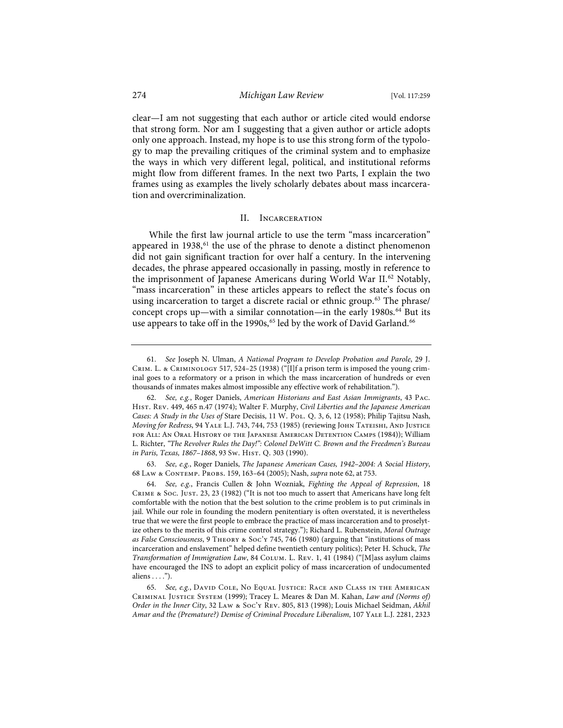clear—I am not suggesting that each author or article cited would endorse that strong form. Nor am I suggesting that a given author or article adopts only one approach. Instead, my hope is to use this strong form of the typology to map the prevailing critiques of the criminal system and to emphasize the ways in which very different legal, political, and institutional reforms might flow from different frames. In the next two Parts, I explain the two frames using as examples the lively scholarly debates about mass incarceration and overcriminalization.

## II. Incarceration

While the first law journal article to use the term "mass incarceration" appeared in 1938,[61] the use of the phrase to denote a distinct phenomenon did not gain significant traction for over half a century. In the intervening decades, the phrase appeared occasionally in passing, mostly in reference to the imprisonment of Japanese Americans during World War II.[62] Notably, "mass incarceration" in these articles appears to reflect the state's focus on using incarceration to target a discrete racial or ethnic group.[63] The phrase/concept crops up—with a similar connotation—in the early 1980s.[64] But its use appears to take off in the 1990s,[65] led by the work of David Garland.[66]

---

61. *See* Joseph N. Ulman, *A National Program to Develop Probation and Parole*, 29 J. Crim. L. & Criminology 517, 524–25 (1938) ("[I]f a prison term is imposed the young criminal goes to a reformatory or a prison in which the mass incarceration of hundreds or even thousands of inmates makes almost impossible any effective work of rehabilitation.").

62. *See, e.g.*, Roger Daniels, *American Historians and East Asian Immigrants*, 43 Pac. Hist. Rev. 449, 465 n.47 (1974); Walter F. Murphy, *Civil Liberties and the Japanese American Cases: A Study in the Uses of* Stare Decisis, 11 W. Pol. Q. 3, 6, 12 (1958); Philip Tajitsu Nash, *Moving for Redress*, 94 Yale L.J. 743, 744, 753 (1985) (reviewing John Tateishi, And Justice for All: An Oral History of the Japanese American Detention Camps (1984)); William L. Richter, *"The Revolver Rules the Day!": Colonel DeWitt C. Brown and the Freedmen's Bureau in Paris, Texas, 1867–1868*, 93 Sw. Hist. Q. 303 (1990).

63. *See, e.g.*, Roger Daniels, *The Japanese American Cases, 1942–2004: A Social History*, 68 Law & Contemp. Probs. 159, 163–64 (2005); Nash, *supra* note 62, at 753.

64. *See, e.g.*, Francis Cullen & John Wozniak, *Fighting the Appeal of Repression*, 18 Crime & Soc. Just. 23, 23 (1982) ("It is not too much to assert that Americans have long felt comfortable with the notion that the best solution to the crime problem is to put criminals in jail. While our role in founding the modern penitentiary is often overstated, it is nevertheless true that we were the first people to embrace the practice of mass incarceration and to proselytize others to the merits of this crime control strategy."); Richard L. Rubenstein, *Moral Outrage as False Consciousness*, 9 Theory & Soc'y 745, 746 (1980) (arguing that "institutions of mass incarceration and enslavement" helped define twentieth century politics); Peter H. Schuck, *The Transformation of Immigration Law*, 84 Colum. L. Rev. 1, 41 (1984) ("[M]ass asylum claims have encouraged the INS to adopt an explicit policy of mass incarceration of undocumented aliens . . . .").

65. *See, e.g.*, David Cole, No Equal Justice: Race and Class in the American Criminal Justice System (1999); Tracey L. Meares & Dan M. Kahan, *Law and (Norms of) Order in the Inner City*, 32 Law & Soc'y Rev. 805, 813 (1998); Louis Michael Seidman, *Akhil Amar and the (Premature?) Demise of Criminal Procedure Liberalism*, 107 Yale L.J. 2281, 2323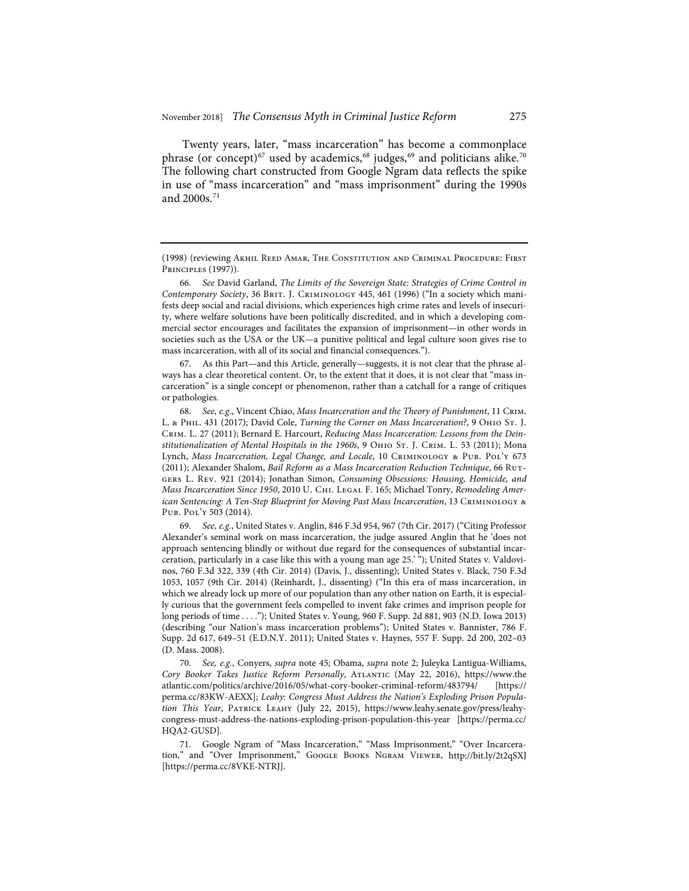Twenty years, later, "mass incarceration" has become a commonplace phrase (or concept)[67] used by academics,[68] judges,[69] and politicians alike.[70] The following chart constructed from Google Ngram data reflects the spike in use of "mass incarceration" and "mass imprisonment" during the 1990s and 2000s.[71]

---

(1998) (reviewing Akhil Reed Amar, The Constitution and Criminal Procedure: First Principles (1997)).

66. *See* David Garland, *The Limits of the Sovereign State: Strategies of Crime Control in Contemporary Society*, 36 Brit. J. Criminology 445, 461 (1996) ("In a society which manifests deep social and racial divisions, which experiences high crime rates and levels of insecurity, where welfare solutions have been politically discredited, and in which a developing commercial sector encourages and facilitates the expansion of imprisonment—in other words in societies such as the USA or the UK—a punitive political and legal culture soon gives rise to mass incarceration, with all of its social and financial consequences.").

67. As this Part—and this Article, generally—suggests, it is not clear that the phrase always has a clear theoretical content. Or, to the extent that it does, it is not clear that "mass incarceration" is a single concept or phenomenon, rather than a catchall for a range of critiques or pathologies.

68. *See, e.g.*, Vincent Chiao, *Mass Incarceration and the Theory of Punishment*, 11 Crim. L. & Phil. 431 (2017); David Cole, *Turning the Corner on Mass Incarceration?*, 9 Ohio St. J. Crim. L. 27 (2011); Bernard E. Harcourt, *Reducing Mass Incarceration: Lessons from the Deinstitutionalization of Mental Hospitals in the 1960s*, 9 Ohio St. J. Crim. L. 53 (2011); Mona Lynch, *Mass Incarceration, Legal Change, and Locale*, 10 Criminology & Pub. Pol'y 673 (2011); Alexander Shalom, *Bail Reform as a Mass Incarceration Reduction Technique*, 66 Rutgers L. Rev. 921 (2014); Jonathan Simon, *Consuming Obsessions: Housing, Homicide, and Mass Incarceration Since 1950*, 2010 U. Chi. Legal F. 165; Michael Tonry, *Remodeling American Sentencing: A Ten-Step Blueprint for Moving Past Mass Incarceration*, 13 Criminology & Pub. Pol'y 503 (2014).

69. *See, e.g.*, United States v. Anglin, 846 F.3d 954, 967 (7th Cir. 2017) ("Citing Professor Alexander's seminal work on mass incarceration, the judge assured Anglin that he 'does not approach sentencing blindly or without due regard for the consequences of substantial incarceration, particularly in a case like this with a young man age 25.' "); United States v. Valdovinos, 760 F.3d 322, 339 (4th Cir. 2014) (Davis, J., dissenting); United States v. Black, 750 F.3d 1053, 1057 (9th Cir. 2014) (Reinhardt, J., dissenting) ("In this era of mass incarceration, in which we already lock up more of our population than any other nation on Earth, it is especially curious that the government feels compelled to invent fake crimes and imprison people for long periods of time . . . ."); United States v. Young, 960 F. Supp. 2d 881, 903 (N.D. Iowa 2013) (describing "our Nation's mass incarceration problems"); United States v. Bannister, 786 F. Supp. 2d 617, 649–51 (E.D.N.Y. 2011); United States v. Haynes, 557 F. Supp. 2d 200, 202–03 (D. Mass. 2008).

70. *See, e.g.*, Conyers, *supra* note 45; Obama, *supra* note 2; Juleyka Lantigua-Williams, *Cory Booker Takes Justice Reform Personally*, Atlantic (May 22, 2016), https://www.theatlantic.com/politics/archive/2016/05/what-cory-booker-criminal-reform/483794/ [https://perma.cc/83KW-AEXX]; *Leahy: Congress Must Address the Nation's Exploding Prison Population This Year*, Patrick Leahy (July 22, 2015), https://www.leahy.senate.gov/press/leahy-congress-must-address-the-nations-exploding-prison-population-this-year [https://perma.cc/HQA2-GUSD].

71. Google Ngram of "Mass Incarceration," "Mass Imprisonment," "Over Incarceration," and "Over Imprisonment," Google Books Ngram Viewer, http://bit.ly/2t2qSXJ [https://perma.cc/8VKE-NTRJ].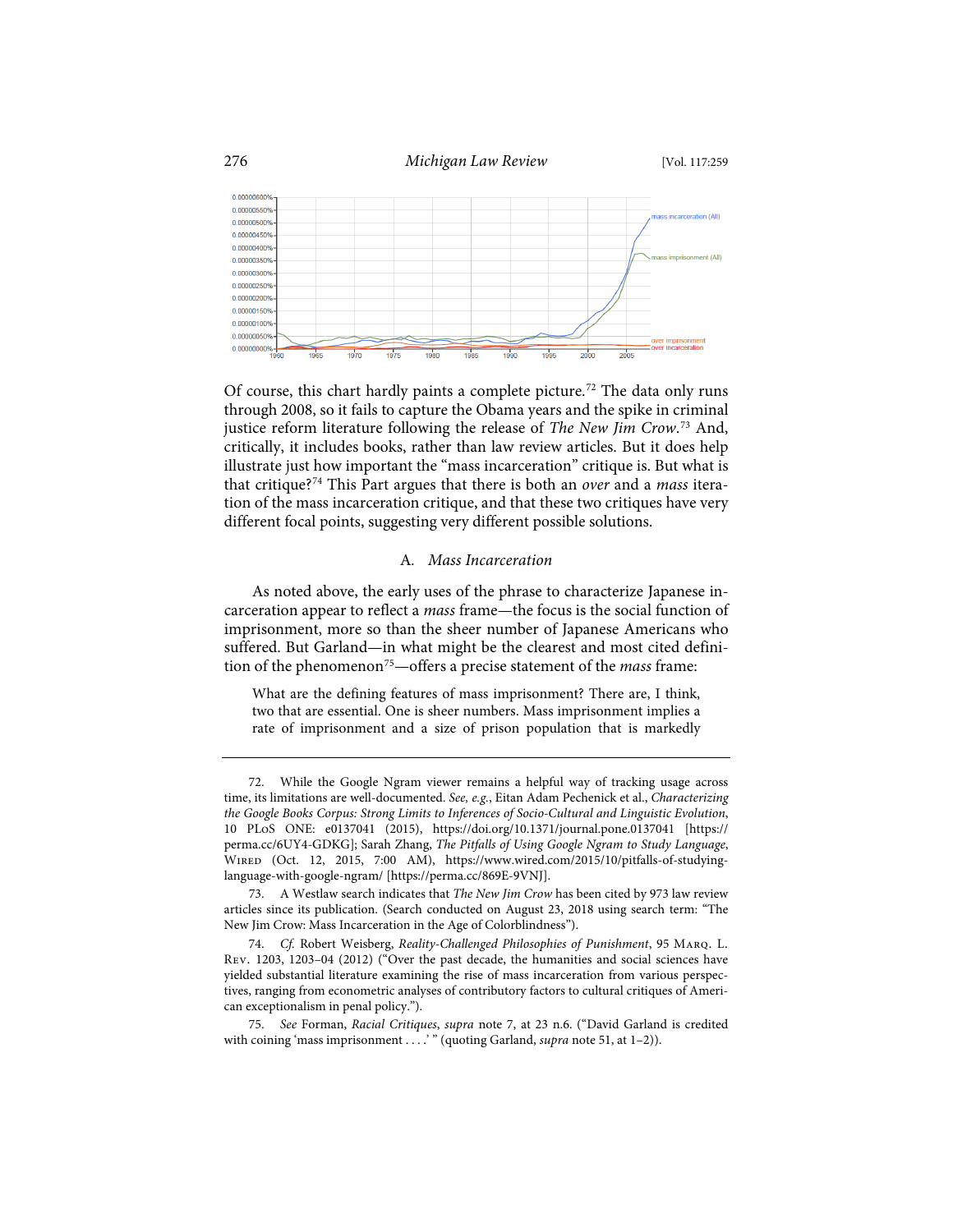Of course, this chart hardly paints a complete picture.[72] The data only runs through 2008, so it fails to capture the Obama years and the spike in criminal justice reform literature following the release of *The New Jim Crow*.[73] And, critically, it includes books, rather than law review articles. But it does help illustrate just how important the "mass incarceration" critique is. But what is that critique?[74] This Part argues that there is both an *over* and a *mass* iteration of the mass incarceration critique, and that these two critiques have very different focal points, suggesting very different possible solutions.

### A. *Mass Incarceration*

As noted above, the early uses of the phrase to characterize Japanese incarceration appear to reflect a *mass* frame—the focus is the social function of imprisonment, more so than the sheer number of Japanese Americans who suffered. But Garland—in what might be the clearest and most cited definition of the phenomenon[75]—offers a precise statement of the *mass* frame:

> What are the defining features of mass imprisonment? There are, I think, two that are essential. One is sheer numbers. Mass imprisonment implies a rate of imprisonment and a size of prison population that is markedly

---

72. While the Google Ngram viewer remains a helpful way of tracking usage across time, its limitations are well-documented. *See, e.g.*, Eitan Adam Pechenick et al., *Characterizing the Google Books Corpus: Strong Limits to Inferences of Socio-Cultural and Linguistic Evolution*, 10 PLoS ONE: e0137041 (2015), https://doi.org/10.1371/journal.pone.0137041 [https://perma.cc/6UY4-GDKG]; Sarah Zhang, *The Pitfalls of Using Google Ngram to Study Language*, WIRED (Oct. 12, 2015, 7:00 AM), https://www.wired.com/2015/10/pitfalls-of-studying-language-with-google-ngram/ [https://perma.cc/869E-9VNJ].

73. A Westlaw search indicates that *The New Jim Crow* has been cited by 973 law review articles since its publication. (Search conducted on August 23, 2018 using search term: "The New Jim Crow: Mass Incarceration in the Age of Colorblindness").

74. *Cf.* Robert Weisberg, *Reality-Challenged Philosophies of Punishment*, 95 MARQ. L. REV. 1203, 1203–04 (2012) ("Over the past decade, the humanities and social sciences have yielded substantial literature examining the rise of mass incarceration from various perspectives, ranging from econometric analyses of contributory factors to cultural critiques of American exceptionalism in penal policy.").

75. *See* Forman, *Racial Critiques*, *supra* note 7, at 23 n.6. ("David Garland is credited with coining 'mass imprisonment . . . .' " (quoting Garland, *supra* note 51, at 1–2)).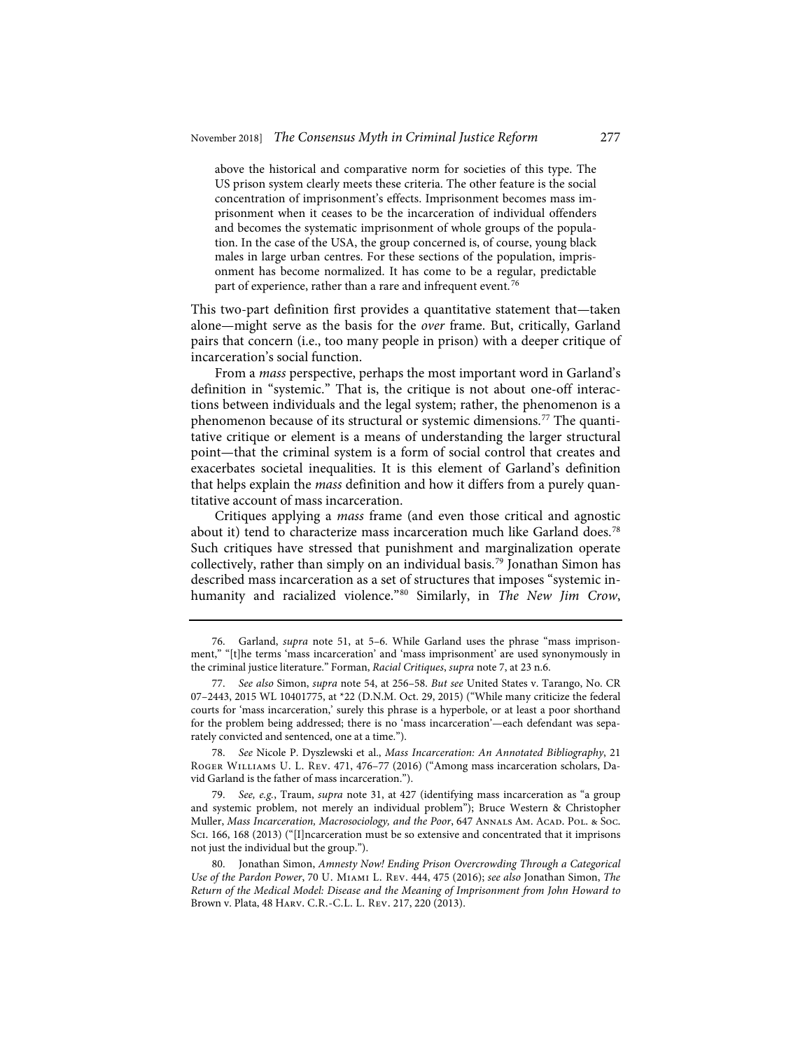> above the historical and comparative norm for societies of this type. The US prison system clearly meets these criteria. The other feature is the social concentration of imprisonment's effects. Imprisonment becomes mass imprisonment when it ceases to be the incarceration of individual offenders and becomes the systematic imprisonment of whole groups of the population. In the case of the USA, the group concerned is, of course, young black males in large urban centres. For these sections of the population, imprisonment has become normalized. It has come to be a regular, predictable part of experience, rather than a rare and infrequent event.[76]

This two-part definition first provides a quantitative statement that—taken alone—might serve as the basis for the *over* frame. But, critically, Garland pairs that concern (i.e., too many people in prison) with a deeper critique of incarceration's social function.

From a *mass* perspective, perhaps the most important word in Garland's definition in "systemic." That is, the critique is not about one-off interactions between individuals and the legal system; rather, the phenomenon is a phenomenon because of its structural or systemic dimensions.[77] The quantitative critique or element is a means of understanding the larger structural point—that the criminal system is a form of social control that creates and exacerbates societal inequalities. It is this element of Garland's definition that helps explain the *mass* definition and how it differs from a purely quantitative account of mass incarceration.

Critiques applying a *mass* frame (and even those critical and agnostic about it) tend to characterize mass incarceration much like Garland does.[78] Such critiques have stressed that punishment and marginalization operate collectively, rather than simply on an individual basis.[79] Jonathan Simon has described mass incarceration as a set of structures that imposes "systemic inhumanity and racialized violence."[80] Similarly, in *The New Jim Crow*,

---

76. Garland, *supra* note 51, at 5–6. While Garland uses the phrase "mass imprisonment," "[t]he terms 'mass incarceration' and 'mass imprisonment' are used synonymously in the criminal justice literature." Forman, *Racial Critiques*, *supra* note 7, at 23 n.6.

77. *See also* Simon, *supra* note 54, at 256–58. *But see* United States v. Tarango, No. CR 07–2443, 2015 WL 10401775, at *22 (D.N.M. Oct. 29, 2015) ("While many criticize the federal courts for 'mass incarceration,' surely this phrase is a hyperbole, or at least a poor shorthand for the problem being addressed; there is no 'mass incarceration'—each defendant was separately convicted and sentenced, one at a time.").

78. *See* Nicole P. Dyszlewski et al., *Mass Incarceration: An Annotated Bibliography*, 21 Roger Williams U. L. Rev. 471, 476–77 (2016) ("Among mass incarceration scholars, David Garland is the father of mass incarceration.").

79. *See, e.g.*, Traum, *supra* note 31, at 427 (identifying mass incarceration as "a group and systemic problem, not merely an individual problem"); Bruce Western & Christopher Muller, *Mass Incarceration, Macrosociology, and the Poor*, 647 Annals Am. Acad. Pol. & Soc. Sci. 166, 168 (2013) ("[I]ncarceration must be so extensive and concentrated that it imprisons not just the individual but the group.").

80. Jonathan Simon, *Amnesty Now! Ending Prison Overcrowding Through a Categorical Use of the Pardon Power*, 70 U. Miami L. Rev. 444, 475 (2016); *see also* Jonathan Simon, *The Return of the Medical Model: Disease and the Meaning of Imprisonment from John Howard to* Brown v. Plata, 48 Harv. C.R.-C.L. L. Rev. 217, 220 (2013).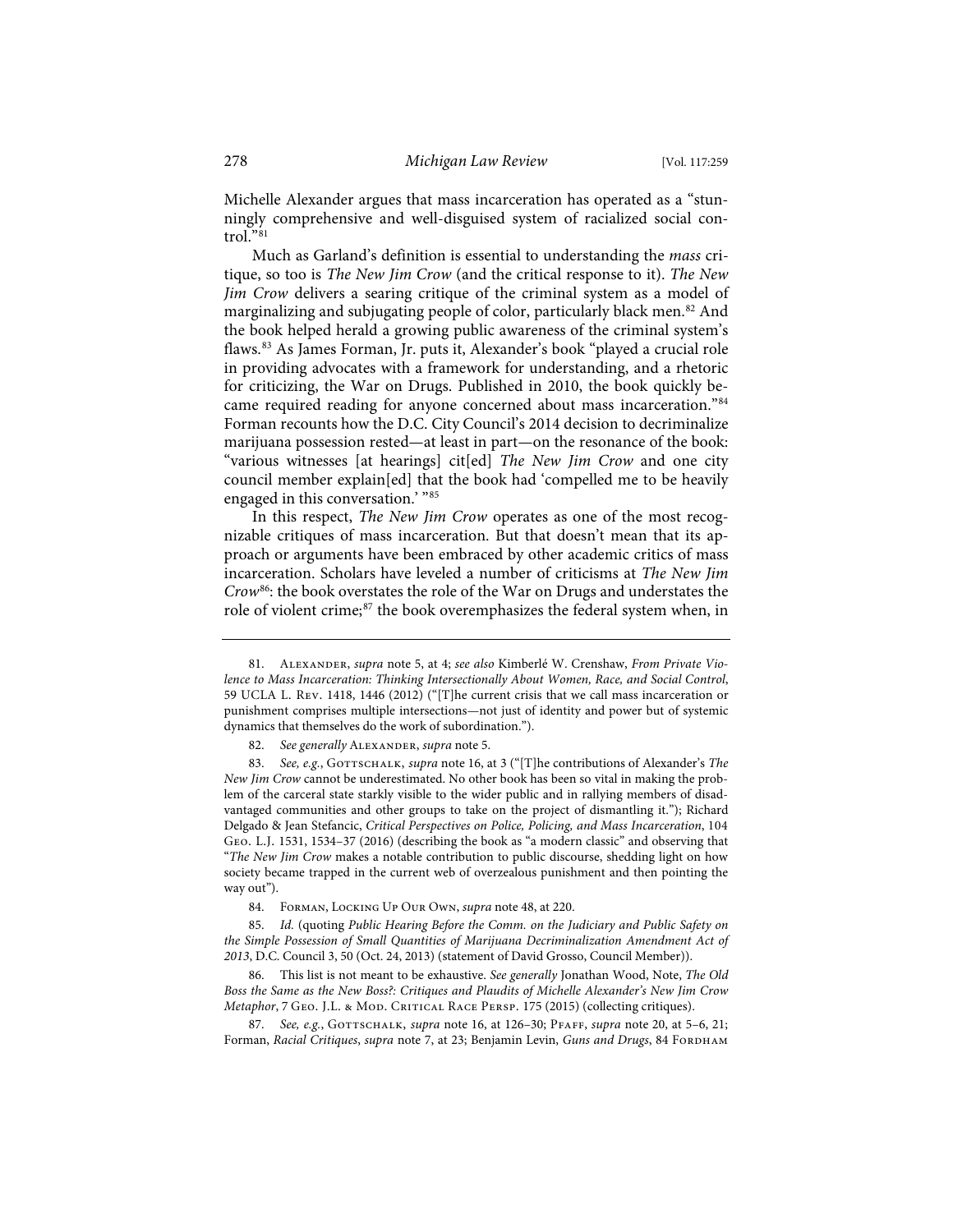Michelle Alexander argues that mass incarceration has operated as a "stunningly comprehensive and well-disguised system of racialized social control."[81]

Much as Garland's definition is essential to understanding the *mass* critique, so too is *The New Jim Crow* (and the critical response to it). *The New Jim Crow* delivers a searing critique of the criminal system as a model of marginalizing and subjugating people of color, particularly black men.[82] And the book helped herald a growing public awareness of the criminal system's flaws.[83] As James Forman, Jr. puts it, Alexander's book "played a crucial role in providing advocates with a framework for understanding, and a rhetoric for criticizing, the War on Drugs. Published in 2010, the book quickly became required reading for anyone concerned about mass incarceration."[84] Forman recounts how the D.C. City Council's 2014 decision to decriminalize marijuana possession rested—at least in part—on the resonance of the book: "various witnesses [at hearings] cit[ed] *The New Jim Crow* and one city council member explain[ed] that the book had 'compelled me to be heavily engaged in this conversation.' "[85]

In this respect, *The New Jim Crow* operates as one of the most recognizable critiques of mass incarceration. But that doesn't mean that its approach or arguments have been embraced by other academic critics of mass incarceration. Scholars have leveled a number of criticisms at *The New Jim Crow*[86]: the book overstates the role of the War on Drugs and understates the role of violent crime;[87] the book overemphasizes the federal system when, in

---

81. Alexander, *supra* note 5, at 4; *see also* Kimberlé W. Crenshaw, *From Private Violence to Mass Incarceration: Thinking Intersectionally About Women, Race, and Social Control*, 59 UCLA L. Rev. 1418, 1446 (2012) ("[T]he current crisis that we call mass incarceration or punishment comprises multiple intersections—not just of identity and power but of systemic dynamics that themselves do the work of subordination.").

82. *See generally* Alexander, *supra* note 5.

83. *See, e.g.*, Gottschalk, *supra* note 16, at 3 ("[T]he contributions of Alexander's *The New Jim Crow* cannot be underestimated. No other book has been so vital in making the problem of the carceral state starkly visible to the wider public and in rallying members of disadvantaged communities and other groups to take on the project of dismantling it."); Richard Delgado & Jean Stefancic, *Critical Perspectives on Police, Policing, and Mass Incarceration*, 104 Geo. L.J. 1531, 1534–37 (2016) (describing the book as "a modern classic" and observing that "*The New Jim Crow* makes a notable contribution to public discourse, shedding light on how society became trapped in the current web of overzealous punishment and then pointing the way out").

84. Forman, Locking Up Our Own, *supra* note 48, at 220.

85. *Id.* (quoting *Public Hearing Before the Comm. on the Judiciary and Public Safety on the Simple Possession of Small Quantities of Marijuana Decriminalization Amendment Act of 2013*, D.C. Council 3, 50 (Oct. 24, 2013) (statement of David Grosso, Council Member)).

86. This list is not meant to be exhaustive. *See generally* Jonathan Wood, Note, *The Old Boss the Same as the New Boss?: Critiques and Plaudits of Michelle Alexander's New Jim Crow Metaphor*, 7 Geo. J.L. & Mod. Critical Race Persp. 175 (2015) (collecting critiques).

87. *See, e.g.*, Gottschalk, *supra* note 16, at 126–30; Pfaff, *supra* note 20, at 5–6, 21; Forman, *Racial Critiques*, *supra* note 7, at 23; Benjamin Levin, *Guns and Drugs*, 84 Fordham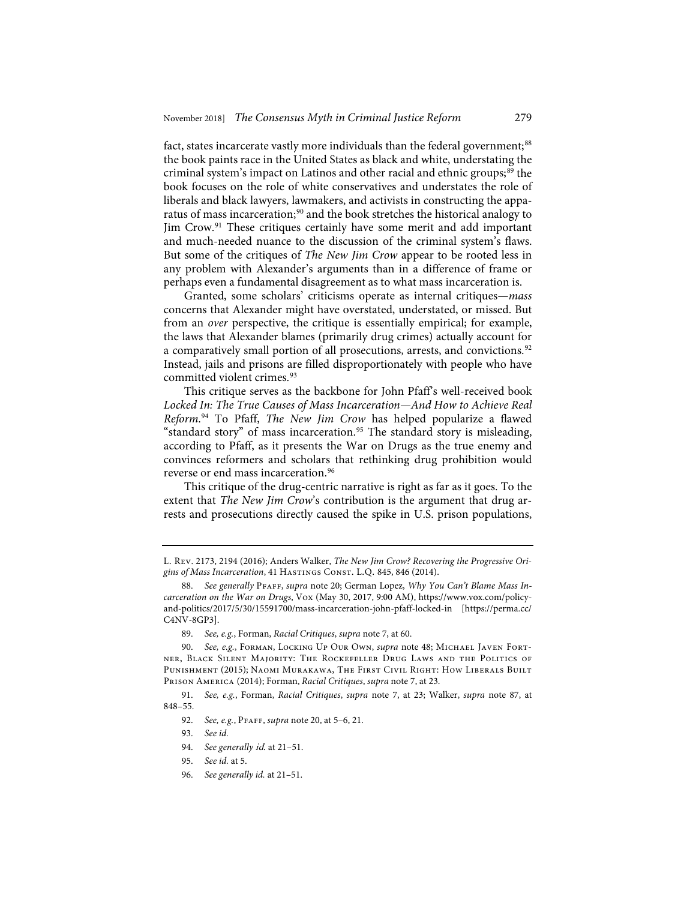fact, states incarcerate vastly more individuals than the federal government;[88] the book paints race in the United States as black and white, understating the criminal system's impact on Latinos and other racial and ethnic groups;[89] the book focuses on the role of white conservatives and understates the role of liberals and black lawyers, lawmakers, and activists in constructing the apparatus of mass incarceration;[90] and the book stretches the historical analogy to Jim Crow.[91] These critiques certainly have some merit and add important and much-needed nuance to the discussion of the criminal system's flaws. But some of the critiques of *The New Jim Crow* appear to be rooted less in any problem with Alexander's arguments than in a difference of frame or perhaps even a fundamental disagreement as to what mass incarceration is.

Granted, some scholars' criticisms operate as internal critiques—*mass* concerns that Alexander might have overstated, understated, or missed. But from an *over* perspective, the critique is essentially empirical; for example, the laws that Alexander blames (primarily drug crimes) actually account for a comparatively small portion of all prosecutions, arrests, and convictions.[92] Instead, jails and prisons are filled disproportionately with people who have committed violent crimes.[93]

This critique serves as the backbone for John Pfaff's well-received book *Locked In: The True Causes of Mass Incarceration—And How to Achieve Real Reform*.[94] To Pfaff, *The New Jim Crow* has helped popularize a flawed "standard story" of mass incarceration.[95] The standard story is misleading, according to Pfaff, as it presents the War on Drugs as the true enemy and convinces reformers and scholars that rethinking drug prohibition would reverse or end mass incarceration.[96]

This critique of the drug-centric narrative is right as far as it goes. To the extent that *The New Jim Crow*'s contribution is the argument that drug arrests and prosecutions directly caused the spike in U.S. prison populations,

---

L. Rev. 2173, 2194 (2016); Anders Walker, *The New Jim Crow? Recovering the Progressive Origins of Mass Incarceration*, 41 Hastings Const. L.Q. 845, 846 (2014).

88. *See generally* Pfaff, *supra* note 20; German Lopez, *Why You Can't Blame Mass Incarceration on the War on Drugs*, Vox (May 30, 2017, 9:00 AM), https://www.vox.com/policy-and-politics/2017/5/30/15591700/mass-incarceration-john-pfaff-locked-in [https://perma.cc/C4NV-8GP3].

89. *See, e.g.*, Forman, *Racial Critiques*, *supra* note 7, at 60.

90. *See, e.g.*, Forman, Locking Up Our Own, *supra* note 48; Michael Javen Fortner, Black Silent Majority: The Rockefeller Drug Laws and the Politics of Punishment (2015); Naomi Murakawa, The First Civil Right: How Liberals Built Prison America (2014); Forman, *Racial Critiques*, *supra* note 7, at 23.

91. *See, e.g.*, Forman, *Racial Critiques*, *supra* note 7, at 23; Walker, *supra* note 87, at 848–55.

92. *See, e.g.*, Pfaff, *supra* note 20, at 5–6, 21.

93. *See id.*

94. *See generally id.* at 21–51.

95. *See id.* at 5.

96. *See generally id.* at 21–51.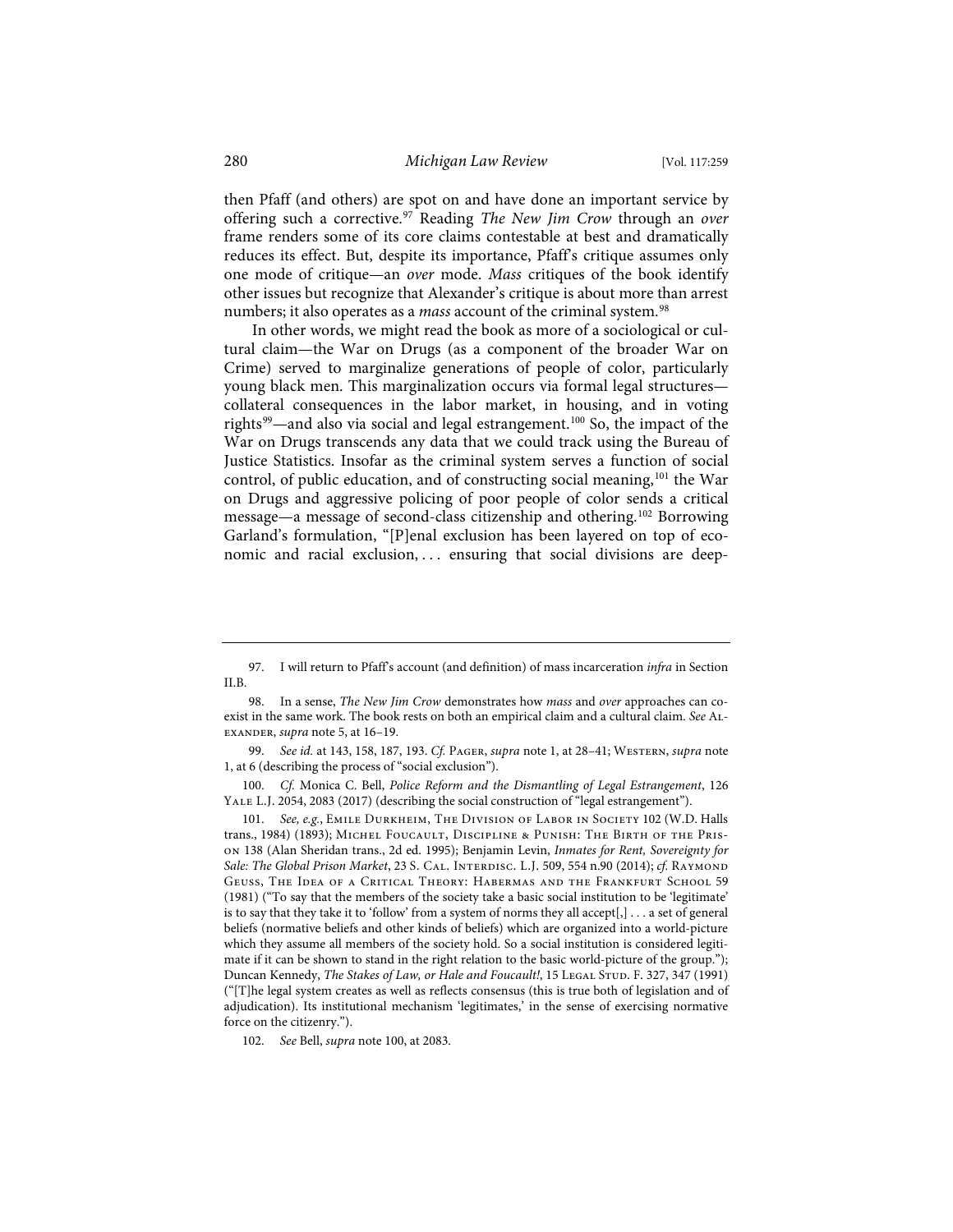then Pfaff (and others) are spot on and have done an important service by offering such a corrective.[97] Reading *The New Jim Crow* through an *over* frame renders some of its core claims contestable at best and dramatically reduces its effect. But, despite its importance, Pfaff's critique assumes only one mode of critique—an *over* mode. *Mass* critiques of the book identify other issues but recognize that Alexander's critique is about more than arrest numbers; it also operates as a *mass* account of the criminal system.[98]

In other words, we might read the book as more of a sociological or cultural claim—the War on Drugs (as a component of the broader War on Crime) served to marginalize generations of people of color, particularly young black men. This marginalization occurs via formal legal structures—collateral consequences in the labor market, in housing, and in voting rights[99]—and also via social and legal estrangement.[100] So, the impact of the War on Drugs transcends any data that we could track using the Bureau of Justice Statistics. Insofar as the criminal system serves a function of social control, of public education, and of constructing social meaning,[101] the War on Drugs and aggressive policing of poor people of color sends a critical message—a message of second-class citizenship and othering.[102] Borrowing Garland's formulation, "[P]enal exclusion has been layered on top of economic and racial exclusion, . . . ensuring that social divisions are deep-

---

97. I will return to Pfaff's account (and definition) of mass incarceration *infra* in Section II.B.

98. In a sense, *The New Jim Crow* demonstrates how *mass* and *over* approaches can coexist in the same work. The book rests on both an empirical claim and a cultural claim. *See* Alexander, *supra* note 5, at 16–19.

99. *See id.* at 143, 158, 187, 193. *Cf.* Pager, *supra* note 1, at 28–41; Western, *supra* note 1, at 6 (describing the process of "social exclusion").

100. *Cf.* Monica C. Bell, *Police Reform and the Dismantling of Legal Estrangement*, 126 Yale L.J. 2054, 2083 (2017) (describing the social construction of "legal estrangement").

101. *See, e.g.*, Emile Durkheim, The Division of Labor in Society 102 (W.D. Halls trans., 1984) (1893); Michel Foucault, Discipline & Punish: The Birth of the Prison 138 (Alan Sheridan trans., 2d ed. 1995); Benjamin Levin, *Inmates for Rent, Sovereignty for Sale: The Global Prison Market*, 23 S. Cal. Interdisc. L.J. 509, 554 n.90 (2014); *cf.* Raymond Geuss, The Idea of a Critical Theory: Habermas and the Frankfurt School 59 (1981) ("To say that the members of the society take a basic social institution to be 'legitimate' is to say that they take it to 'follow' from a system of norms they all accept[,] . . . a set of general beliefs (normative beliefs and other kinds of beliefs) which are organized into a world-picture which they assume all members of the society hold. So a social institution is considered legitimate if it can be shown to stand in the right relation to the basic world-picture of the group."); Duncan Kennedy, *The Stakes of Law, or Hale and Foucault!*, 15 Legal Stud. F. 327, 347 (1991) ("[T]he legal system creates as well as reflects consensus (this is true both of legislation and of adjudication). Its institutional mechanism 'legitimates,' in the sense of exercising normative force on the citizenry.").

102. *See* Bell, *supra* note 100, at 2083.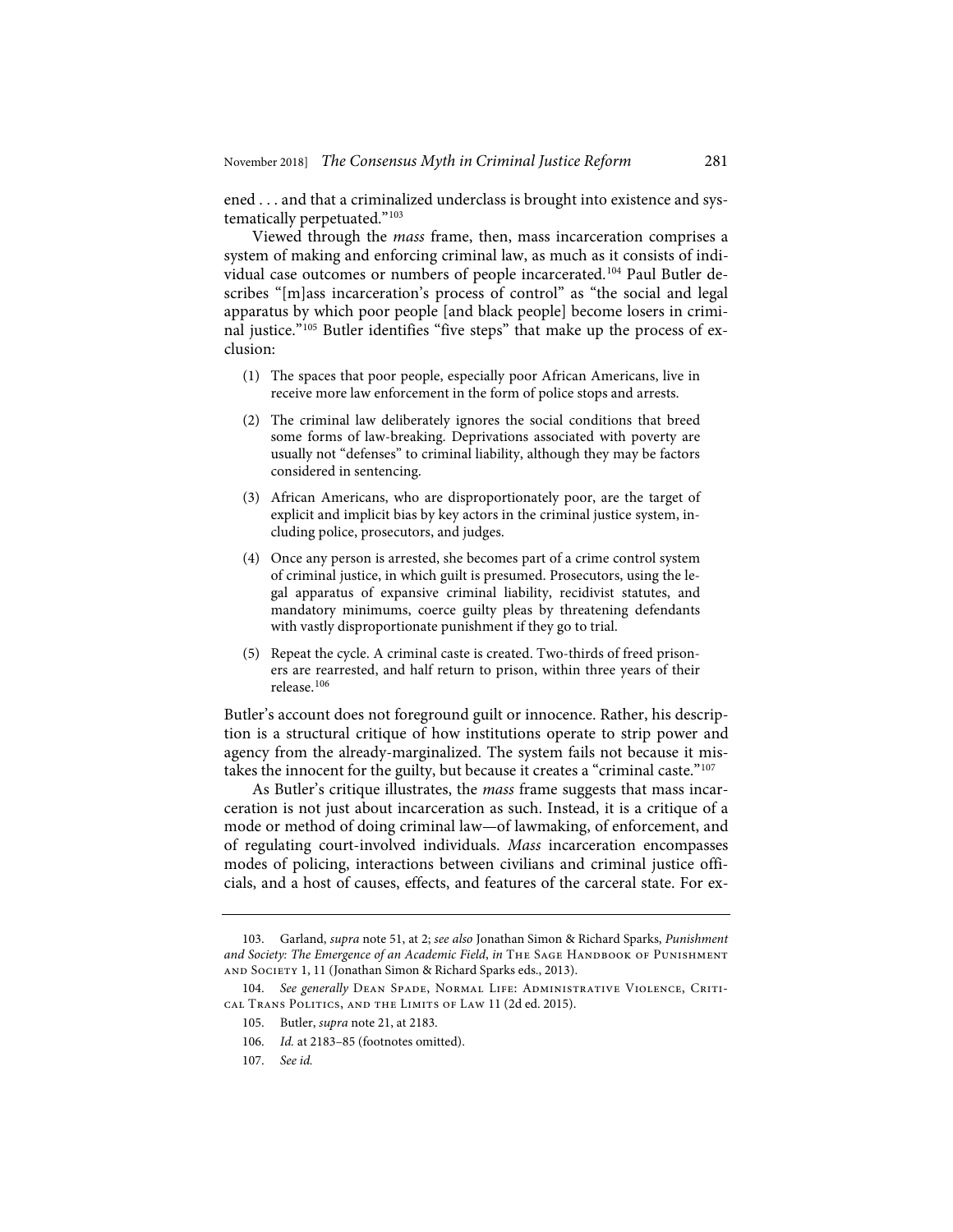ened . . . and that a criminalized underclass is brought into existence and systematically perpetuated."[103]

Viewed through the *mass* frame, then, mass incarceration comprises a system of making and enforcing criminal law, as much as it consists of individual case outcomes or numbers of people incarcerated.[104] Paul Butler describes "[m]ass incarceration's process of control" as "the social and legal apparatus by which poor people [and black people] become losers in criminal justice."[105] Butler identifies "five steps" that make up the process of exclusion:

(1) The spaces that poor people, especially poor African Americans, live in receive more law enforcement in the form of police stops and arrests.

(2) The criminal law deliberately ignores the social conditions that breed some forms of law-breaking. Deprivations associated with poverty are usually not "defenses" to criminal liability, although they may be factors considered in sentencing.

(3) African Americans, who are disproportionately poor, are the target of explicit and implicit bias by key actors in the criminal justice system, including police, prosecutors, and judges.

(4) Once any person is arrested, she becomes part of a crime control system of criminal justice, in which guilt is presumed. Prosecutors, using the legal apparatus of expansive criminal liability, recidivist statutes, and mandatory minimums, coerce guilty pleas by threatening defendants with vastly disproportionate punishment if they go to trial.

(5) Repeat the cycle. A criminal caste is created. Two-thirds of freed prisoners are rearrested, and half return to prison, within three years of their release.[106]

Butler's account does not foreground guilt or innocence. Rather, his description is a structural critique of how institutions operate to strip power and agency from the already-marginalized. The system fails not because it mistakes the innocent for the guilty, but because it creates a "criminal caste."[107]

As Butler's critique illustrates, the *mass* frame suggests that mass incarceration is not just about incarceration as such. Instead, it is a critique of a mode or method of doing criminal law—of lawmaking, of enforcement, and of regulating court-involved individuals. *Mass* incarceration encompasses modes of policing, interactions between civilians and criminal justice officials, and a host of causes, effects, and features of the carceral state. For ex-

---

103. Garland, *supra* note 51, at 2; *see also* Jonathan Simon & Richard Sparks, *Punishment and Society: The Emergence of an Academic Field*, *in* The Sage Handbook of Punishment and Society 1, 11 (Jonathan Simon & Richard Sparks eds., 2013).

104. *See generally* Dean Spade, Normal Life: Administrative Violence, Critical Trans Politics, and the Limits of Law 11 (2d ed. 2015).

105. Butler, *supra* note 21, at 2183.

106. *Id.* at 2183–85 (footnotes omitted).

107. *See id.*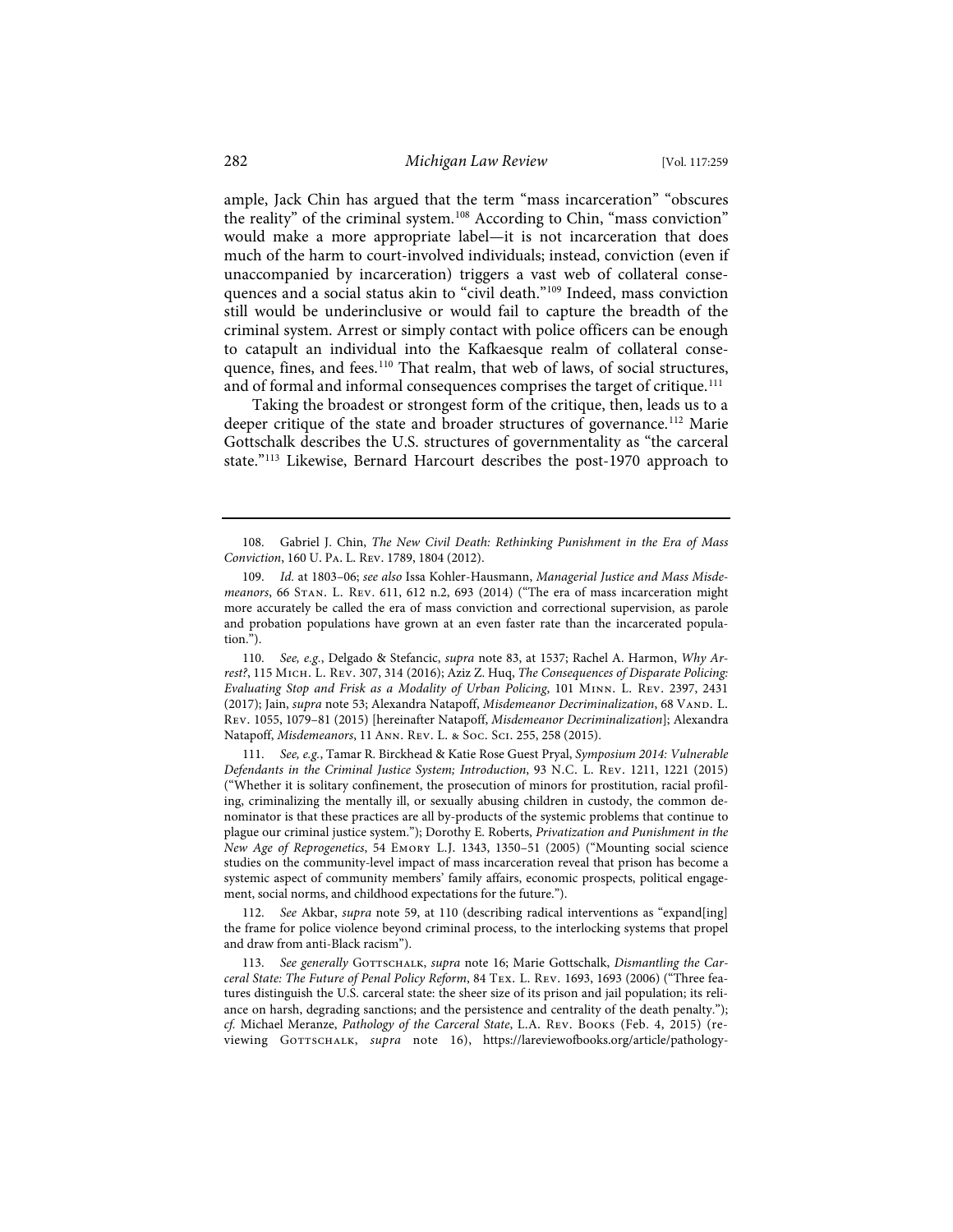ample, Jack Chin has argued that the term "mass incarceration" "obscures the reality" of the criminal system.[108] According to Chin, "mass conviction" would make a more appropriate label—it is not incarceration that does much of the harm to court-involved individuals; instead, conviction (even if unaccompanied by incarceration) triggers a vast web of collateral consequences and a social status akin to "civil death."[109] Indeed, mass conviction still would be underinclusive or would fail to capture the breadth of the criminal system. Arrest or simply contact with police officers can be enough to catapult an individual into the Kafkaesque realm of collateral consequence, fines, and fees.[110] That realm, that web of laws, of social structures, and of formal and informal consequences comprises the target of critique.[111]

Taking the broadest or strongest form of the critique, then, leads us to a deeper critique of the state and broader structures of governance.[112] Marie Gottschalk describes the U.S. structures of governmentality as "the carceral state."[113] Likewise, Bernard Harcourt describes the post-1970 approach to

---

108. Gabriel J. Chin, *The New Civil Death: Rethinking Punishment in the Era of Mass Conviction*, 160 U. Pa. L. Rev. 1789, 1804 (2012).

109. *Id.* at 1803–06; *see also* Issa Kohler-Hausmann, *Managerial Justice and Mass Misdemeanors*, 66 Stan. L. Rev. 611, 612 n.2, 693 (2014) ("The era of mass incarceration might more accurately be called the era of mass conviction and correctional supervision, as parole and probation populations have grown at an even faster rate than the incarcerated population.").

110. *See, e.g.*, Delgado & Stefancic, *supra* note 83, at 1537; Rachel A. Harmon, *Why Arrest?*, 115 Mich. L. Rev. 307, 314 (2016); Aziz Z. Huq, *The Consequences of Disparate Policing: Evaluating Stop and Frisk as a Modality of Urban Policing*, 101 Minn. L. Rev. 2397, 2431 (2017); Jain, *supra* note 53; Alexandra Natapoff, *Misdemeanor Decriminalization*, 68 Vand. L. Rev. 1055, 1079–81 (2015) [hereinafter Natapoff, *Misdemeanor Decriminalization*]; Alexandra Natapoff, *Misdemeanors*, 11 Ann. Rev. L. & Soc. Sci. 255, 258 (2015).

111. *See, e.g.*, Tamar R. Birckhead & Katie Rose Guest Pryal, *Symposium 2014: Vulnerable Defendants in the Criminal Justice System; Introduction*, 93 N.C. L. Rev. 1211, 1221 (2015) ("Whether it is solitary confinement, the prosecution of minors for prostitution, racial profiling, criminalizing the mentally ill, or sexually abusing children in custody, the common denominator is that these practices are all by-products of the systemic problems that continue to plague our criminal justice system."); Dorothy E. Roberts, *Privatization and Punishment in the New Age of Reprogenetics*, 54 Emory L.J. 1343, 1350–51 (2005) ("Mounting social science studies on the community-level impact of mass incarceration reveal that prison has become a systemic aspect of community members' family affairs, economic prospects, political engagement, social norms, and childhood expectations for the future.").

112. *See* Akbar, *supra* note 59, at 110 (describing radical interventions as "expand[ing] the frame for police violence beyond criminal process, to the interlocking systems that propel and draw from anti-Black racism").

113. *See generally* Gottschalk, *supra* note 16; Marie Gottschalk, *Dismantling the Carceral State: The Future of Penal Policy Reform*, 84 Tex. L. Rev. 1693, 1693 (2006) ("Three features distinguish the U.S. carceral state: the sheer size of its prison and jail population; its reliance on harsh, degrading sanctions; and the persistence and centrality of the death penalty."); *cf.* Michael Meranze, *Pathology of the Carceral State*, L.A. Rev. Books (Feb. 4, 2015) (reviewing Gottschalk, *supra* note 16), https://lareviewofbooks.org/article/pathology-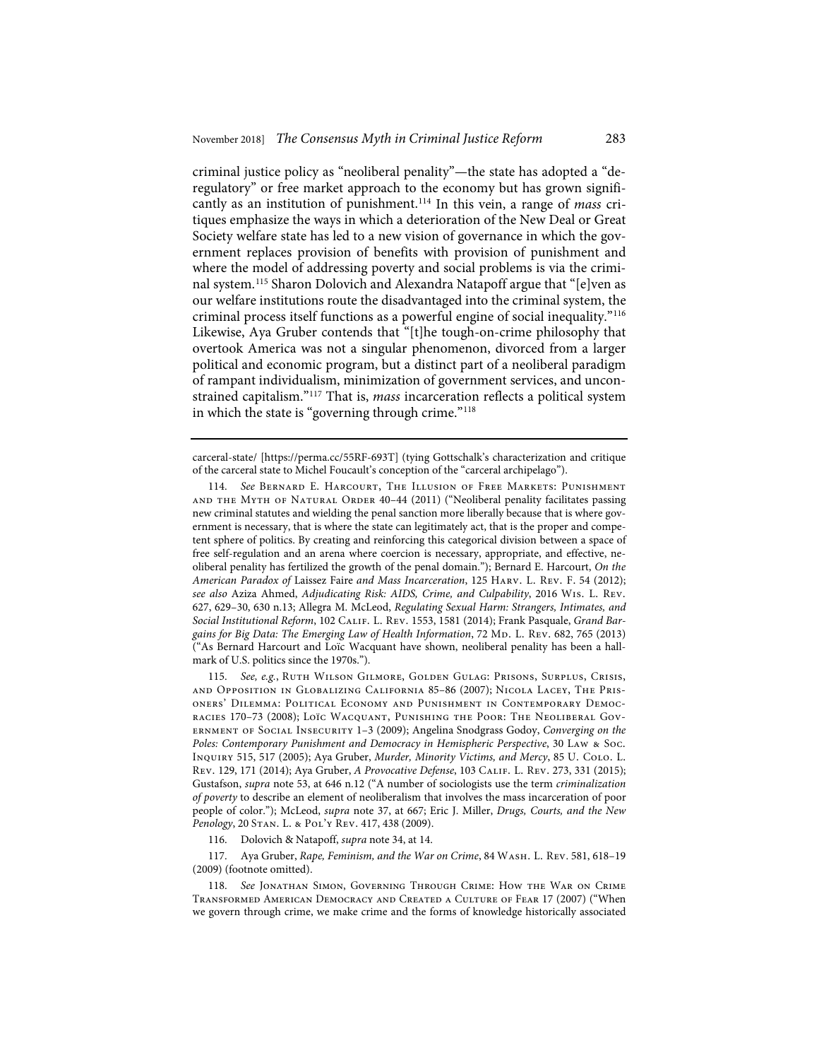criminal justice policy as "neoliberal penality"—the state has adopted a "deregulatory" or free market approach to the economy but has grown significantly as an institution of punishment.[114] In this vein, a range of *mass* critiques emphasize the ways in which a deterioration of the New Deal or Great Society welfare state has led to a new vision of governance in which the government replaces provision of benefits with provision of punishment and where the model of addressing poverty and social problems is via the criminal system.[115] Sharon Dolovich and Alexandra Natapoff argue that "[e]ven as our welfare institutions route the disadvantaged into the criminal system, the criminal process itself functions as a powerful engine of social inequality."[116] Likewise, Aya Gruber contends that "[t]he tough-on-crime philosophy that overtook America was not a singular phenomenon, divorced from a larger political and economic program, but a distinct part of a neoliberal paradigm of rampant individualism, minimization of government services, and unconstrained capitalism."[117] That is, *mass* incarceration reflects a political system in which the state is "governing through crime."[118]

---

carceral-state/ [https://perma.cc/55RF-693T] (tying Gottschalk's characterization and critique of the carceral state to Michel Foucault's conception of the "carceral archipelago").

114. *See* Bernard E. Harcourt, The Illusion of Free Markets: Punishment and the Myth of Natural Order 40–44 (2011) ("Neoliberal penality facilitates passing new criminal statutes and wielding the penal sanction more liberally because that is where government is necessary, that is where the state can legitimately act, that is the proper and competent sphere of politics. By creating and reinforcing this categorical division between a space of free self-regulation and an arena where coercion is necessary, appropriate, and effective, neoliberal penality has fertilized the growth of the penal domain."); Bernard E. Harcourt, *On the American Paradox of* Laissez Faire *and Mass Incarceration*, 125 Harv. L. Rev. F. 54 (2012); *see also* Aziza Ahmed, *Adjudicating Risk: AIDS, Crime, and Culpability*, 2016 Wis. L. Rev. 627, 629–30, 630 n.13; Allegra M. McLeod, *Regulating Sexual Harm: Strangers, Intimates, and Social Institutional Reform*, 102 Calif. L. Rev. 1553, 1581 (2014); Frank Pasquale, *Grand Bargains for Big Data: The Emerging Law of Health Information*, 72 Md. L. Rev. 682, 765 (2013) ("As Bernard Harcourt and Loïc Wacquant have shown, neoliberal penality has been a hallmark of U.S. politics since the 1970s.").

115. *See, e.g.*, Ruth Wilson Gilmore, Golden Gulag: Prisons, Surplus, Crisis, and Opposition in Globalizing California 85–86 (2007); Nicola Lacey, The Prisoners' Dilemma: Political Economy and Punishment in Contemporary Democracies 170–73 (2008); Loïc Wacquant, Punishing the Poor: The Neoliberal Government of Social Insecurity 1–3 (2009); Angelina Snodgrass Godoy, *Converging on the Poles: Contemporary Punishment and Democracy in Hemispheric Perspective*, 30 Law & Soc. Inquiry 515, 517 (2005); Aya Gruber, *Murder, Minority Victims, and Mercy*, 85 U. Colo. L. Rev. 129, 171 (2014); Aya Gruber, *A Provocative Defense*, 103 Calif. L. Rev. 273, 331 (2015); Gustafson, *supra* note 53, at 646 n.12 ("A number of sociologists use the term *criminalization of poverty* to describe an element of neoliberalism that involves the mass incarceration of poor people of color."); McLeod, *supra* note 37, at 667; Eric J. Miller, *Drugs, Courts, and the New Penology*, 20 Stan. L. & Pol'y Rev. 417, 438 (2009).

116. Dolovich & Natapoff, *supra* note 34, at 14.

117. Aya Gruber, *Rape, Feminism, and the War on Crime*, 84 Wash. L. Rev. 581, 618–19 (2009) (footnote omitted).

118. *See* Jonathan Simon, Governing Through Crime: How the War on Crime Transformed American Democracy and Created a Culture of Fear 17 (2007) ("When we govern through crime, we make crime and the forms of knowledge historically associated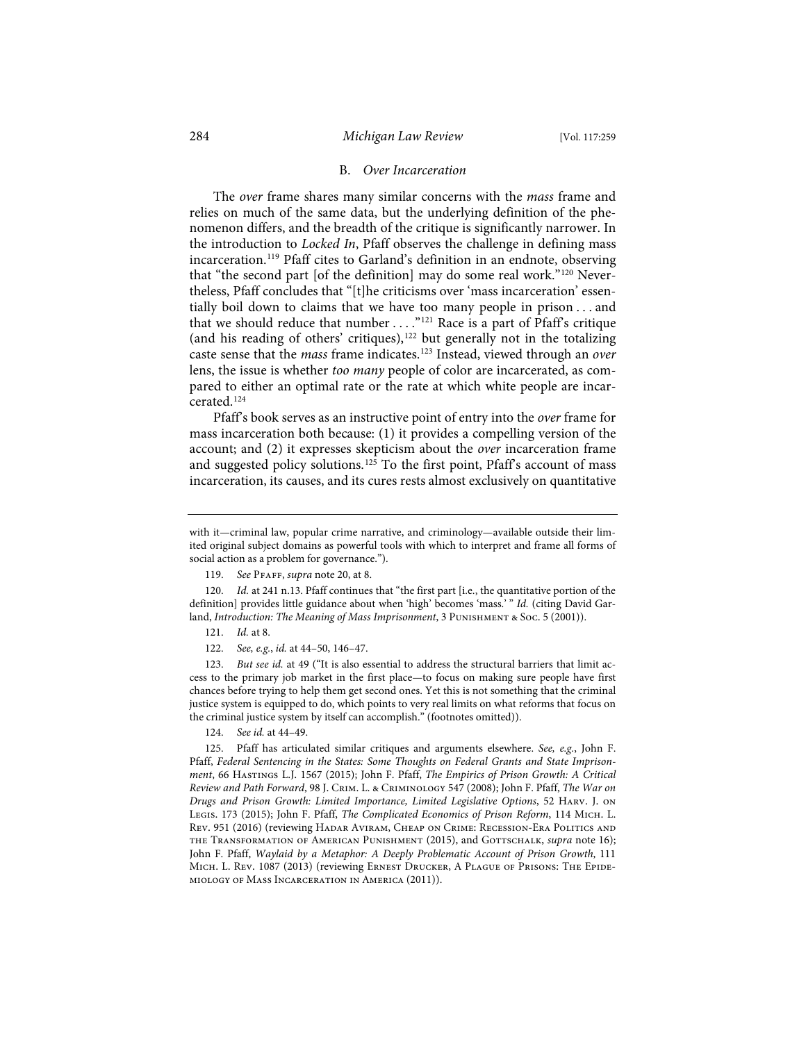### B. *Over Incarceration*

The *over* frame shares many similar concerns with the *mass* frame and relies on much of the same data, but the underlying definition of the phenomenon differs, and the breadth of the critique is significantly narrower. In the introduction to *Locked In*, Pfaff observes the challenge in defining mass incarceration.[119] Pfaff cites to Garland's definition in an endnote, observing that "the second part [of the definition] may do some real work."[120] Nevertheless, Pfaff concludes that "[t]he criticisms over 'mass incarceration' essentially boil down to claims that we have too many people in prison . . . and that we should reduce that number . . . ."[121] Race is a part of Pfaff's critique (and his reading of others' critiques),[122] but generally not in the totalizing caste sense that the *mass* frame indicates.[123] Instead, viewed through an *over* lens, the issue is whether *too many* people of color are incarcerated, as compared to either an optimal rate or the rate at which white people are incarcerated.[124]

Pfaff's book serves as an instructive point of entry into the *over* frame for mass incarceration both because: (1) it provides a compelling version of the account; and (2) it expresses skepticism about the *over* incarceration frame and suggested policy solutions.[125] To the first point, Pfaff's account of mass incarceration, its causes, and its cures rests almost exclusively on quantitative

---

with it—criminal law, popular crime narrative, and criminology—available outside their limited original subject domains as powerful tools with which to interpret and frame all forms of social action as a problem for governance.").

119. *See* Pfaff, *supra* note 20, at 8.

120. *Id.* at 241 n.13. Pfaff continues that "the first part [i.e., the quantitative portion of the definition] provides little guidance about when 'high' becomes 'mass.' " *Id.* (citing David Garland, *Introduction: The Meaning of Mass Imprisonment*, 3 Punishment & Soc. 5 (2001)).

121. *Id.* at 8.

122. *See, e.g.*, *id.* at 44–50, 146–47.

123. *But see id.* at 49 ("It is also essential to address the structural barriers that limit access to the primary job market in the first place—to focus on making sure people have first chances before trying to help them get second ones. Yet this is not something that the criminal justice system is equipped to do, which points to very real limits on what reforms that focus on the criminal justice system by itself can accomplish." (footnotes omitted)).

124. *See id.* at 44–49.

125. Pfaff has articulated similar critiques and arguments elsewhere. *See, e.g.*, John F. Pfaff, *Federal Sentencing in the States: Some Thoughts on Federal Grants and State Imprisonment*, 66 Hastings L.J. 1567 (2015); John F. Pfaff, *The Empirics of Prison Growth: A Critical Review and Path Forward*, 98 J. Crim. L. & Criminology 547 (2008); John F. Pfaff, *The War on Drugs and Prison Growth: Limited Importance, Limited Legislative Options*, 52 Harv. J. on Legis. 173 (2015); John F. Pfaff, *The Complicated Economics of Prison Reform*, 114 Mich. L. Rev. 951 (2016) (reviewing Hadar Aviram, Cheap on Crime: Recession-Era Politics and the Transformation of American Punishment (2015), and Gottschalk, *supra* note 16); John F. Pfaff, *Waylaid by a Metaphor: A Deeply Problematic Account of Prison Growth*, 111 Mich. L. Rev. 1087 (2013) (reviewing Ernest Drucker, A Plague of Prisons: The Epidemiology of Mass Incarceration in America (2011)).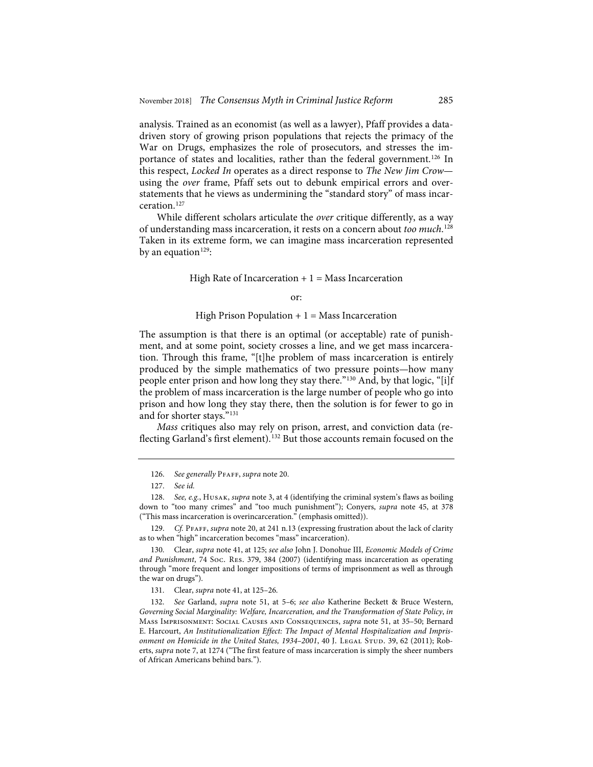analysis. Trained as an economist (as well as a lawyer), Pfaff provides a data-driven story of growing prison populations that rejects the primacy of the War on Drugs, emphasizes the role of prosecutors, and stresses the importance of states and localities, rather than the federal government.[126] In this respect, *Locked In* operates as a direct response to *The New Jim Crow*—using the *over* frame, Pfaff sets out to debunk empirical errors and overstatements that he views as undermining the "standard story" of mass incarceration.[127]

While different scholars articulate the *over* critique differently, as a way of understanding mass incarceration, it rests on a concern about *too much*.[128] Taken in its extreme form, we can imagine mass incarceration represented by an equation[129]:

High Rate of Incarceration + 1 = Mass Incarceration

or:

High Prison Population + 1 = Mass Incarceration

The assumption is that there is an optimal (or acceptable) rate of punishment, and at some point, society crosses a line, and we get mass incarceration. Through this frame, "[t]he problem of mass incarceration is entirely produced by the simple mathematics of two pressure points—how many people enter prison and how long they stay there."[130] And, by that logic, "[i]f the problem of mass incarceration is the large number of people who go into prison and how long they stay there, then the solution is for fewer to go in and for shorter stays."[131]

*Mass* critiques also may rely on prison, arrest, and conviction data (reflecting Garland's first element).[132] But those accounts remain focused on the

---

126. *See generally* Pfaff, *supra* note 20.

127. *See id.*

128. *See, e.g.*, Husak, *supra* note 3, at 4 (identifying the criminal system's flaws as boiling down to "too many crimes" and "too much punishment"); Conyers, *supra* note 45, at 378 ("This mass incarceration is overincarceration." (emphasis omitted)).

129. *Cf.* Pfaff, *supra* note 20, at 241 n.13 (expressing frustration about the lack of clarity as to when "high" incarceration becomes "mass" incarceration).

130. Clear, *supra* note 41, at 125; *see also* John J. Donohue III, *Economic Models of Crime and Punishment*, 74 Soc. Res. 379, 384 (2007) (identifying mass incarceration as operating through "more frequent and longer impositions of terms of imprisonment as well as through the war on drugs").

131. Clear, *supra* note 41, at 125–26.

132. *See* Garland, *supra* note 51, at 5–6; *see also* Katherine Beckett & Bruce Western, *Governing Social Marginality: Welfare, Incarceration, and the Transformation of State Policy*, *in* Mass Imprisonment: Social Causes and Consequences, *supra* note 51, at 35–50; Bernard E. Harcourt, *An Institutionalization Effect: The Impact of Mental Hospitalization and Imprisonment on Homicide in the United States, 1934–2001*, 40 J. Legal Stud. 39, 62 (2011); Roberts, *supra* note 7, at 1274 ("The first feature of mass incarceration is simply the sheer numbers of African Americans behind bars.").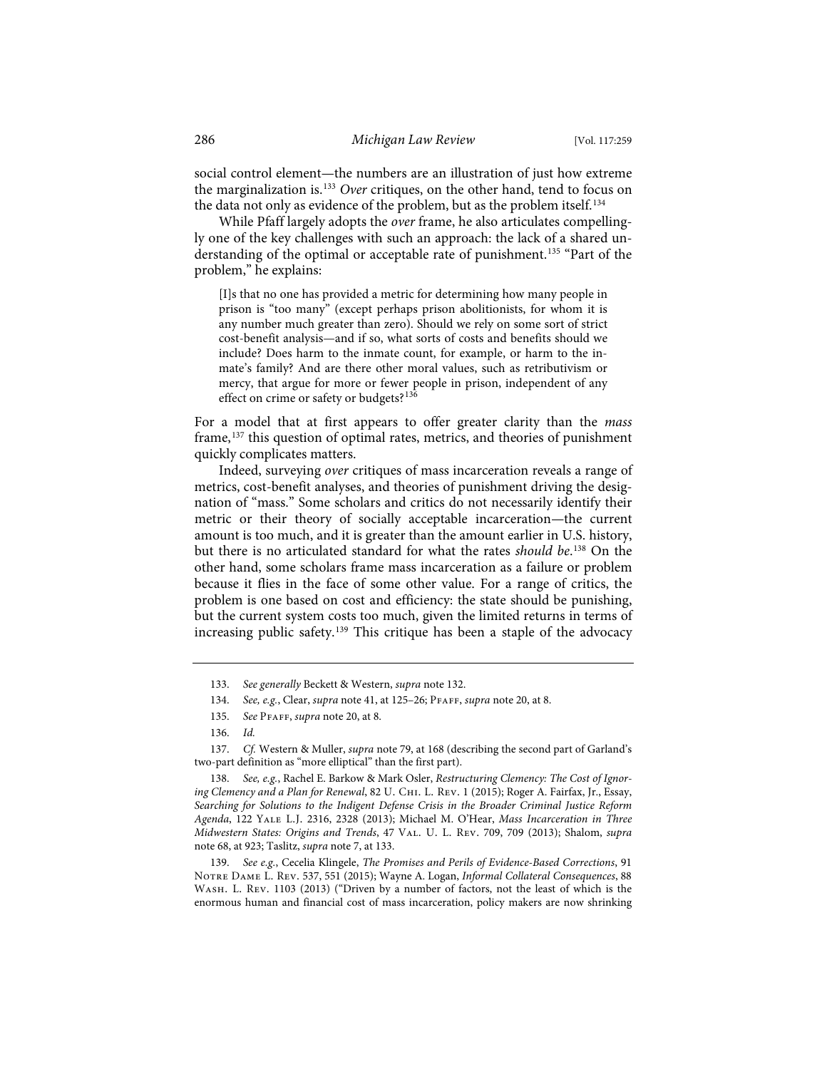social control element—the numbers are an illustration of just how extreme the marginalization is.[133] *Over* critiques, on the other hand, tend to focus on the data not only as evidence of the problem, but as the problem itself.[134]

While Pfaff largely adopts the *over* frame, he also articulates compellingly one of the key challenges with such an approach: the lack of a shared understanding of the optimal or acceptable rate of punishment.[135] "Part of the problem," he explains:

> [I]s that no one has provided a metric for determining how many people in prison is "too many" (except perhaps prison abolitionists, for whom it is any number much greater than zero). Should we rely on some sort of strict cost-benefit analysis—and if so, what sorts of costs and benefits should we include? Does harm to the inmate count, for example, or harm to the inmate's family? And are there other moral values, such as retributivism or mercy, that argue for more or fewer people in prison, independent of any effect on crime or safety or budgets?[136]

For a model that at first appears to offer greater clarity than the *mass* frame,[137] this question of optimal rates, metrics, and theories of punishment quickly complicates matters.

Indeed, surveying *over* critiques of mass incarceration reveals a range of metrics, cost-benefit analyses, and theories of punishment driving the designation of "mass." Some scholars and critics do not necessarily identify their metric or their theory of socially acceptable incarceration—the current amount is too much, and it is greater than the amount earlier in U.S. history, but there is no articulated standard for what the rates *should be*.[138] On the other hand, some scholars frame mass incarceration as a failure or problem because it flies in the face of some other value. For a range of critics, the problem is one based on cost and efficiency: the state should be punishing, but the current system costs too much, given the limited returns in terms of increasing public safety.[139] This critique has been a staple of the advocacy

---

133. *See generally* Beckett & Western, *supra* note 132.

134. *See, e.g.*, Clear, *supra* note 41, at 125–26; Pfaff, *supra* note 20, at 8.

135. *See* Pfaff, *supra* note 20, at 8.

136. *Id.*

137. *Cf.* Western & Muller, *supra* note 79, at 168 (describing the second part of Garland's two-part definition as "more elliptical" than the first part).

138. *See, e.g.*, Rachel E. Barkow & Mark Osler, *Restructuring Clemency: The Cost of Ignoring Clemency and a Plan for Renewal*, 82 U. Chi. L. Rev. 1 (2015); Roger A. Fairfax, Jr., Essay, *Searching for Solutions to the Indigent Defense Crisis in the Broader Criminal Justice Reform Agenda*, 122 Yale L.J. 2316, 2328 (2013); Michael M. O'Hear, *Mass Incarceration in Three Midwestern States: Origins and Trends*, 47 Val. U. L. Rev. 709, 709 (2013); Shalom, *supra* note 68, at 923; Taslitz, *supra* note 7, at 133.

139. *See e.g.*, Cecelia Klingele, *The Promises and Perils of Evidence-Based Corrections*, 91 Notre Dame L. Rev. 537, 551 (2015); Wayne A. Logan, *Informal Collateral Consequences*, 88 Wash. L. Rev. 1103 (2013) ("Driven by a number of factors, not the least of which is the enormous human and financial cost of mass incarceration, policy makers are now shrinking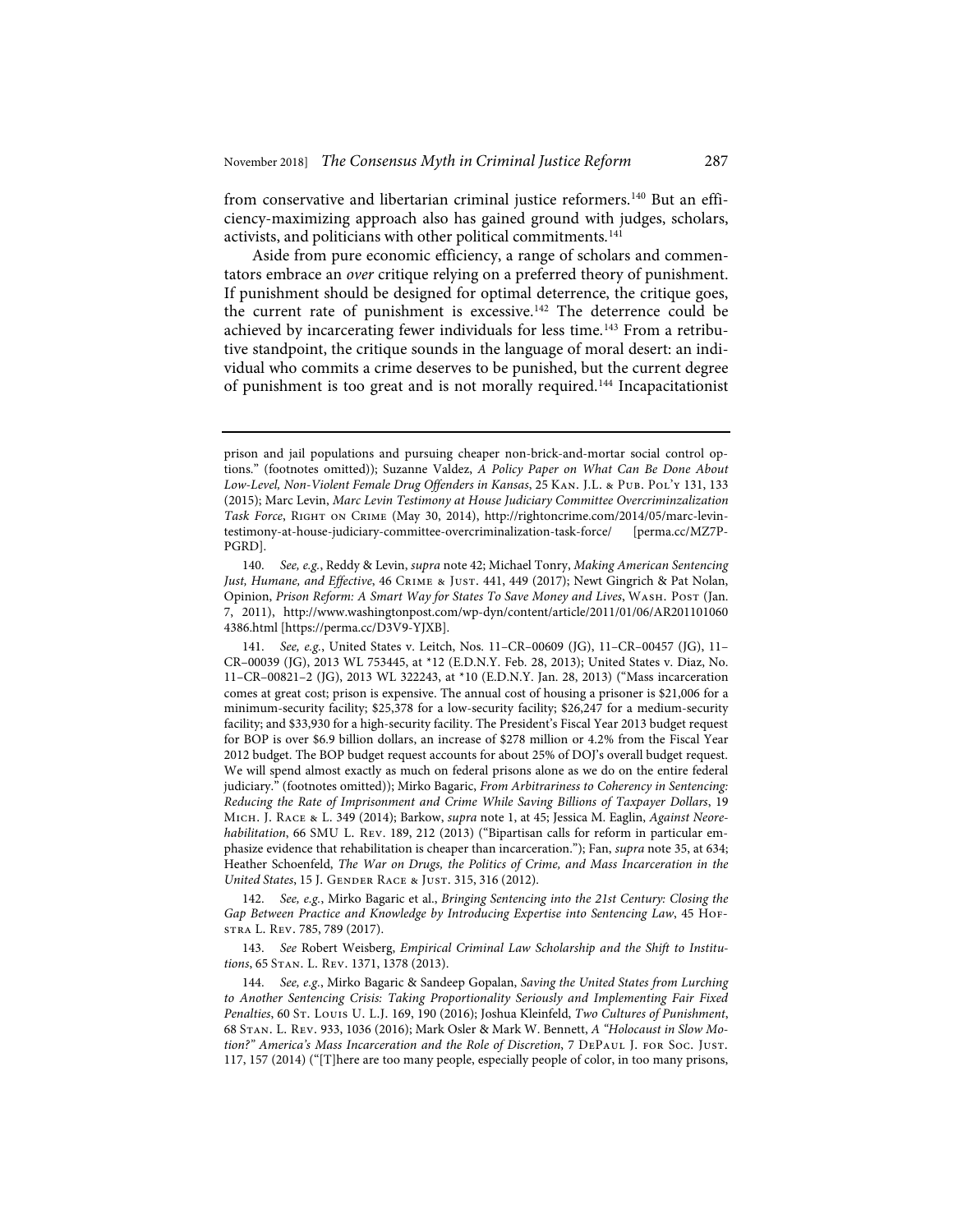from conservative and libertarian criminal justice reformers.[140] But an efficiency-maximizing approach also has gained ground with judges, scholars, activists, and politicians with other political commitments.[141]

Aside from pure economic efficiency, a range of scholars and commentators embrace an *over* critique relying on a preferred theory of punishment. If punishment should be designed for optimal deterrence, the critique goes, the current rate of punishment is excessive.[142] The deterrence could be achieved by incarcerating fewer individuals for less time.[143] From a retributive standpoint, the critique sounds in the language of moral desert: an individual who commits a crime deserves to be punished, but the current degree of punishment is too great and is not morally required.[144] Incapacitationist

---

prison and jail populations and pursuing cheaper non-brick-and-mortar social control options." (footnotes omitted)); Suzanne Valdez, *A Policy Paper on What Can Be Done About Low-Level, Non-Violent Female Drug Offenders in Kansas*, 25 Kan. J.L. & Pub. Pol'y 131, 133 (2015); Marc Levin, *Marc Levin Testimony at House Judiciary Committee Overcriminzalization Task Force*, Right on Crime (May 30, 2014), http://rightoncrime.com/2014/05/marc-levin-testimony-at-house-judiciary-committee-overcriminalization-task-force/ [perma.cc/MZ7P-PGRD].

140. *See, e.g.*, Reddy & Levin, *supra* note 42; Michael Tonry, *Making American Sentencing Just, Humane, and Effective*, 46 Crime & Just. 441, 449 (2017); Newt Gingrich & Pat Nolan, Opinion, *Prison Reform: A Smart Way for States To Save Money and Lives*, Wash. Post (Jan. 7, 2011), http://www.washingtonpost.com/wp-dyn/content/article/2011/01/06/AR2011010604386.html [https://perma.cc/D3V9-YJXB].

141. *See, e.g.*, United States v. Leitch, Nos. 11–CR–00609 (JG), 11–CR–00457 (JG), 11–CR–00039 (JG), 2013 WL 753445, at *12 (E.D.N.Y. Feb. 28, 2013); United States v. Diaz, No. 11–CR–00821–2 (JG), 2013 WL 322243, at *10 (E.D.N.Y. Jan. 28, 2013) ("Mass incarceration comes at great cost; prison is expensive. The annual cost of housing a prisoner is $21,006 for a minimum-security facility; $25,378 for a low-security facility; $26,247 for a medium-security facility; and $33,930 for a high-security facility. The President's Fiscal Year 2013 budget request for BOP is over $6.9 billion dollars, an increase of $278 million or 4.2% from the Fiscal Year 2012 budget. The BOP budget request accounts for about 25% of DOJ's overall budget request. We will spend almost exactly as much on federal prisons alone as we do on the entire federal judiciary." (footnotes omitted)); Mirko Bagaric, *From Arbitrariness to Coherency in Sentencing: Reducing the Rate of Imprisonment and Crime While Saving Billions of Taxpayer Dollars*, 19 Mich. J. Race & L. 349 (2014); Barkow, *supra* note 1, at 45; Jessica M. Eaglin, *Against Neorehabilitation*, 66 SMU L. Rev. 189, 212 (2013) ("Bipartisan calls for reform in particular emphasize evidence that rehabilitation is cheaper than incarceration."); Fan, *supra* note 35, at 634; Heather Schoenfeld, *The War on Drugs, the Politics of Crime, and Mass Incarceration in the United States*, 15 J. Gender Race & Just. 315, 316 (2012).

142. *See, e.g.*, Mirko Bagaric et al., *Bringing Sentencing into the 21st Century: Closing the Gap Between Practice and Knowledge by Introducing Expertise into Sentencing Law*, 45 Hofstra L. Rev. 785, 789 (2017).

143. *See* Robert Weisberg, *Empirical Criminal Law Scholarship and the Shift to Institutions*, 65 Stan. L. Rev. 1371, 1378 (2013).

144. *See, e.g.*, Mirko Bagaric & Sandeep Gopalan, *Saving the United States from Lurching to Another Sentencing Crisis: Taking Proportionality Seriously and Implementing Fair Fixed Penalties*, 60 St. Louis U. L.J. 169, 190 (2016); Joshua Kleinfeld, *Two Cultures of Punishment*, 68 Stan. L. Rev. 933, 1036 (2016); Mark Osler & Mark W. Bennett, *A "Holocaust in Slow Motion?" America's Mass Incarceration and the Role of Discretion*, 7 DePaul J. for Soc. Just. 117, 157 (2014) ("[T]here are too many people, especially people of color, in too many prisons,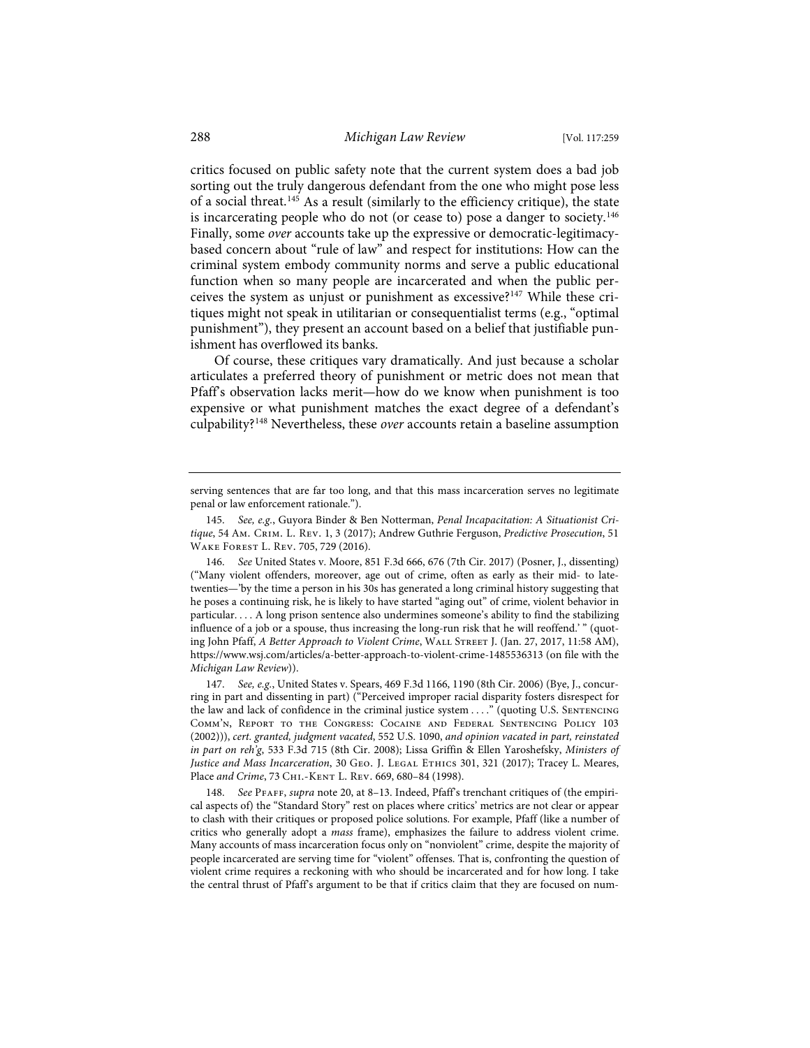critics focused on public safety note that the current system does a bad job sorting out the truly dangerous defendant from the one who might pose less of a social threat.[145] As a result (similarly to the efficiency critique), the state is incarcerating people who do not (or cease to) pose a danger to society.[146] Finally, some *over* accounts take up the expressive or democratic-legitimacy-based concern about "rule of law" and respect for institutions: How can the criminal system embody community norms and serve a public educational function when so many people are incarcerated and when the public perceives the system as unjust or punishment as excessive?[147] While these critiques might not speak in utilitarian or consequentialist terms (e.g., "optimal punishment"), they present an account based on a belief that justifiable punishment has overflowed its banks.

Of course, these critiques vary dramatically. And just because a scholar articulates a preferred theory of punishment or metric does not mean that Pfaff's observation lacks merit—how do we know when punishment is too expensive or what punishment matches the exact degree of a defendant's culpability?[148] Nevertheless, these *over* accounts retain a baseline assumption

---

serving sentences that are far too long, and that this mass incarceration serves no legitimate penal or law enforcement rationale.").

145. *See, e.g.*, Guyora Binder & Ben Notterman, *Penal Incapacitation: A Situationist Critique*, 54 Am. Crim. L. Rev. 1, 3 (2017); Andrew Guthrie Ferguson, *Predictive Prosecution*, 51 Wake Forest L. Rev. 705, 729 (2016).

146. *See* United States v. Moore, 851 F.3d 666, 676 (7th Cir. 2017) (Posner, J., dissenting) ("Many violent offenders, moreover, age out of crime, often as early as their mid- to late-twenties—'by the time a person in his 30s has generated a long criminal history suggesting that he poses a continuing risk, he is likely to have started "aging out" of crime, violent behavior in particular. . . . A long prison sentence also undermines someone's ability to find the stabilizing influence of a job or a spouse, thus increasing the long-run risk that he will reoffend.' " (quoting John Pfaff, *A Better Approach to Violent Crime*, Wall Street J. (Jan. 27, 2017, 11:58 AM), https://www.wsj.com/articles/a-better-approach-to-violent-crime-1485536313 (on file with the *Michigan Law Review*)).

147. *See, e.g.*, United States v. Spears, 469 F.3d 1166, 1190 (8th Cir. 2006) (Bye, J., concurring in part and dissenting in part) ("Perceived improper racial disparity fosters disrespect for the law and lack of confidence in the criminal justice system . . . ." (quoting U.S. Sentencing Comm'n, Report to the Congress: Cocaine and Federal Sentencing Policy 103 (2002))), *cert. granted, judgment vacated*, 552 U.S. 1090, *and opinion vacated in part, reinstated in part on reh'g*, 533 F.3d 715 (8th Cir. 2008); Lissa Griffin & Ellen Yaroshefsky, *Ministers of Justice and Mass Incarceration*, 30 Geo. J. Legal Ethics 301, 321 (2017); Tracey L. Meares, Place *and Crime*, 73 Chi.-Kent L. Rev. 669, 680–84 (1998).

148. *See* Pfaff, *supra* note 20, at 8–13. Indeed, Pfaff's trenchant critiques of (the empirical aspects of) the "Standard Story" rest on places where critics' metrics are not clear or appear to clash with their critiques or proposed police solutions. For example, Pfaff (like a number of critics who generally adopt a *mass* frame), emphasizes the failure to address violent crime. Many accounts of mass incarceration focus only on "nonviolent" crime, despite the majority of people incarcerated are serving time for "violent" offenses. That is, confronting the question of violent crime requires a reckoning with who should be incarcerated and for how long. I take the central thrust of Pfaff's argument to be that if critics claim that they are focused on num-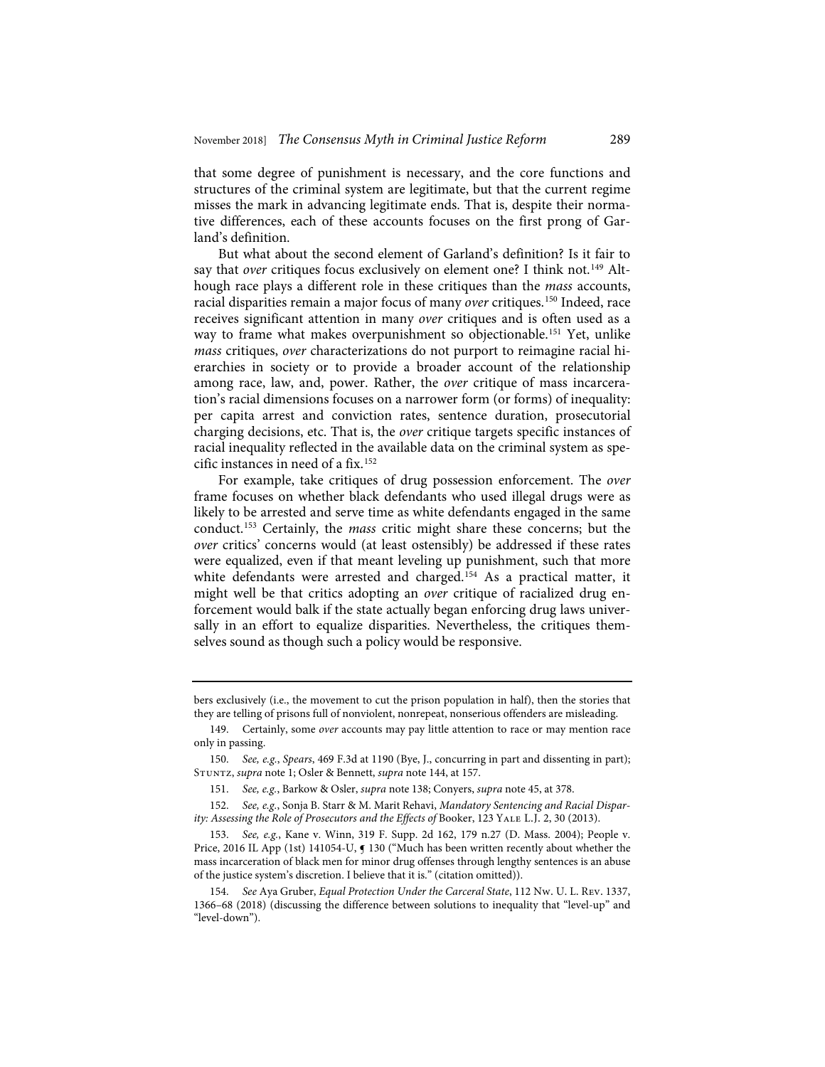that some degree of punishment is necessary, and the core functions and structures of the criminal system are legitimate, but that the current regime misses the mark in advancing legitimate ends. That is, despite their normative differences, each of these accounts focuses on the first prong of Garland's definition.

But what about the second element of Garland's definition? Is it fair to say that *over* critiques focus exclusively on element one? I think not.[149] Although race plays a different role in these critiques than the *mass* accounts, racial disparities remain a major focus of many *over* critiques.[150] Indeed, race receives significant attention in many *over* critiques and is often used as a way to frame what makes overpunishment so objectionable.[151] Yet, unlike *mass* critiques, *over* characterizations do not purport to reimagine racial hierarchies in society or to provide a broader account of the relationship among race, law, and, power. Rather, the *over* critique of mass incarceration's racial dimensions focuses on a narrower form (or forms) of inequality: per capita arrest and conviction rates, sentence duration, prosecutorial charging decisions, etc. That is, the *over* critique targets specific instances of racial inequality reflected in the available data on the criminal system as specific instances in need of a fix.[152]

For example, take critiques of drug possession enforcement. The *over* frame focuses on whether black defendants who used illegal drugs were as likely to be arrested and serve time as white defendants engaged in the same conduct.[153] Certainly, the *mass* critic might share these concerns; but the *over* critics' concerns would (at least ostensibly) be addressed if these rates were equalized, even if that meant leveling up punishment, such that more white defendants were arrested and charged.[154] As a practical matter, it might well be that critics adopting an *over* critique of racialized drug enforcement would balk if the state actually began enforcing drug laws universally in an effort to equalize disparities. Nevertheless, the critiques themselves sound as though such a policy would be responsive.

---

bers exclusively (i.e., the movement to cut the prison population in half), then the stories that they are telling of prisons full of nonviolent, nonrepeat, nonserious offenders are misleading.

149. Certainly, some *over* accounts may pay little attention to race or may mention race only in passing.

150. *See, e.g.*, *Spears*, 469 F.3d at 1190 (Bye, J., concurring in part and dissenting in part); Stuntz, *supra* note 1; Osler & Bennett, *supra* note 144, at 157.

151. *See, e.g.*, Barkow & Osler, *supra* note 138; Conyers, *supra* note 45, at 378.

152. *See, e.g.*, Sonja B. Starr & M. Marit Rehavi, *Mandatory Sentencing and Racial Disparity: Assessing the Role of Prosecutors and the Effects of* Booker, 123 Yale L.J. 2, 30 (2013).

153. *See, e.g.*, Kane v. Winn, 319 F. Supp. 2d 162, 179 n.27 (D. Mass. 2004); People v. Price, 2016 IL App (1st) 141054-U, ¶ 130 ("Much has been written recently about whether the mass incarceration of black men for minor drug offenses through lengthy sentences is an abuse of the justice system's discretion. I believe that it is." (citation omitted)).

154. *See* Aya Gruber, *Equal Protection Under the Carceral State*, 112 Nw. U. L. Rev. 1337, 1366–68 (2018) (discussing the difference between solutions to inequality that "level-up" and "level-down").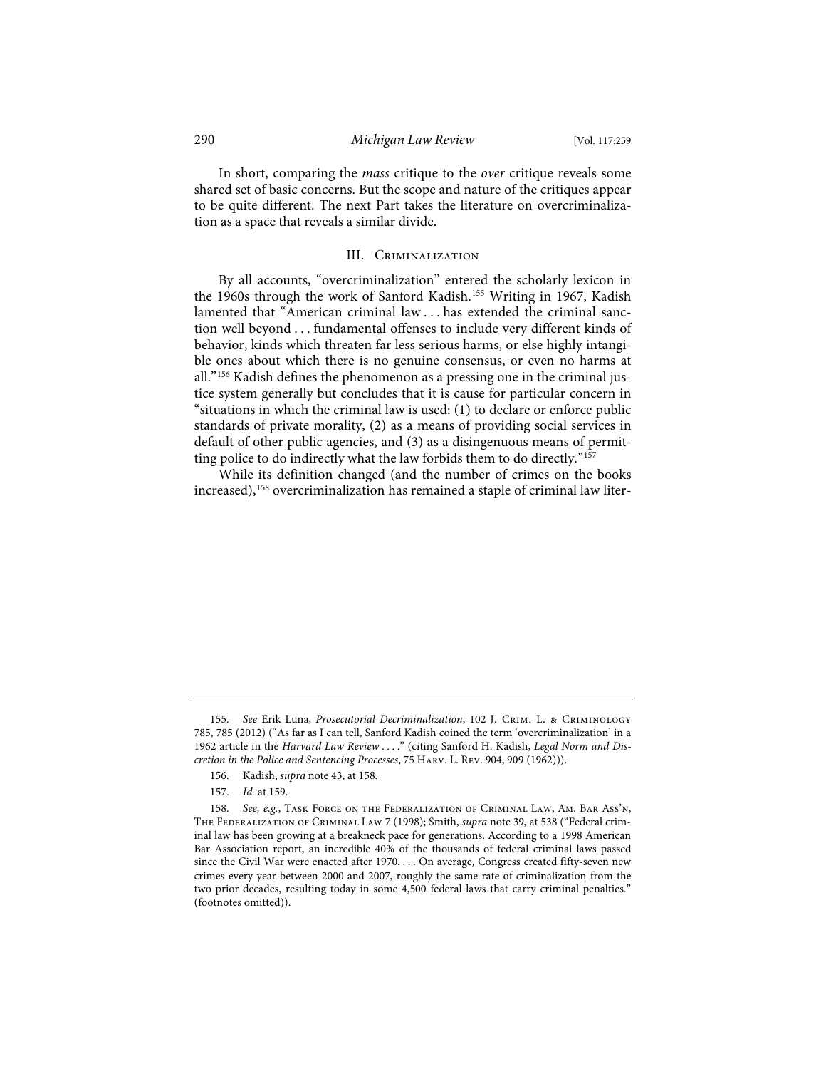In short, comparing the *mass* critique to the *over* critique reveals some shared set of basic concerns. But the scope and nature of the critiques appear to be quite different. The next Part takes the literature on overcriminalization as a space that reveals a similar divide.

## III. Criminalization

By all accounts, "overcriminalization" entered the scholarly lexicon in the 1960s through the work of Sanford Kadish.[155] Writing in 1967, Kadish lamented that "American criminal law . . . has extended the criminal sanction well beyond . . . fundamental offenses to include very different kinds of behavior, kinds which threaten far less serious harms, or else highly intangible ones about which there is no genuine consensus, or even no harms at all."[156] Kadish defines the phenomenon as a pressing one in the criminal justice system generally but concludes that it is cause for particular concern in "situations in which the criminal law is used: (1) to declare or enforce public standards of private morality, (2) as a means of providing social services in default of other public agencies, and (3) as a disingenuous means of permitting police to do indirectly what the law forbids them to do directly."[157]

While its definition changed (and the number of crimes on the books increased),[158] overcriminalization has remained a staple of criminal law liter-

---

155. *See* Erik Luna, *Prosecutorial Decriminalization*, 102 J. Crim. L. & Criminology 785, 785 (2012) ("As far as I can tell, Sanford Kadish coined the term 'overcriminalization' in a 1962 article in the *Harvard Law Review* . . . ." (citing Sanford H. Kadish, *Legal Norm and Discretion in the Police and Sentencing Processes*, 75 Harv. L. Rev. 904, 909 (1962))).

156. Kadish, *supra* note 43, at 158.

157. *Id.* at 159.

158. *See, e.g.*, Task Force on the Federalization of Criminal Law, Am. Bar Ass'n, The Federalization of Criminal Law 7 (1998); Smith, *supra* note 39, at 538 ("Federal criminal law has been growing at a breakneck pace for generations. According to a 1998 American Bar Association report, an incredible 40% of the thousands of federal criminal laws passed since the Civil War were enacted after 1970. . . . On average, Congress created fifty-seven new crimes every year between 2000 and 2007, roughly the same rate of criminalization from the two prior decades, resulting today in some 4,500 federal laws that carry criminal penalties." (footnotes omitted)).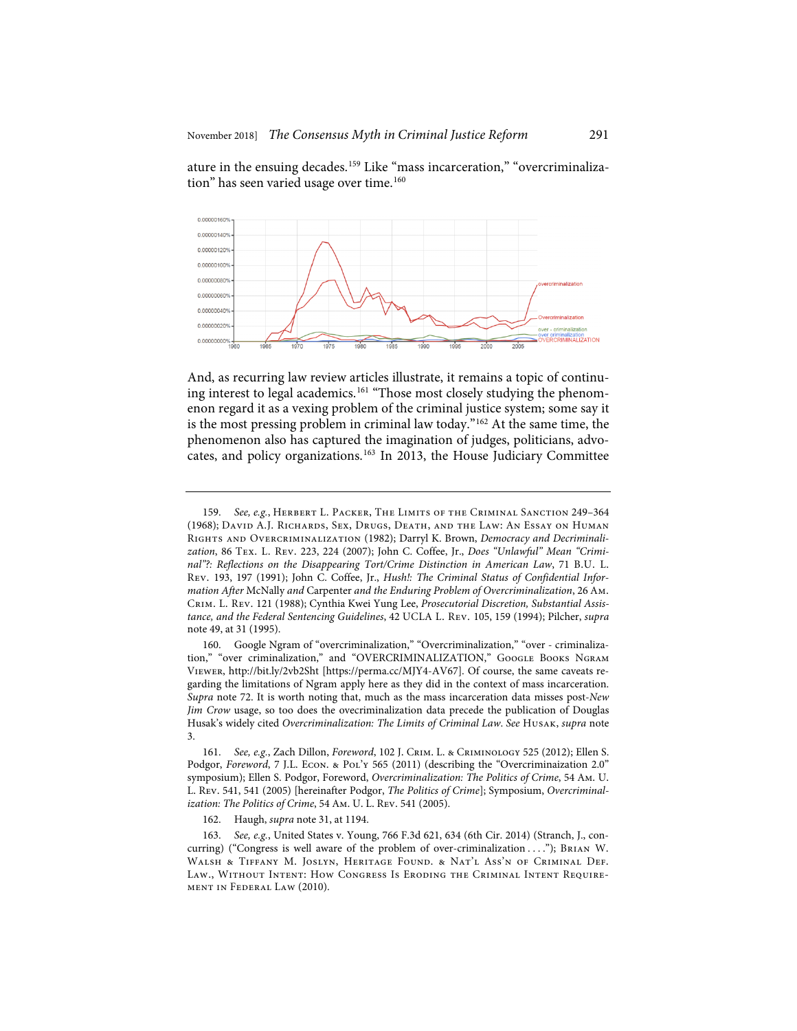ature in the ensuing decades.[159] Like "mass incarceration," "overcriminalization" has seen varied usage over time.[160]

And, as recurring law review articles illustrate, it remains a topic of continuing interest to legal academics.[161] "Those most closely studying the phenomenon regard it as a vexing problem of the criminal justice system; some say it is the most pressing problem in criminal law today."[162] At the same time, the phenomenon also has captured the imagination of judges, politicians, advocates, and policy organizations.[163] In 2013, the House Judiciary Committee

---

159. *See, e.g.*, Herbert L. Packer, The Limits of the Criminal Sanction 249–364 (1968); David A.J. Richards, Sex, Drugs, Death, and the Law: An Essay on Human Rights and Overcriminalization (1982); Darryl K. Brown, *Democracy and Decriminalization*, 86 Tex. L. Rev. 223, 224 (2007); John C. Coffee, Jr., *Does "Unlawful" Mean "Criminal"?: Reflections on the Disappearing Tort/Crime Distinction in American Law*, 71 B.U. L. Rev. 193, 197 (1991); John C. Coffee, Jr., *Hush!: The Criminal Status of Confidential Information After* McNally *and* Carpenter *and the Enduring Problem of Overcriminalization*, 26 Am. Crim. L. Rev. 121 (1988); Cynthia Kwei Yung Lee, *Prosecutorial Discretion, Substantial Assistance, and the Federal Sentencing Guidelines*, 42 UCLA L. Rev. 105, 159 (1994); Pilcher, *supra* note 49, at 31 (1995).

160. Google Ngram of "overcriminalization," "Overcriminalization," "over - criminalization," "over criminalization," and "OVERCRIMINALIZATION," Google Books Ngram Viewer, http://bit.ly/2vb2Sht [https://perma.cc/MJY4-AV67]. Of course, the same caveats regarding the limitations of Ngram apply here as they did in the context of mass incarceration. *Supra* note 72. It is worth noting that, much as the mass incarceration data misses post-*New Jim Crow* usage, so too does the ovecriminalization data precede the publication of Douglas Husak's widely cited *Overcriminalization: The Limits of Criminal Law*. *See* Husak, *supra* note 3.

161. *See, e.g.*, Zach Dillon, *Foreword*, 102 J. Crim. L. & Criminology 525 (2012); Ellen S. Podgor, *Foreword*, 7 J.L. Econ. & Pol'y 565 (2011) (describing the "Overcriminaization 2.0" symposium); Ellen S. Podgor, Foreword, *Overcriminalization: The Politics of Crime*, 54 Am. U. L. Rev. 541, 541 (2005) [hereinafter Podgor, *The Politics of Crime*]; Symposium, *Overcriminalization: The Politics of Crime*, 54 Am. U. L. Rev. 541 (2005).

162. Haugh, *supra* note 31, at 1194.

163. *See, e.g.*, United States v. Young, 766 F.3d 621, 634 (6th Cir. 2014) (Stranch, J., concurring) ("Congress is well aware of the problem of over-criminalization . . . ."); Brian W. Walsh & Tiffany M. Joslyn, Heritage Found. & Nat'l Ass'n of Criminal Def. Law., Without Intent: How Congress Is Eroding the Criminal Intent Requirement in Federal Law (2010).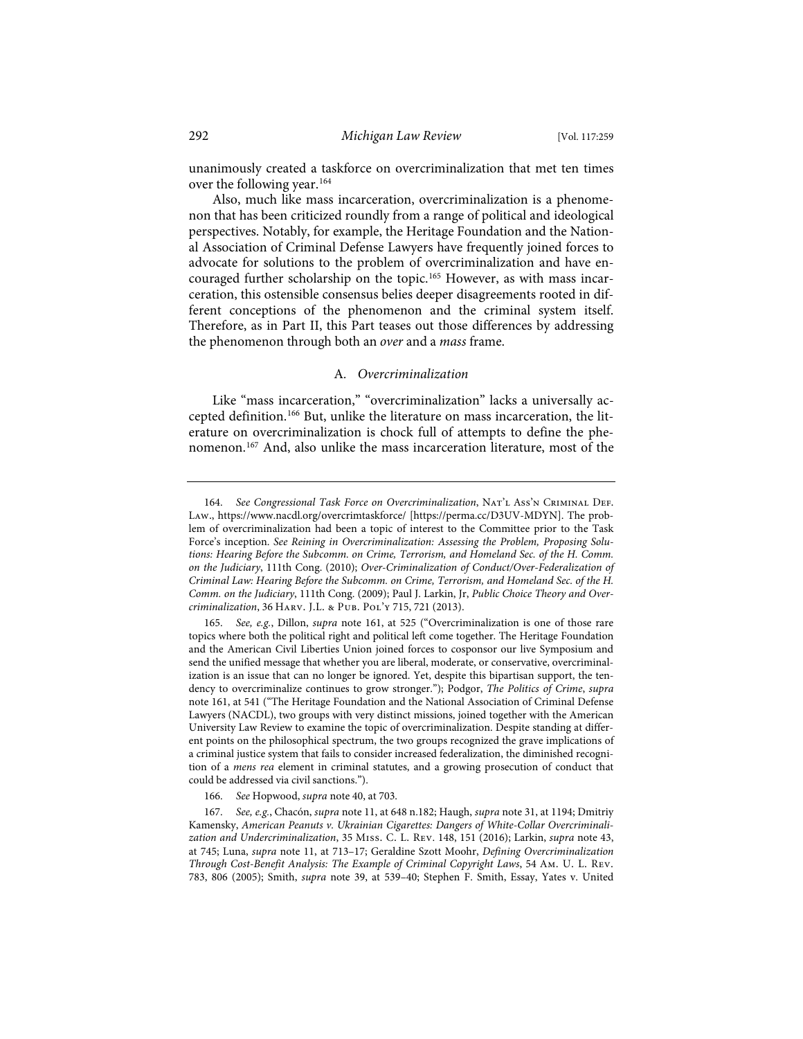unanimously created a taskforce on overcriminalization that met ten times over the following year.[164]

Also, much like mass incarceration, overcriminalization is a phenomenon that has been criticized roundly from a range of political and ideological perspectives. Notably, for example, the Heritage Foundation and the National Association of Criminal Defense Lawyers have frequently joined forces to advocate for solutions to the problem of overcriminalization and have encouraged further scholarship on the topic.[165] However, as with mass incarceration, this ostensible consensus belies deeper disagreements rooted in different conceptions of the phenomenon and the criminal system itself. Therefore, as in Part II, this Part teases out those differences by addressing the phenomenon through both an *over* and a *mass* frame.

### A. *Overcriminalization*

Like "mass incarceration," "overcriminalization" lacks a universally accepted definition.[166] But, unlike the literature on mass incarceration, the literature on overcriminalization is chock full of attempts to define the phenomenon.[167] And, also unlike the mass incarceration literature, most of the

---

164. *See Congressional Task Force on Overcriminalization*, Nat'l Ass'n Criminal Def. Law., https://www.nacdl.org/overcrimtaskforce/ [https://perma.cc/D3UV-MDYN]. The problem of overcriminalization had been a topic of interest to the Committee prior to the Task Force's inception. *See Reining in Overcriminalization: Assessing the Problem, Proposing Solutions: Hearing Before the Subcomm. on Crime, Terrorism, and Homeland Sec. of the H. Comm. on the Judiciary*, 111th Cong. (2010); *Over-Criminalization of Conduct/Over-Federalization of Criminal Law: Hearing Before the Subcomm. on Crime, Terrorism, and Homeland Sec. of the H. Comm. on the Judiciary*, 111th Cong. (2009); Paul J. Larkin, Jr, *Public Choice Theory and Overcriminalization*, 36 Harv. J.L. & Pub. Pol'y 715, 721 (2013).

165. *See, e.g.*, Dillon, *supra* note 161, at 525 ("Overcriminalization is one of those rare topics where both the political right and political left come together. The Heritage Foundation and the American Civil Liberties Union joined forces to cosponsor our live Symposium and send the unified message that whether you are liberal, moderate, or conservative, overcriminalization is an issue that can no longer be ignored. Yet, despite this bipartisan support, the tendency to overcriminalize continues to grow stronger."); Podgor, *The Politics of Crime*, *supra* note 161, at 541 ("The Heritage Foundation and the National Association of Criminal Defense Lawyers (NACDL), two groups with very distinct missions, joined together with the American University Law Review to examine the topic of overcriminalization. Despite standing at different points on the philosophical spectrum, the two groups recognized the grave implications of a criminal justice system that fails to consider increased federalization, the diminished recognition of a *mens rea* element in criminal statutes, and a growing prosecution of conduct that could be addressed via civil sanctions.").

166. *See* Hopwood, *supra* note 40, at 703.

167. *See, e.g.*, Chacón, *supra* note 11, at 648 n.182; Haugh, *supra* note 31, at 1194; Dmitriy Kamensky, *American Peanuts v. Ukrainian Cigarettes: Dangers of White-Collar Overcriminalization and Undercriminalization*, 35 Miss. C. L. Rev. 148, 151 (2016); Larkin, *supra* note 43, at 745; Luna, *supra* note 11, at 713–17; Geraldine Szott Moohr, *Defining Overcriminalization Through Cost-Benefit Analysis: The Example of Criminal Copyright Laws*, 54 Am. U. L. Rev. 783, 806 (2005); Smith, *supra* note 39, at 539–40; Stephen F. Smith, Essay, Yates v. United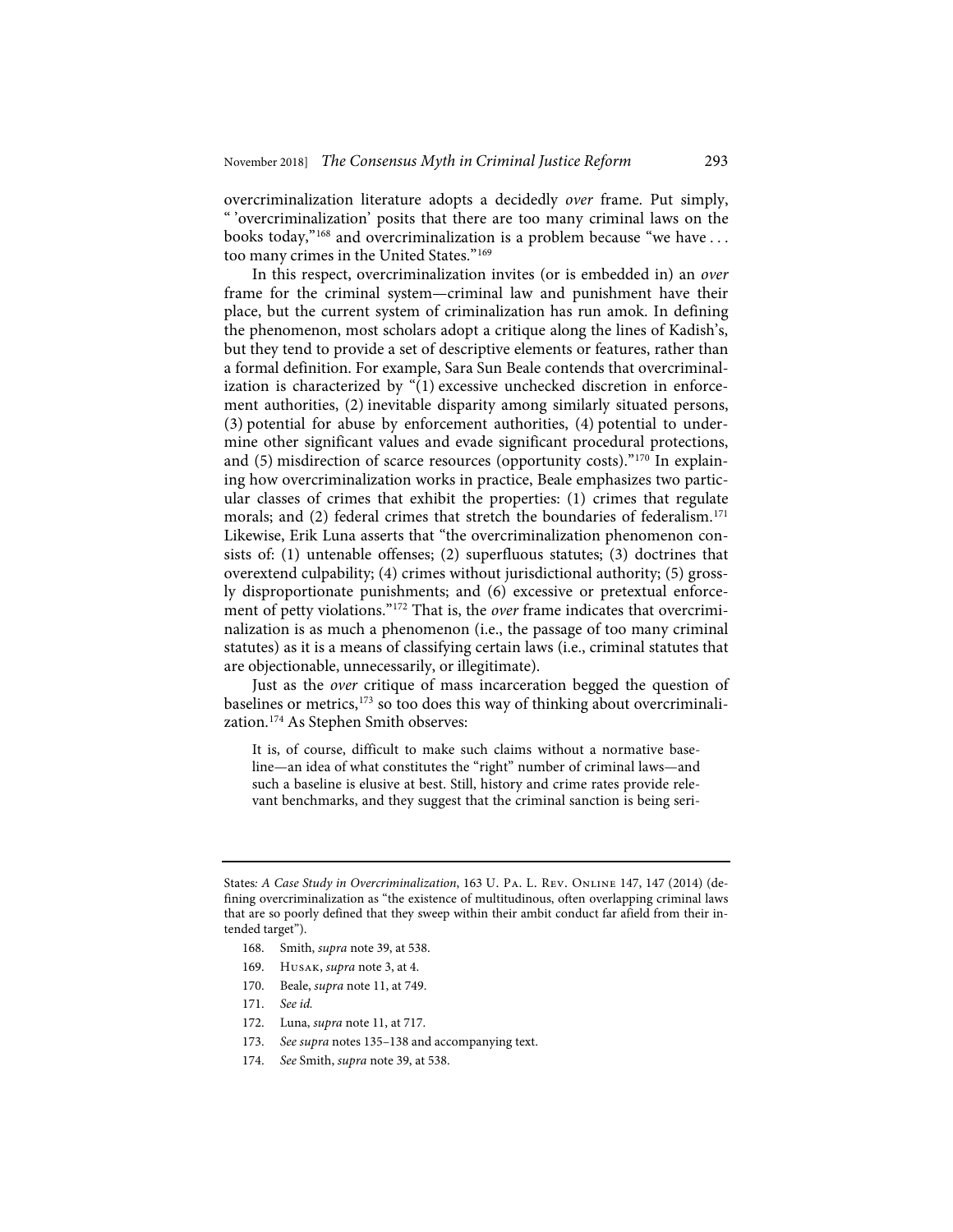overcriminalization literature adopts a decidedly *over* frame. Put simply, " 'overcriminalization' posits that there are too many criminal laws on the books today,"[168] and overcriminalization is a problem because "we have . . . too many crimes in the United States."[169]

In this respect, overcriminalization invites (or is embedded in) an *over* frame for the criminal system—criminal law and punishment have their place, but the current system of criminalization has run amok. In defining the phenomenon, most scholars adopt a critique along the lines of Kadish's, but they tend to provide a set of descriptive elements or features, rather than a formal definition. For example, Sara Sun Beale contends that overcriminalization is characterized by "(1) excessive unchecked discretion in enforcement authorities, (2) inevitable disparity among similarly situated persons, (3) potential for abuse by enforcement authorities, (4) potential to undermine other significant values and evade significant procedural protections, and (5) misdirection of scarce resources (opportunity costs)."[170] In explaining how overcriminalization works in practice, Beale emphasizes two particular classes of crimes that exhibit the properties: (1) crimes that regulate morals; and (2) federal crimes that stretch the boundaries of federalism.[171] Likewise, Erik Luna asserts that "the overcriminalization phenomenon consists of: (1) untenable offenses; (2) superfluous statutes; (3) doctrines that overextend culpability; (4) crimes without jurisdictional authority; (5) grossly disproportionate punishments; and (6) excessive or pretextual enforcement of petty violations."[172] That is, the *over* frame indicates that overcriminalization is as much a phenomenon (i.e., the passage of too many criminal statutes) as it is a means of classifying certain laws (i.e., criminal statutes that are objectionable, unnecessarily, or illegitimate).

Just as the *over* critique of mass incarceration begged the question of baselines or metrics,[173] so too does this way of thinking about overcriminalization.[174] As Stephen Smith observes:

> It is, of course, difficult to make such claims without a normative baseline—an idea of what constitutes the "right" number of criminal laws—and such a baseline is elusive at best. Still, history and crime rates provide relevant benchmarks, and they suggest that the criminal sanction is being seri-

---

States*: A Case Study in Overcriminalization*, 163 U. Pa. L. Rev. Online 147, 147 (2014) (defining overcriminalization as "the existence of multitudinous, often overlapping criminal laws that are so poorly defined that they sweep within their ambit conduct far afield from their intended target").

168. Smith, *supra* note 39, at 538.

169. Husak, *supra* note 3, at 4.

170. Beale, *supra* note 11, at 749.

171. *See id.*

172. Luna, *supra* note 11, at 717.

173. *See supra* notes 135–138 and accompanying text.

174. *See* Smith, *supra* note 39, at 538.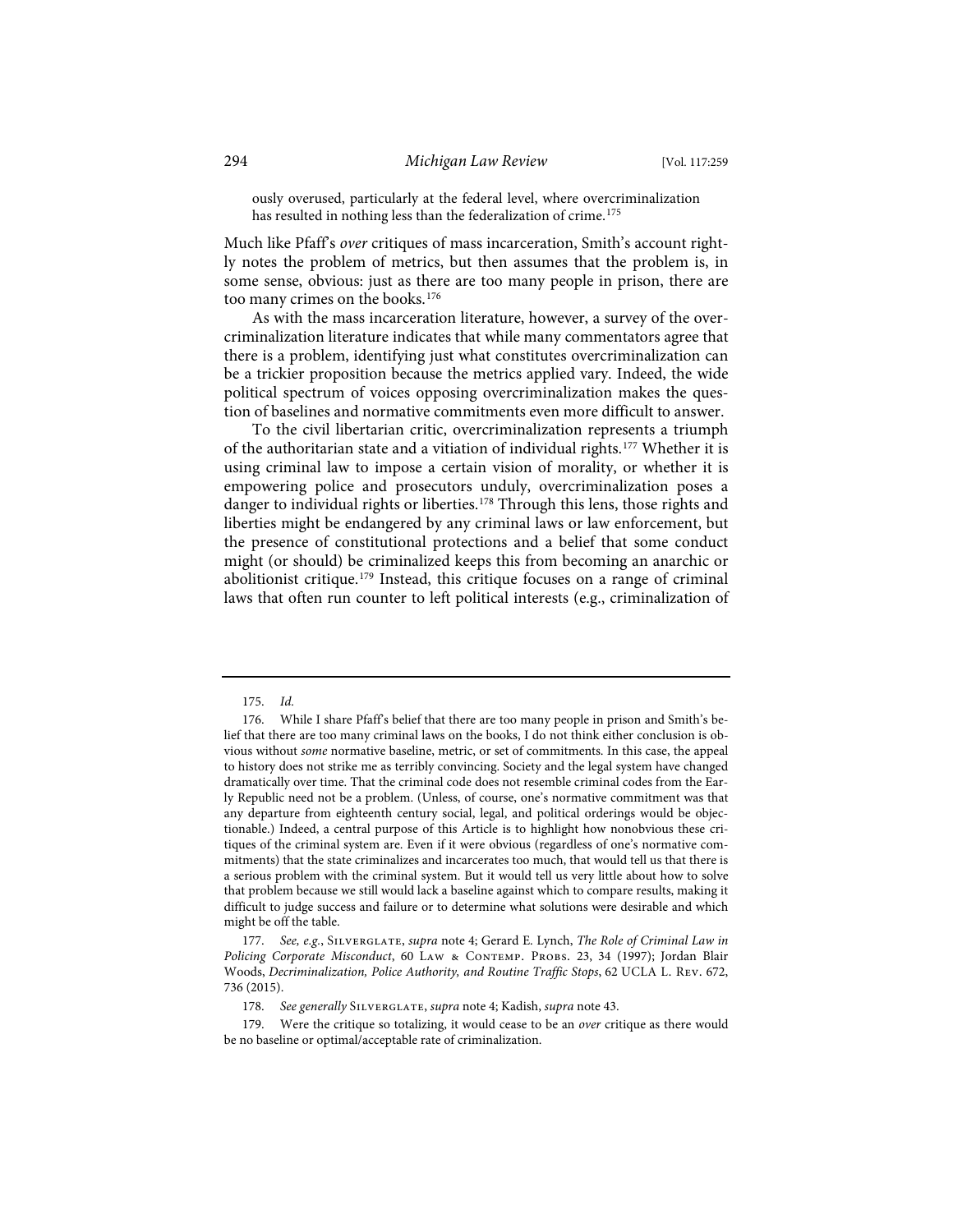ously overused, particularly at the federal level, where overcriminalization has resulted in nothing less than the federalization of crime.[175]

Much like Pfaff's *over* critiques of mass incarceration, Smith's account rightly notes the problem of metrics, but then assumes that the problem is, in some sense, obvious: just as there are too many people in prison, there are too many crimes on the books.[176]

As with the mass incarceration literature, however, a survey of the overcriminalization literature indicates that while many commentators agree that there is a problem, identifying just what constitutes overcriminalization can be a trickier proposition because the metrics applied vary. Indeed, the wide political spectrum of voices opposing overcriminalization makes the question of baselines and normative commitments even more difficult to answer.

To the civil libertarian critic, overcriminalization represents a triumph of the authoritarian state and a vitiation of individual rights.[177] Whether it is using criminal law to impose a certain vision of morality, or whether it is empowering police and prosecutors unduly, overcriminalization poses a danger to individual rights or liberties.[178] Through this lens, those rights and liberties might be endangered by any criminal laws or law enforcement, but the presence of constitutional protections and a belief that some conduct might (or should) be criminalized keeps this from becoming an anarchic or abolitionist critique.[179] Instead, this critique focuses on a range of criminal laws that often run counter to left political interests (e.g., criminalization of

---

175. *Id.*

176. While I share Pfaff's belief that there are too many people in prison and Smith's belief that there are too many criminal laws on the books, I do not think either conclusion is obvious without *some* normative baseline, metric, or set of commitments. In this case, the appeal to history does not strike me as terribly convincing. Society and the legal system have changed dramatically over time. That the criminal code does not resemble criminal codes from the Early Republic need not be a problem. (Unless, of course, one's normative commitment was that any departure from eighteenth century social, legal, and political orderings would be objectionable.) Indeed, a central purpose of this Article is to highlight how nonobvious these critiques of the criminal system are. Even if it were obvious (regardless of one's normative commitments) that the state criminalizes and incarcerates too much, that would tell us that there is a serious problem with the criminal system. But it would tell us very little about how to solve that problem because we still would lack a baseline against which to compare results, making it difficult to judge success and failure or to determine what solutions were desirable and which might be off the table.

177. *See, e.g.*, Silverglate, *supra* note 4; Gerard E. Lynch, *The Role of Criminal Law in Policing Corporate Misconduct*, 60 Law & Contemp. Probs. 23, 34 (1997); Jordan Blair Woods, *Decriminalization, Police Authority, and Routine Traffic Stops*, 62 UCLA L. Rev. 672, 736 (2015).

178. *See generally* Silverglate, *supra* note 4; Kadish, *supra* note 43.

179. Were the critique so totalizing, it would cease to be an *over* critique as there would be no baseline or optimal/acceptable rate of criminalization.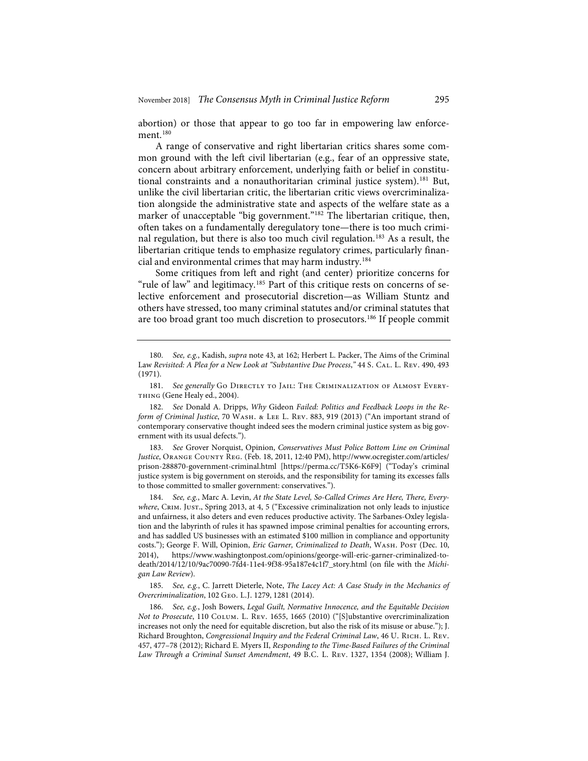abortion) or those that appear to go too far in empowering law enforcement.[180]

A range of conservative and right libertarian critics shares some common ground with the left civil libertarian (e.g., fear of an oppressive state, concern about arbitrary enforcement, underlying faith or belief in constitutional constraints and a nonauthoritarian criminal justice system).[181] But, unlike the civil libertarian critic, the libertarian critic views overcriminalization alongside the administrative state and aspects of the welfare state as a marker of unacceptable "big government."[182] The libertarian critique, then, often takes on a fundamentally deregulatory tone—there is too much criminal regulation, but there is also too much civil regulation.[183] As a result, the libertarian critique tends to emphasize regulatory crimes, particularly financial and environmental crimes that may harm industry.[184]

Some critiques from left and right (and center) prioritize concerns for "rule of law" and legitimacy.[185] Part of this critique rests on concerns of selective enforcement and prosecutorial discretion—as William Stuntz and others have stressed, too many criminal statutes and/or criminal statutes that are too broad grant too much discretion to prosecutors.[186] If people commit

---

180. *See, e.g.*, Kadish, *supra* note 43, at 162; Herbert L. Packer, The Aims of the Criminal Law *Revisited: A Plea for a New Look at "Substantive Due Process*,*"* 44 S. Cal. L. Rev. 490, 493 (1971).

181. *See generally* Go Directly to Jail: The Criminalization of Almost Everything (Gene Healy ed., 2004).

182. *See* Donald A. Dripps, *Why* Gideon *Failed: Politics and Feedback Loops in the Reform of Criminal Justice*, 70 Wash. & Lee L. Rev. 883, 919 (2013) ("An important strand of contemporary conservative thought indeed sees the modern criminal justice system as big government with its usual defects.").

183. *See* Grover Norquist, Opinion, *Conservatives Must Police Bottom Line on Criminal Justice*, Orange County Reg. (Feb. 18, 2011, 12:40 PM), http://www.ocregister.com/articles/prison-288870-government-criminal.html [https://perma.cc/T5K6-K6F9] ("Today's criminal justice system is big government on steroids, and the responsibility for taming its excesses falls to those committed to smaller government: conservatives.").

184. *See, e.g.*, Marc A. Levin, *At the State Level, So-Called Crimes Are Here, There, Everywhere*, Crim. Just., Spring 2013, at 4, 5 ("Excessive criminalization not only leads to injustice and unfairness, it also deters and even reduces productive activity. The Sarbanes-Oxley legislation and the labyrinth of rules it has spawned impose criminal penalties for accounting errors, and has saddled US businesses with an estimated $100 million in compliance and opportunity costs."); George F. Will, Opinion, *Eric Garner, Criminalized to Death*, Wash. Post (Dec. 10, 2014), https://www.washingtonpost.com/opinions/george-will-eric-garner-criminalized-to-death/2014/12/10/9ac70090-7fd4-11e4-9f38-95a187e4c1f7_story.html (on file with the *Michigan Law Review*).

185. *See, e.g.*, C. Jarrett Dieterle, Note, *The Lacey Act: A Case Study in the Mechanics of Overcriminalization*, 102 Geo. L.J. 1279, 1281 (2014).

186. *See, e.g.*, Josh Bowers, *Legal Guilt, Normative Innocence, and the Equitable Decision Not to Prosecute*, 110 Colum. L. Rev. 1655, 1665 (2010) ("[S]ubstantive overcriminalization increases not only the need for equitable discretion, but also the risk of its misuse or abuse."); J. Richard Broughton, *Congressional Inquiry and the Federal Criminal Law*, 46 U. Rich. L. Rev. 457, 477–78 (2012); Richard E. Myers II, *Responding to the Time-Based Failures of the Criminal Law Through a Criminal Sunset Amendment*, 49 B.C. L. Rev. 1327, 1354 (2008); William J.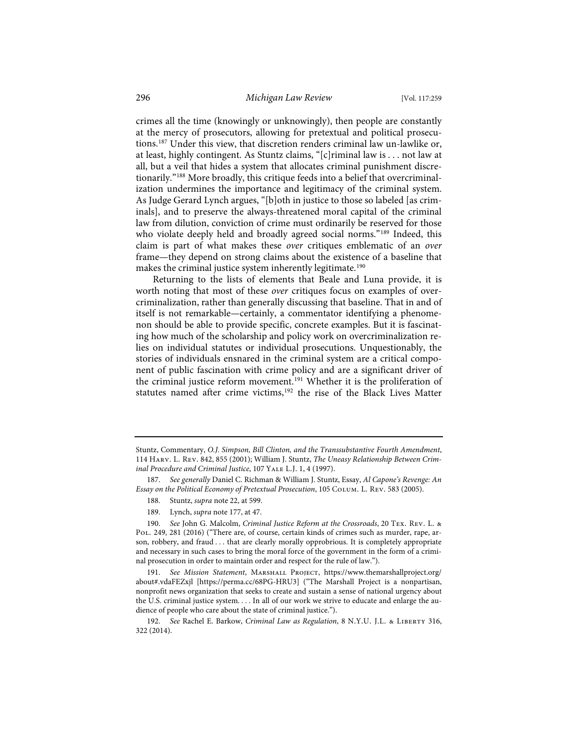crimes all the time (knowingly or unknowingly), then people are constantly at the mercy of prosecutors, allowing for pretextual and political prosecutions.[187] Under this view, that discretion renders criminal law un-lawlike or, at least, highly contingent. As Stuntz claims, "[c]riminal law is . . . not law at all, but a veil that hides a system that allocates criminal punishment discretionarily."[188] More broadly, this critique feeds into a belief that overcriminalization undermines the importance and legitimacy of the criminal system. As Judge Gerard Lynch argues, "[b]oth in justice to those so labeled [as criminals], and to preserve the always-threatened moral capital of the criminal law from dilution, conviction of crime must ordinarily be reserved for those who violate deeply held and broadly agreed social norms."[189] Indeed, this claim is part of what makes these *over* critiques emblematic of an *over* frame—they depend on strong claims about the existence of a baseline that makes the criminal justice system inherently legitimate.[190]

Returning to the lists of elements that Beale and Luna provide, it is worth noting that most of these *over* critiques focus on examples of overcriminalization, rather than generally discussing that baseline. That in and of itself is not remarkable—certainly, a commentator identifying a phenomenon should be able to provide specific, concrete examples. But it is fascinating how much of the scholarship and policy work on overcriminalization relies on individual statutes or individual prosecutions. Unquestionably, the stories of individuals ensnared in the criminal system are a critical component of public fascination with crime policy and are a significant driver of the criminal justice reform movement.[191] Whether it is the proliferation of statutes named after crime victims,[192] the rise of the Black Lives Matter

---

Stuntz, Commentary, *O.J. Simpson, Bill Clinton, and the Transsubstantive Fourth Amendment*, 114 Harv. L. Rev. 842, 855 (2001); William J. Stuntz, *The Uneasy Relationship Between Criminal Procedure and Criminal Justice*, 107 Yale L.J. 1, 4 (1997).

187. *See generally* Daniel C. Richman & William J. Stuntz, Essay, *Al Capone's Revenge: An Essay on the Political Economy of Pretextual Prosecution*, 105 Colum. L. Rev. 583 (2005).

188. Stuntz, *supra* note 22, at 599.

189. Lynch, *supra* note 177, at 47.

190. *See* John G. Malcolm, *Criminal Justice Reform at the Crossroads*, 20 Tex. Rev. L. & Pol. 249, 281 (2016) ("There are, of course, certain kinds of crimes such as murder, rape, arson, robbery, and fraud . . . that are clearly morally opprobrious. It is completely appropriate and necessary in such cases to bring the moral force of the government in the form of a criminal prosecution in order to maintain order and respect for the rule of law.").

191. *See Mission Statement*, Marshall Project, https://www.themarshallproject.org/about#.vdaFEZxjl [https://perma.cc/68PG-HRU3] ("The Marshall Project is a nonpartisan, nonprofit news organization that seeks to create and sustain a sense of national urgency about the U.S. criminal justice system. . . . In all of our work we strive to educate and enlarge the audience of people who care about the state of criminal justice.").

192. *See* Rachel E. Barkow, *Criminal Law as Regulation*, 8 N.Y.U. J.L. & Liberty 316, 322 (2014).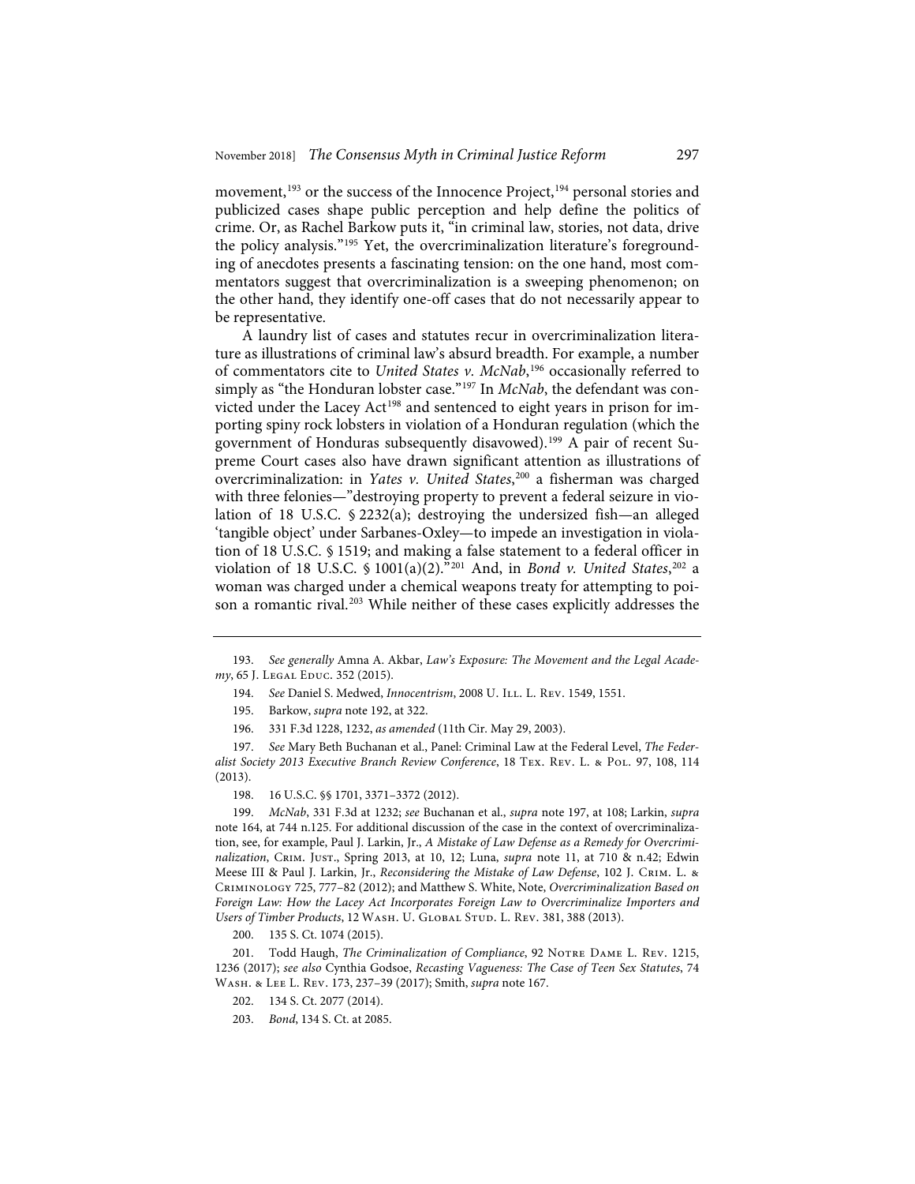movement,[193] or the success of the Innocence Project,[194] personal stories and publicized cases shape public perception and help define the politics of crime. Or, as Rachel Barkow puts it, "in criminal law, stories, not data, drive the policy analysis."[195] Yet, the overcriminalization literature's foregrounding of anecdotes presents a fascinating tension: on the one hand, most commentators suggest that overcriminalization is a sweeping phenomenon; on the other hand, they identify one-off cases that do not necessarily appear to be representative.

A laundry list of cases and statutes recur in overcriminalization literature as illustrations of criminal law's absurd breadth. For example, a number of commentators cite to *United States v. McNab*,[196] occasionally referred to simply as "the Honduran lobster case."[197] In *McNab*, the defendant was convicted under the Lacey Act[198] and sentenced to eight years in prison for importing spiny rock lobsters in violation of a Honduran regulation (which the government of Honduras subsequently disavowed).[199] A pair of recent Supreme Court cases also have drawn significant attention as illustrations of overcriminalization: in *Yates v. United States*,[200] a fisherman was charged with three felonies—"destroying property to prevent a federal seizure in violation of 18 U.S.C. § 2232(a); destroying the undersized fish—an alleged 'tangible object' under Sarbanes-Oxley—to impede an investigation in violation of 18 U.S.C. § 1519; and making a false statement to a federal officer in violation of 18 U.S.C. § 1001(a)(2)."[201] And, in *Bond v. United States*,[202] a woman was charged under a chemical weapons treaty for attempting to poison a romantic rival.[203] While neither of these cases explicitly addresses the

---

193. *See generally* Amna A. Akbar, *Law's Exposure: The Movement and the Legal Academy*, 65 J. Legal Educ. 352 (2015).

194. *See* Daniel S. Medwed, *Innocentrism*, 2008 U. Ill. L. Rev. 1549, 1551.

195. Barkow, *supra* note 192, at 322.

196. 331 F.3d 1228, 1232, *as amended* (11th Cir. May 29, 2003).

197. *See* Mary Beth Buchanan et al., Panel: Criminal Law at the Federal Level, *The Federalist Society 2013 Executive Branch Review Conference*, 18 Tex. Rev. L. & Pol. 97, 108, 114 (2013).

198. 16 U.S.C. §§ 1701, 3371–3372 (2012).

199. *McNab*, 331 F.3d at 1232; *see* Buchanan et al., *supra* note 197, at 108; Larkin, *supra* note 164, at 744 n.125. For additional discussion of the case in the context of overcriminalization, see, for example, Paul J. Larkin, Jr., *A Mistake of Law Defense as a Remedy for Overcriminalization*, Crim. Just., Spring 2013, at 10, 12; Luna, *supra* note 11, at 710 & n.42; Edwin Meese III & Paul J. Larkin, Jr., *Reconsidering the Mistake of Law Defense*, 102 J. Crim. L. & Criminology 725, 777–82 (2012); and Matthew S. White, Note, *Overcriminalization Based on Foreign Law: How the Lacey Act Incorporates Foreign Law to Overcriminalize Importers and Users of Timber Products*, 12 Wash. U. Global Stud. L. Rev. 381, 388 (2013).

200. 135 S. Ct. 1074 (2015).

201. Todd Haugh, *The Criminalization of Compliance*, 92 Notre Dame L. Rev. 1215, 1236 (2017); *see also* Cynthia Godsoe, *Recasting Vagueness: The Case of Teen Sex Statutes*, 74 Wash. & Lee L. Rev. 173, 237–39 (2017); Smith, *supra* note 167.

202. 134 S. Ct. 2077 (2014).

203. *Bond*, 134 S. Ct. at 2085.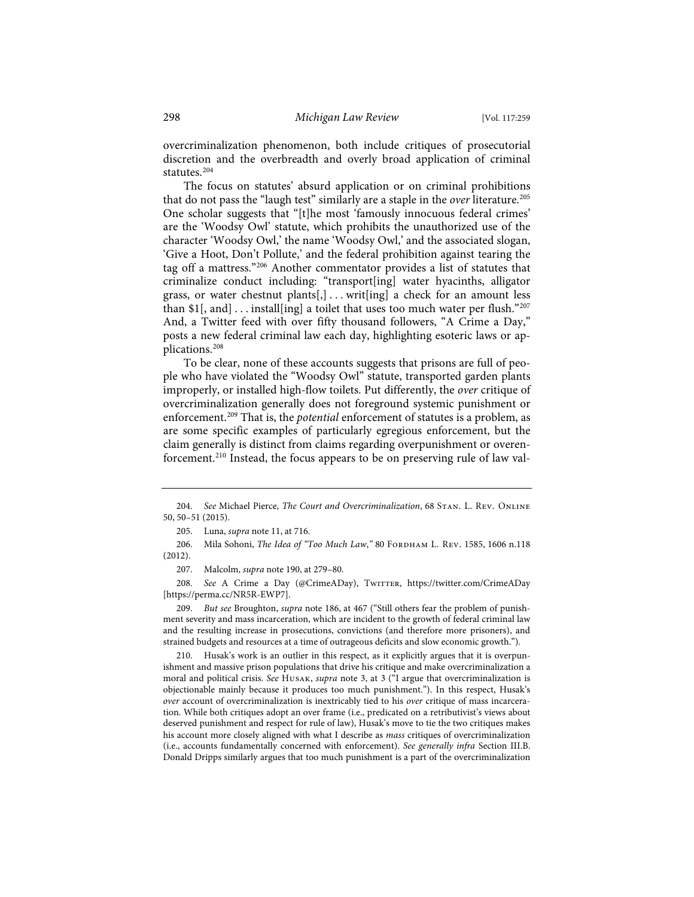overcriminalization phenomenon, both include critiques of prosecutorial discretion and the overbreadth and overly broad application of criminal statutes.[204]

The focus on statutes' absurd application or on criminal prohibitions that do not pass the "laugh test" similarly are a staple in the *over* literature.[205] One scholar suggests that "[t]he most 'famously innocuous federal crimes' are the 'Woodsy Owl' statute, which prohibits the unauthorized use of the character 'Woodsy Owl,' the name 'Woodsy Owl,' and the associated slogan, 'Give a Hoot, Don't Pollute,' and the federal prohibition against tearing the tag off a mattress."[206] Another commentator provides a list of statutes that criminalize conduct including: "transport[ing] water hyacinths, alligator grass, or water chestnut plants[,] . . . writ[ing] a check for an amount less than $1[, and] . . . install[ing] a toilet that uses too much water per flush."[207] And, a Twitter feed with over fifty thousand followers, "A Crime a Day," posts a new federal criminal law each day, highlighting esoteric laws or applications.[208]

To be clear, none of these accounts suggests that prisons are full of people who have violated the "Woodsy Owl" statute, transported garden plants improperly, or installed high-flow toilets. Put differently, the *over* critique of overcriminalization generally does not foreground systemic punishment or enforcement.[209] That is, the *potential* enforcement of statutes is a problem, as are some specific examples of particularly egregious enforcement, but the claim generally is distinct from claims regarding overpunishment or overenforcement.[210] Instead, the focus appears to be on preserving rule of law val-

---

204. *See* Michael Pierce, *The Court and Overcriminalization*, 68 Stan. L. Rev. Online 50, 50–51 (2015).

205. Luna, *supra* note 11, at 716.

206. Mila Sohoni, *The Idea of "Too Much Law*,*"* 80 Fordham L. Rev. 1585, 1606 n.118 (2012).

207. Malcolm, *supra* note 190, at 279–80.

208. *See* A Crime a Day (@CrimeADay), Twitter, https://twitter.com/CrimeADay [https://perma.cc/NR5R-EWP7].

209. *But see* Broughton, *supra* note 186, at 467 ("Still others fear the problem of punishment severity and mass incarceration, which are incident to the growth of federal criminal law and the resulting increase in prosecutions, convictions (and therefore more prisoners), and strained budgets and resources at a time of outrageous deficits and slow economic growth.").

210. Husak's work is an outlier in this respect, as it explicitly argues that it is overpunishment and massive prison populations that drive his critique and make overcriminalization a moral and political crisis. *See* Husak, *supra* note 3, at 3 ("I argue that overcriminalization is objectionable mainly because it produces too much punishment."). In this respect, Husak's *over* account of overcriminalization is inextricably tied to his *over* critique of mass incarceration. While both critiques adopt an over frame (i.e., predicated on a retributivist's views about deserved punishment and respect for rule of law), Husak's move to tie the two critiques makes his account more closely aligned with what I describe as *mass* critiques of overcriminalization (i.e., accounts fundamentally concerned with enforcement). *See generally infra* Section III.B. Donald Dripps similarly argues that too much punishment is a part of the overcriminalization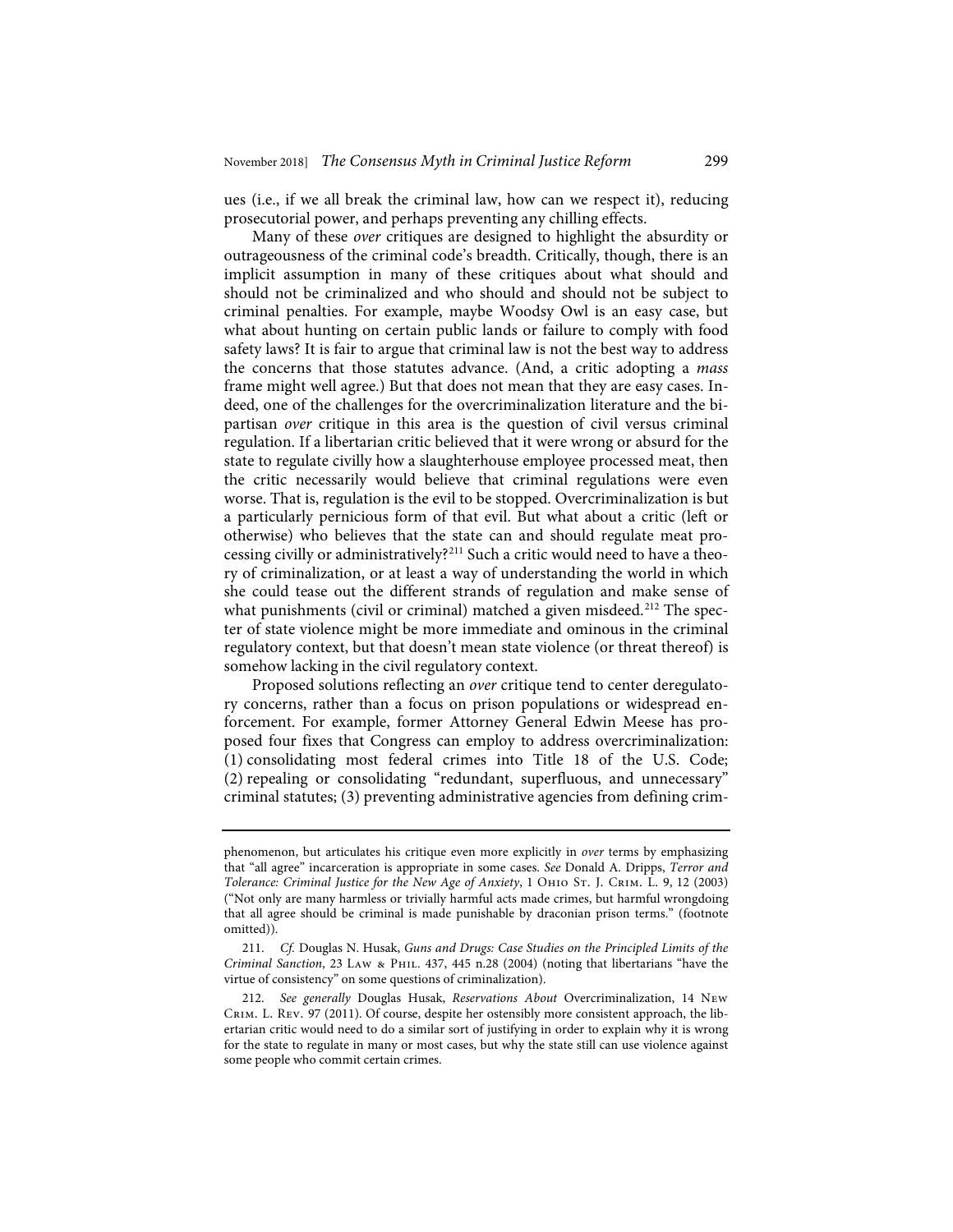ues (i.e., if we all break the criminal law, how can we respect it), reducing prosecutorial power, and perhaps preventing any chilling effects.

Many of these *over* critiques are designed to highlight the absurdity or outrageousness of the criminal code's breadth. Critically, though, there is an implicit assumption in many of these critiques about what should and should not be criminalized and who should and should not be subject to criminal penalties. For example, maybe Woodsy Owl is an easy case, but what about hunting on certain public lands or failure to comply with food safety laws? It is fair to argue that criminal law is not the best way to address the concerns that those statutes advance. (And, a critic adopting a *mass* frame might well agree.) But that does not mean that they are easy cases. Indeed, one of the challenges for the overcriminalization literature and the bipartisan *over* critique in this area is the question of civil versus criminal regulation. If a libertarian critic believed that it were wrong or absurd for the state to regulate civilly how a slaughterhouse employee processed meat, then the critic necessarily would believe that criminal regulations were even worse. That is, regulation is the evil to be stopped. Overcriminalization is but a particularly pernicious form of that evil. But what about a critic (left or otherwise) who believes that the state can and should regulate meat processing civilly or administratively?[211] Such a critic would need to have a theory of criminalization, or at least a way of understanding the world in which she could tease out the different strands of regulation and make sense of what punishments (civil or criminal) matched a given misdeed.[212] The specter of state violence might be more immediate and ominous in the criminal regulatory context, but that doesn't mean state violence (or threat thereof) is somehow lacking in the civil regulatory context.

Proposed solutions reflecting an *over* critique tend to center deregulatory concerns, rather than a focus on prison populations or widespread enforcement. For example, former Attorney General Edwin Meese has proposed four fixes that Congress can employ to address overcriminalization: (1) consolidating most federal crimes into Title 18 of the U.S. Code; (2) repealing or consolidating "redundant, superfluous, and unnecessary" criminal statutes; (3) preventing administrative agencies from defining crim-

---

phenomenon, but articulates his critique even more explicitly in *over* terms by emphasizing that "all agree" incarceration is appropriate in some cases. *See* Donald A. Dripps, *Terror and Tolerance: Criminal Justice for the New Age of Anxiety*, 1 Ohio St. J. Crim. L. 9, 12 (2003) ("Not only are many harmless or trivially harmful acts made crimes, but harmful wrongdoing that all agree should be criminal is made punishable by draconian prison terms." (footnote omitted)).

211. *Cf.* Douglas N. Husak, *Guns and Drugs: Case Studies on the Principled Limits of the Criminal Sanction*, 23 Law & Phil. 437, 445 n.28 (2004) (noting that libertarians "have the virtue of consistency" on some questions of criminalization).

212. *See generally* Douglas Husak, *Reservations About* Overcriminalization, 14 New Crim. L. Rev. 97 (2011). Of course, despite her ostensibly more consistent approach, the libertarian critic would need to do a similar sort of justifying in order to explain why it is wrong for the state to regulate in many or most cases, but why the state still can use violence against some people who commit certain crimes.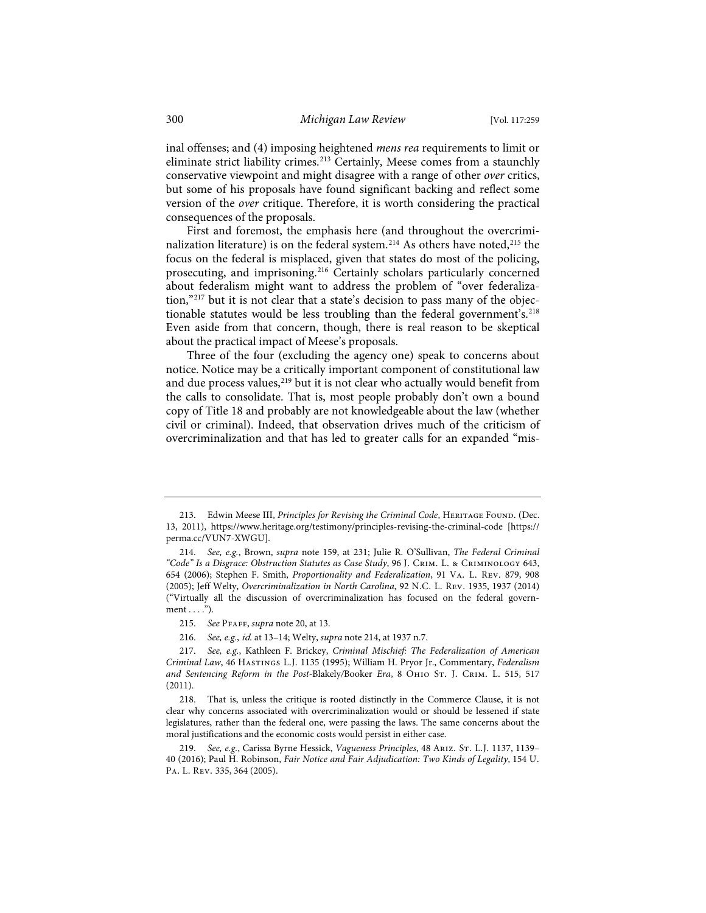inal offenses; and (4) imposing heightened *mens rea* requirements to limit or eliminate strict liability crimes.[213] Certainly, Meese comes from a staunchly conservative viewpoint and might disagree with a range of other *over* critics, but some of his proposals have found significant backing and reflect some version of the *over* critique. Therefore, it is worth considering the practical consequences of the proposals.

First and foremost, the emphasis here (and throughout the overcriminalization literature) is on the federal system.[214] As others have noted,[215] the focus on the federal is misplaced, given that states do most of the policing, prosecuting, and imprisoning.[216] Certainly scholars particularly concerned about federalism might want to address the problem of "over federalization,"[217] but it is not clear that a state's decision to pass many of the objectionable statutes would be less troubling than the federal government's.[218] Even aside from that concern, though, there is real reason to be skeptical about the practical impact of Meese's proposals.

Three of the four (excluding the agency one) speak to concerns about notice. Notice may be a critically important component of constitutional law and due process values,[219] but it is not clear who actually would benefit from the calls to consolidate. That is, most people probably don't own a bound copy of Title 18 and probably are not knowledgeable about the law (whether civil or criminal). Indeed, that observation drives much of the criticism of overcriminalization and that has led to greater calls for an expanded "mis-

---

213. Edwin Meese III, *Principles for Revising the Criminal Code*, HERITAGE FOUND. (Dec. 13, 2011), https://www.heritage.org/testimony/principles-revising-the-criminal-code [https://perma.cc/VUN7-XWGU].

214. *See, e.g.*, Brown, *supra* note 159, at 231; Julie R. O'Sullivan, *The Federal Criminal "Code" Is a Disgrace: Obstruction Statutes as Case Study*, 96 J. CRIM. L. & CRIMINOLOGY 643, 654 (2006); Stephen F. Smith, *Proportionality and Federalization*, 91 VA. L. REV. 879, 908 (2005); Jeff Welty, *Overcriminalization in North Carolina*, 92 N.C. L. REV. 1935, 1937 (2014) ("Virtually all the discussion of overcriminalization has focused on the federal government . . . .").

215. *See* PFAFF, *supra* note 20, at 13.

216. *See, e.g.*, *id.* at 13–14; Welty, *supra* note 214, at 1937 n.7.

217. *See, e.g.*, Kathleen F. Brickey, *Criminal Mischief: The Federalization of American Criminal Law*, 46 HASTINGS L.J. 1135 (1995); William H. Pryor Jr., Commentary, *Federalism and Sentencing Reform in the Post-*Blakely/Booker *Era*, 8 OHIO ST. J. CRIM. L. 515, 517 (2011).

218. That is, unless the critique is rooted distinctly in the Commerce Clause, it is not clear why concerns associated with overcriminalization would or should be lessened if state legislatures, rather than the federal one, were passing the laws. The same concerns about the moral justifications and the economic costs would persist in either case.

219. *See, e.g.*, Carissa Byrne Hessick, *Vagueness Principles*, 48 ARIZ. ST. L.J. 1137, 1139–40 (2016); Paul H. Robinson, *Fair Notice and Fair Adjudication: Two Kinds of Legality*, 154 U. PA. L. REV. 335, 364 (2005).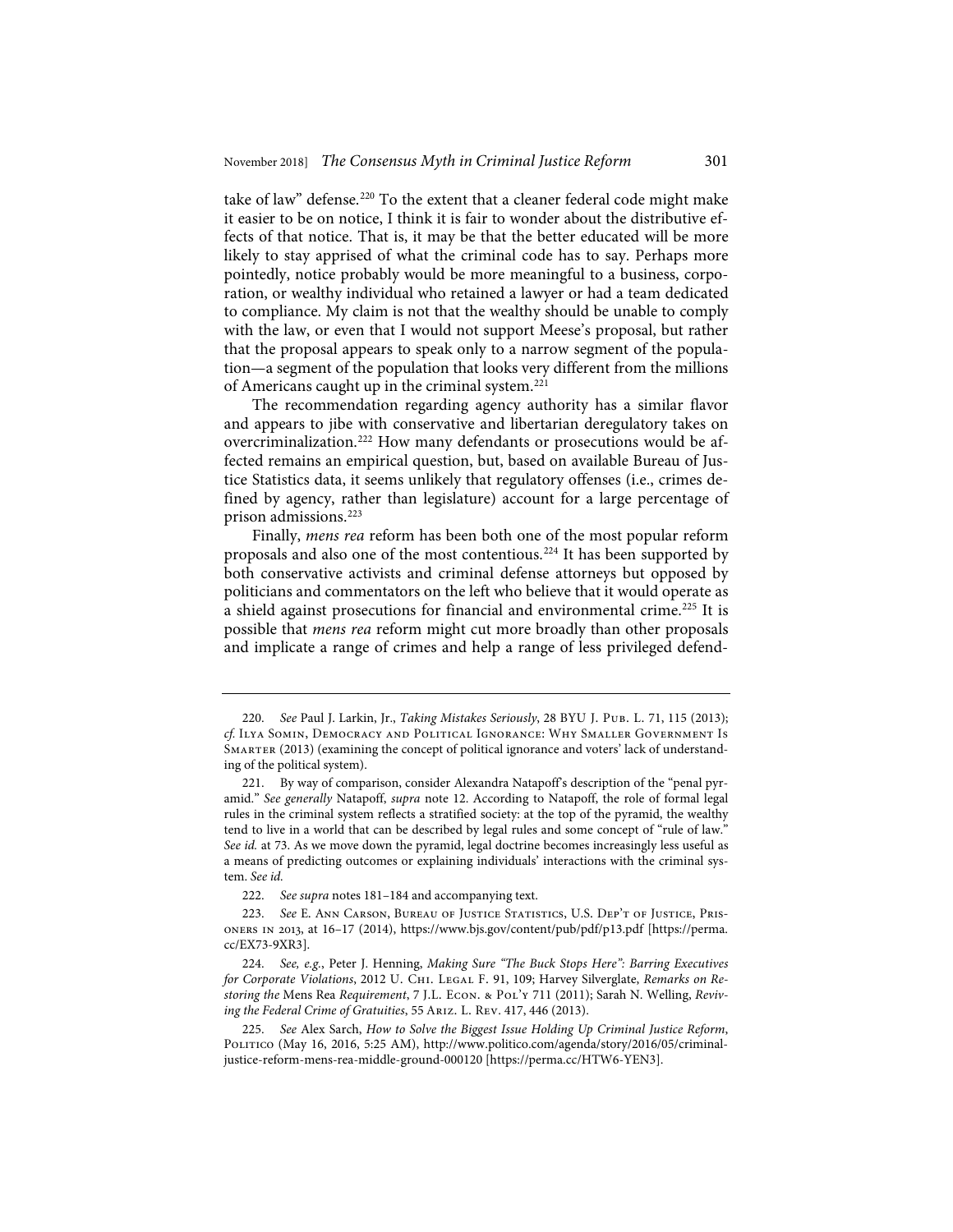take of law" defense.[220] To the extent that a cleaner federal code might make it easier to be on notice, I think it is fair to wonder about the distributive effects of that notice. That is, it may be that the better educated will be more likely to stay apprised of what the criminal code has to say. Perhaps more pointedly, notice probably would be more meaningful to a business, corporation, or wealthy individual who retained a lawyer or had a team dedicated to compliance. My claim is not that the wealthy should be unable to comply with the law, or even that I would not support Meese's proposal, but rather that the proposal appears to speak only to a narrow segment of the population—a segment of the population that looks very different from the millions of Americans caught up in the criminal system.[221]

The recommendation regarding agency authority has a similar flavor and appears to jibe with conservative and libertarian deregulatory takes on overcriminalization.[222] How many defendants or prosecutions would be affected remains an empirical question, but, based on available Bureau of Justice Statistics data, it seems unlikely that regulatory offenses (i.e., crimes defined by agency, rather than legislature) account for a large percentage of prison admissions.[223]

Finally, *mens rea* reform has been both one of the most popular reform proposals and also one of the most contentious.[224] It has been supported by both conservative activists and criminal defense attorneys but opposed by politicians and commentators on the left who believe that it would operate as a shield against prosecutions for financial and environmental crime.[225] It is possible that *mens rea* reform might cut more broadly than other proposals and implicate a range of crimes and help a range of less privileged defend-

---

220. *See* Paul J. Larkin, Jr., *Taking Mistakes Seriously*, 28 BYU J. Pub. L. 71, 115 (2013); *cf.* Ilya Somin, Democracy and Political Ignorance: Why Smaller Government Is Smarter (2013) (examining the concept of political ignorance and voters' lack of understanding of the political system).

221. By way of comparison, consider Alexandra Natapoff's description of the "penal pyramid." *See generally* Natapoff, *supra* note 12. According to Natapoff, the role of formal legal rules in the criminal system reflects a stratified society: at the top of the pyramid, the wealthy tend to live in a world that can be described by legal rules and some concept of "rule of law." *See id.* at 73. As we move down the pyramid, legal doctrine becomes increasingly less useful as a means of predicting outcomes or explaining individuals' interactions with the criminal system. *See id.*

222. *See supra* notes 181–184 and accompanying text.

223. *See* E. Ann Carson, Bureau of Justice Statistics, U.S. Dep't of Justice, Prisoners in 2013, at 16–17 (2014), https://www.bjs.gov/content/pub/pdf/p13.pdf [https://perma.cc/EX73-9XR3].

224. *See, e.g.*, Peter J. Henning, *Making Sure "The Buck Stops Here": Barring Executives for Corporate Violations*, 2012 U. Chi. Legal F. 91, 109; Harvey Silverglate, *Remarks on Restoring the* Mens Rea *Requirement*, 7 J.L. Econ. & Pol'y 711 (2011); Sarah N. Welling, *Reviving the Federal Crime of Gratuities*, 55 Ariz. L. Rev. 417, 446 (2013).

225. *See* Alex Sarch, *How to Solve the Biggest Issue Holding Up Criminal Justice Reform*, Politico (May 16, 2016, 5:25 AM), http://www.politico.com/agenda/story/2016/05/criminal-justice-reform-mens-rea-middle-ground-000120 [https://perma.cc/HTW6-YEN3].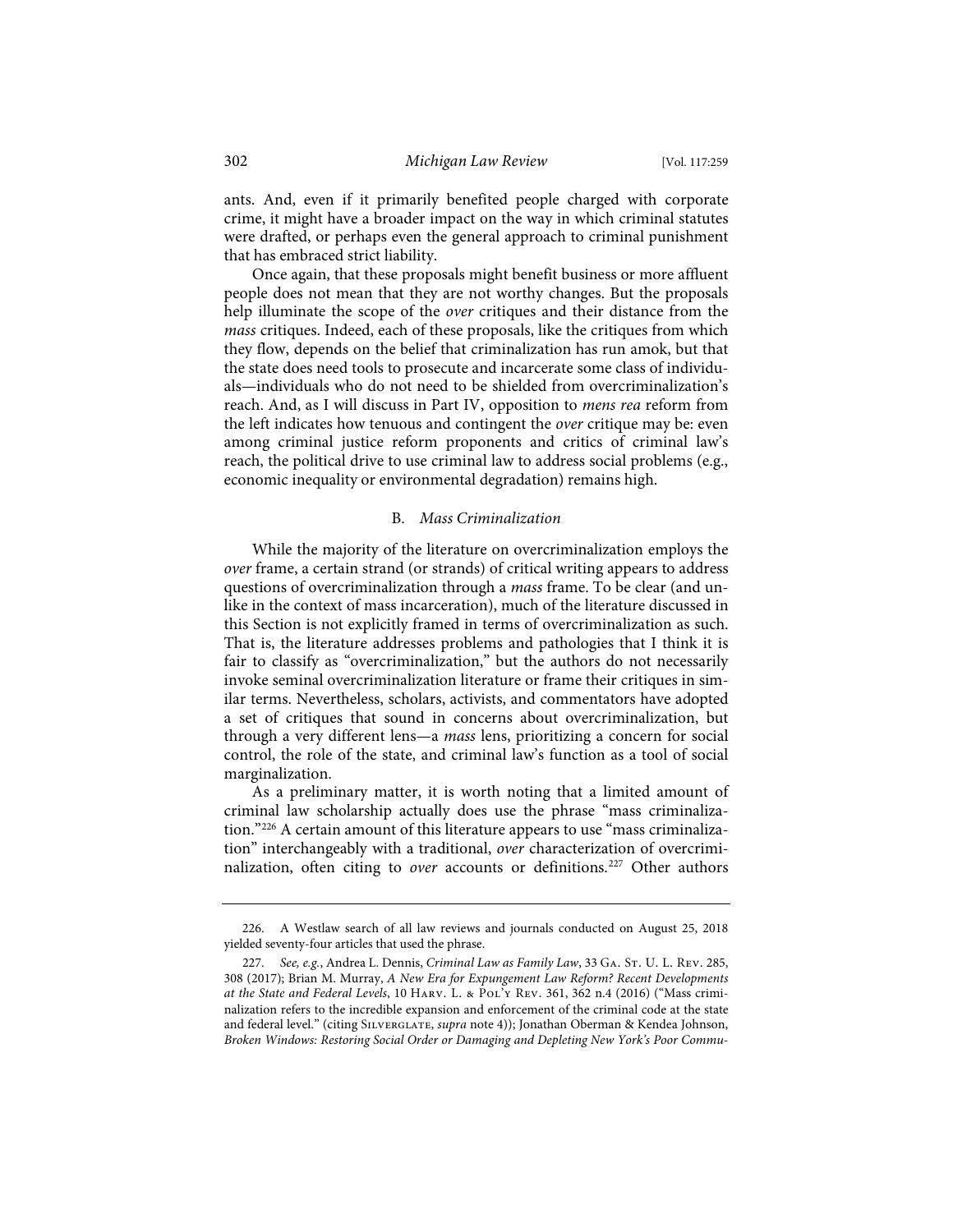ants. And, even if it primarily benefited people charged with corporate crime, it might have a broader impact on the way in which criminal statutes were drafted, or perhaps even the general approach to criminal punishment that has embraced strict liability.

Once again, that these proposals might benefit business or more affluent people does not mean that they are not worthy changes. But the proposals help illuminate the scope of the *over* critiques and their distance from the *mass* critiques. Indeed, each of these proposals, like the critiques from which they flow, depends on the belief that criminalization has run amok, but that the state does need tools to prosecute and incarcerate some class of individuals—individuals who do not need to be shielded from overcriminalization's reach. And, as I will discuss in Part IV, opposition to *mens rea* reform from the left indicates how tenuous and contingent the *over* critique may be: even among criminal justice reform proponents and critics of criminal law's reach, the political drive to use criminal law to address social problems (e.g., economic inequality or environmental degradation) remains high.

### B. *Mass Criminalization*

While the majority of the literature on overcriminalization employs the *over* frame, a certain strand (or strands) of critical writing appears to address questions of overcriminalization through a *mass* frame. To be clear (and unlike in the context of mass incarceration), much of the literature discussed in this Section is not explicitly framed in terms of overcriminalization as such. That is, the literature addresses problems and pathologies that I think it is fair to classify as "overcriminalization," but the authors do not necessarily invoke seminal overcriminalization literature or frame their critiques in similar terms. Nevertheless, scholars, activists, and commentators have adopted a set of critiques that sound in concerns about overcriminalization, but through a very different lens—a *mass* lens, prioritizing a concern for social control, the role of the state, and criminal law's function as a tool of social marginalization.

As a preliminary matter, it is worth noting that a limited amount of criminal law scholarship actually does use the phrase "mass criminalization."[226] A certain amount of this literature appears to use "mass criminalization" interchangeably with a traditional, *over* characterization of overcriminalization, often citing to *over* accounts or definitions.[227] Other authors

---

226. A Westlaw search of all law reviews and journals conducted on August 25, 2018 yielded seventy-four articles that used the phrase.

227. *See, e.g.*, Andrea L. Dennis, *Criminal Law as Family Law*, 33 Ga. St. U. L. Rev. 285, 308 (2017); Brian M. Murray, *A New Era for Expungement Law Reform? Recent Developments at the State and Federal Levels*, 10 Harv. L. & Pol'y Rev. 361, 362 n.4 (2016) ("Mass criminalization refers to the incredible expansion and enforcement of the criminal code at the state and federal level." (citing Silverglate, *supra* note 4)); Jonathan Oberman & Kendea Johnson, *Broken Windows: Restoring Social Order or Damaging and Depleting New York's Poor Commu-*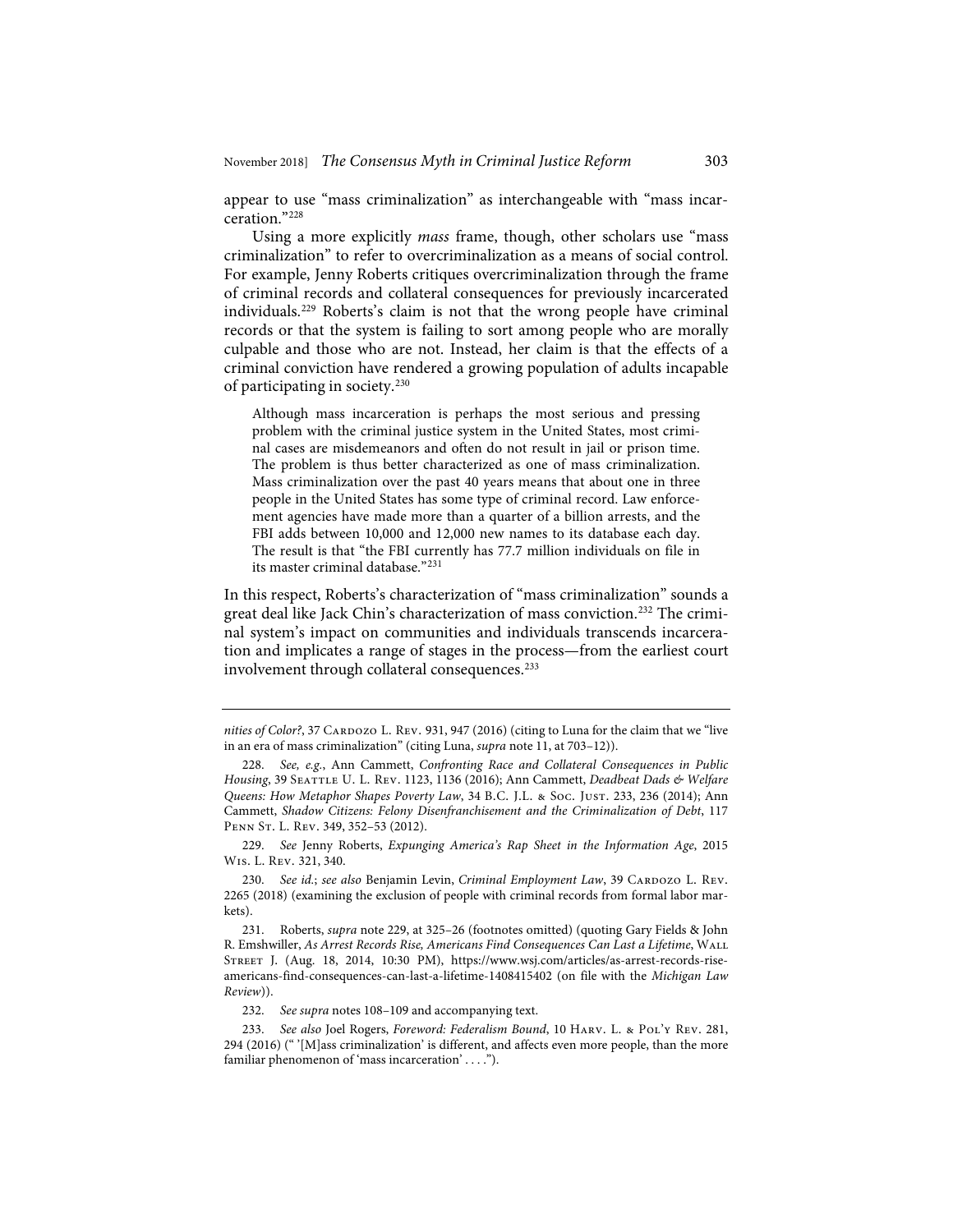appear to use "mass criminalization" as interchangeable with "mass incarceration."[228]

Using a more explicitly *mass* frame, though, other scholars use "mass criminalization" to refer to overcriminalization as a means of social control. For example, Jenny Roberts critiques overcriminalization through the frame of criminal records and collateral consequences for previously incarcerated individuals.[229] Roberts's claim is not that the wrong people have criminal records or that the system is failing to sort among people who are morally culpable and those who are not. Instead, her claim is that the effects of a criminal conviction have rendered a growing population of adults incapable of participating in society.[230]

> Although mass incarceration is perhaps the most serious and pressing problem with the criminal justice system in the United States, most criminal cases are misdemeanors and often do not result in jail or prison time. The problem is thus better characterized as one of mass criminalization. Mass criminalization over the past 40 years means that about one in three people in the United States has some type of criminal record. Law enforcement agencies have made more than a quarter of a billion arrests, and the FBI adds between 10,000 and 12,000 new names to its database each day. The result is that "the FBI currently has 77.7 million individuals on file in its master criminal database."[231]

In this respect, Roberts's characterization of "mass criminalization" sounds a great deal like Jack Chin's characterization of mass conviction.[232] The criminal system's impact on communities and individuals transcends incarceration and implicates a range of stages in the process—from the earliest court involvement through collateral consequences.[233]

---

*nities of Color?*, 37 Cardozo L. Rev. 931, 947 (2016) (citing to Luna for the claim that we "live in an era of mass criminalization" (citing Luna, *supra* note 11, at 703–12)).

228. *See, e.g.*, Ann Cammett, *Confronting Race and Collateral Consequences in Public Housing*, 39 Seattle U. L. Rev. 1123, 1136 (2016); Ann Cammett, *Deadbeat Dads & Welfare Queens: How Metaphor Shapes Poverty Law*, 34 B.C. J.L. & Soc. Just. 233, 236 (2014); Ann Cammett, *Shadow Citizens: Felony Disenfranchisement and the Criminalization of Debt*, 117 Penn St. L. Rev. 349, 352–53 (2012).

229. *See* Jenny Roberts, *Expunging America's Rap Sheet in the Information Age*, 2015 Wis. L. Rev. 321, 340.

230. *See id.*; *see also* Benjamin Levin, *Criminal Employment Law*, 39 Cardozo L. Rev. 2265 (2018) (examining the exclusion of people with criminal records from formal labor markets).

231. Roberts, *supra* note 229, at 325–26 (footnotes omitted) (quoting Gary Fields & John R. Emshwiller, *As Arrest Records Rise, Americans Find Consequences Can Last a Lifetime*, Wall Street J. (Aug. 18, 2014, 10:30 PM), https://www.wsj.com/articles/as-arrest-records-rise-americans-find-consequences-can-last-a-lifetime-1408415402 (on file with the *Michigan Law Review*)).

232. *See supra* notes 108–109 and accompanying text.

233. *See also* Joel Rogers, *Foreword: Federalism Bound*, 10 Harv. L. & Pol'y Rev. 281, 294 (2016) ("'[M]ass criminalization' is different, and affects even more people, than the more familiar phenomenon of 'mass incarceration' . . . .").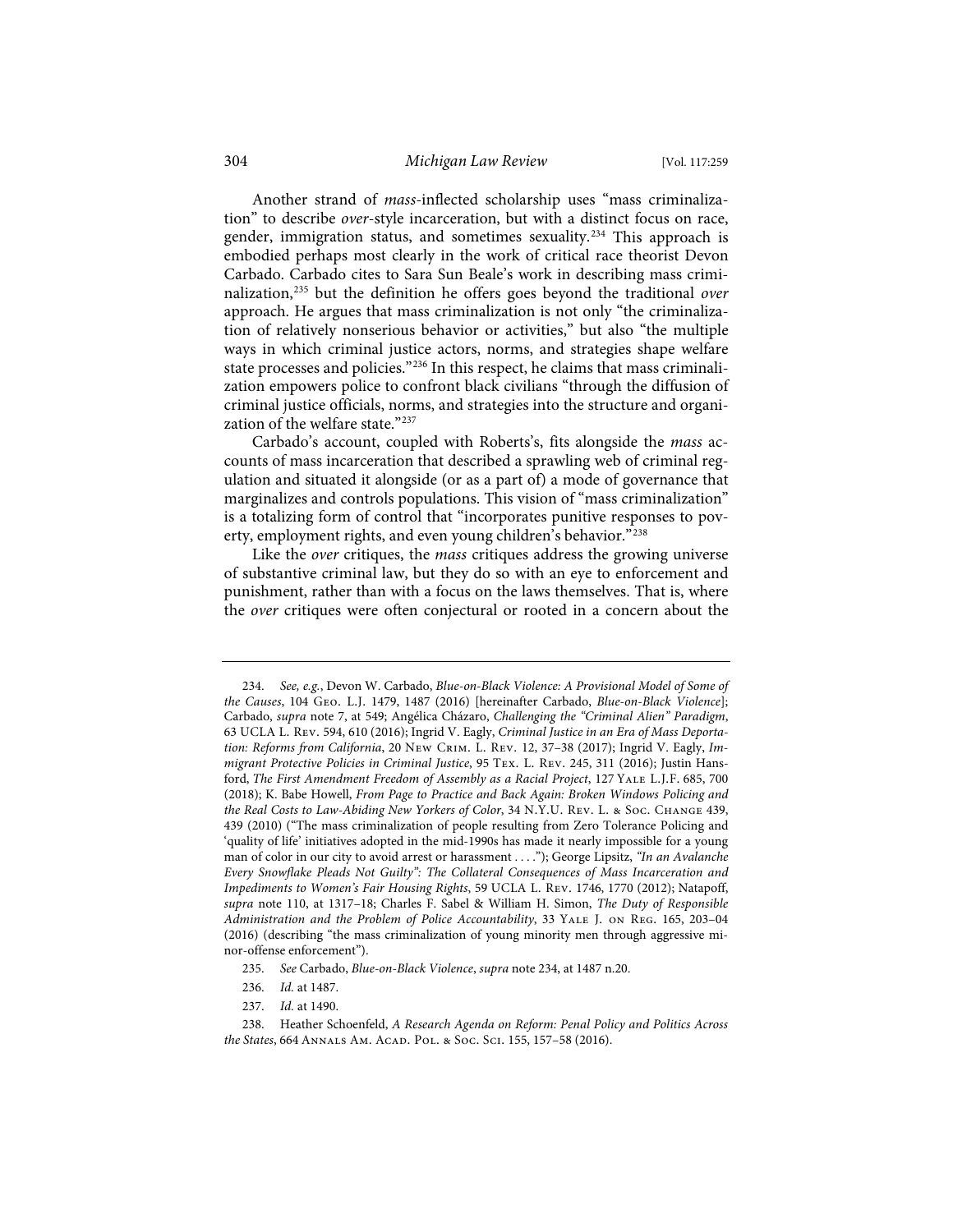Another strand of *mass*-inflected scholarship uses "mass criminalization" to describe *over*-style incarceration, but with a distinct focus on race, gender, immigration status, and sometimes sexuality.[234] This approach is embodied perhaps most clearly in the work of critical race theorist Devon Carbado. Carbado cites to Sara Sun Beale's work in describing mass criminalization,[235] but the definition he offers goes beyond the traditional *over* approach. He argues that mass criminalization is not only "the criminalization of relatively nonserious behavior or activities," but also "the multiple ways in which criminal justice actors, norms, and strategies shape welfare state processes and policies."[236] In this respect, he claims that mass criminalization empowers police to confront black civilians "through the diffusion of criminal justice officials, norms, and strategies into the structure and organization of the welfare state."[237]

Carbado's account, coupled with Roberts's, fits alongside the *mass* accounts of mass incarceration that described a sprawling web of criminal regulation and situated it alongside (or as a part of) a mode of governance that marginalizes and controls populations. This vision of "mass criminalization" is a totalizing form of control that "incorporates punitive responses to poverty, employment rights, and even young children's behavior."[238]

Like the *over* critiques, the *mass* critiques address the growing universe of substantive criminal law, but they do so with an eye to enforcement and punishment, rather than with a focus on the laws themselves. That is, where the *over* critiques were often conjectural or rooted in a concern about the

---

234. *See, e.g.*, Devon W. Carbado, *Blue-on-Black Violence: A Provisional Model of Some of the Causes*, 104 Geo. L.J. 1479, 1487 (2016) [hereinafter Carbado, *Blue-on-Black Violence*]; Carbado, *supra* note 7, at 549; Angélica Cházaro, *Challenging the "Criminal Alien" Paradigm*, 63 UCLA L. Rev. 594, 610 (2016); Ingrid V. Eagly, *Criminal Justice in an Era of Mass Deportation: Reforms from California*, 20 New Crim. L. Rev. 12, 37–38 (2017); Ingrid V. Eagly, *Immigrant Protective Policies in Criminal Justice*, 95 Tex. L. Rev. 245, 311 (2016); Justin Hansford, *The First Amendment Freedom of Assembly as a Racial Project*, 127 Yale L.J.F. 685, 700 (2018); K. Babe Howell, *From Page to Practice and Back Again: Broken Windows Policing and the Real Costs to Law-Abiding New Yorkers of Color*, 34 N.Y.U. Rev. L. & Soc. Change 439, 439 (2010) ("The mass criminalization of people resulting from Zero Tolerance Policing and 'quality of life' initiatives adopted in the mid-1990s has made it nearly impossible for a young man of color in our city to avoid arrest or harassment . . . ."); George Lipsitz, *"In an Avalanche Every Snowflake Pleads Not Guilty": The Collateral Consequences of Mass Incarceration and Impediments to Women's Fair Housing Rights*, 59 UCLA L. Rev. 1746, 1770 (2012); Natapoff, *supra* note 110, at 1317–18; Charles F. Sabel & William H. Simon, *The Duty of Responsible Administration and the Problem of Police Accountability*, 33 Yale J. on Reg. 165, 203–04 (2016) (describing "the mass criminalization of young minority men through aggressive minor-offense enforcement").

235. *See* Carbado, *Blue-on-Black Violence*, *supra* note 234, at 1487 n.20.

236. *Id.* at 1487.

237. *Id.* at 1490.

238. Heather Schoenfeld, *A Research Agenda on Reform: Penal Policy and Politics Across the States*, 664 Annals Am. Acad. Pol. & Soc. Sci. 155, 157–58 (2016).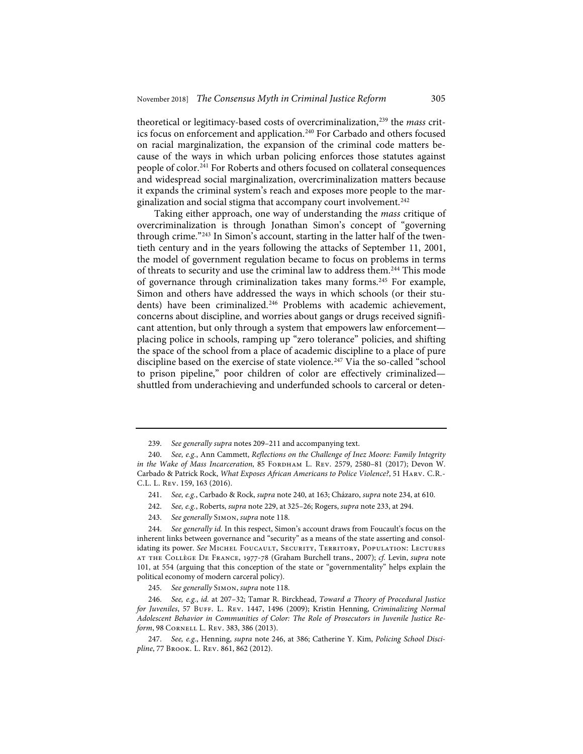theoretical or legitimacy-based costs of overcriminalization,[239] the *mass* critics focus on enforcement and application.[240] For Carbado and others focused on racial marginalization, the expansion of the criminal code matters because of the ways in which urban policing enforces those statutes against people of color.[241] For Roberts and others focused on collateral consequences and widespread social marginalization, overcriminalization matters because it expands the criminal system's reach and exposes more people to the marginalization and social stigma that accompany court involvement.[242]

Taking either approach, one way of understanding the *mass* critique of overcriminalization is through Jonathan Simon's concept of "governing through crime."[243] In Simon's account, starting in the latter half of the twentieth century and in the years following the attacks of September 11, 2001, the model of government regulation became to focus on problems in terms of threats to security and use the criminal law to address them.[244] This mode of governance through criminalization takes many forms.[245] For example, Simon and others have addressed the ways in which schools (or their students) have been criminalized.[246] Problems with academic achievement, concerns about discipline, and worries about gangs or drugs received significant attention, but only through a system that empowers law enforcement—placing police in schools, ramping up "zero tolerance" policies, and shifting the space of the school from a place of academic discipline to a place of pure discipline based on the exercise of state violence.[247] Via the so-called "school to prison pipeline," poor children of color are effectively criminalized—shuttled from underachieving and underfunded schools to carceral or deten-

---

239. *See generally supra* notes 209–211 and accompanying text.

240. *See, e.g.*, Ann Cammett, *Reflections on the Challenge of Inez Moore: Family Integrity in the Wake of Mass Incarceration*, 85 Fordham L. Rev. 2579, 2580–81 (2017); Devon W. Carbado & Patrick Rock, *What Exposes African Americans to Police Violence?*, 51 Harv. C.R.-C.L. L. Rev. 159, 163 (2016).

241. *See, e.g.*, Carbado & Rock, *supra* note 240, at 163; Cházaro, *supra* note 234, at 610.

242. *See, e.g.*, Roberts, *supra* note 229, at 325–26; Rogers, *supra* note 233, at 294.

243. *See generally* Simon, *supra* note 118.

244. *See generally id.* In this respect, Simon's account draws from Foucault's focus on the inherent links between governance and "security" as a means of the state asserting and consolidating its power. *See* Michel Foucault, Security, Territory, Population: Lectures at the Collège De France, 1977-78 (Graham Burchell trans., 2007); *cf.* Levin, *supra* note 101, at 554 (arguing that this conception of the state or "governmentality" helps explain the political economy of modern carceral policy).

245. *See generally* Simon, *supra* note 118.

246. *See, e.g.*, *id.* at 207–32; Tamar R. Birckhead, *Toward a Theory of Procedural Justice for Juveniles*, 57 Buff. L. Rev. 1447, 1496 (2009); Kristin Henning, *Criminalizing Normal Adolescent Behavior in Communities of Color: The Role of Prosecutors in Juvenile Justice Reform*, 98 Cornell L. Rev. 383, 386 (2013).

247. *See, e.g.*, Henning, *supra* note 246, at 386; Catherine Y. Kim, *Policing School Discipline*, 77 Brook. L. Rev. 861, 862 (2012).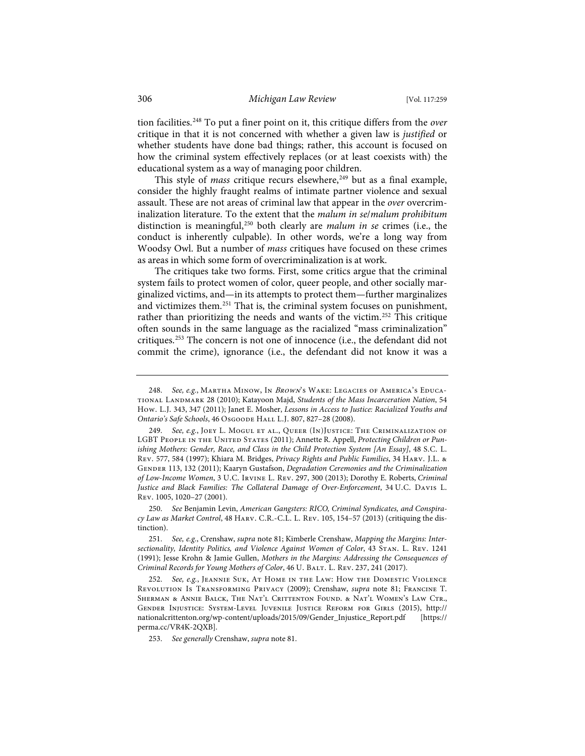tion facilities.[248] To put a finer point on it, this critique differs from the *over* critique in that it is not concerned with whether a given law is *justified* or whether students have done bad things; rather, this account is focused on how the criminal system effectively replaces (or at least coexists with) the educational system as a way of managing poor children.

This style of *mass* critique recurs elsewhere,[249] but as a final example, consider the highly fraught realms of intimate partner violence and sexual assault. These are not areas of criminal law that appear in the *over* overcriminalization literature. To the extent that the *malum in se*/*malum prohibitum* distinction is meaningful,[250] both clearly are *malum in se* crimes (i.e., the conduct is inherently culpable). In other words, we're a long way from Woodsy Owl. But a number of *mass* critiques have focused on these crimes as areas in which some form of overcriminalization is at work.

The critiques take two forms. First, some critics argue that the criminal system fails to protect women of color, queer people, and other socially marginalized victims, and—in its attempts to protect them—further marginalizes and victimizes them.[251] That is, the criminal system focuses on punishment, rather than prioritizing the needs and wants of the victim.[252] This critique often sounds in the same language as the racialized "mass criminalization" critiques.[253] The concern is not one of innocence (i.e., the defendant did not commit the crime), ignorance (i.e., the defendant did not know it was a

---

248. *See, e.g.*, Martha Minow, In *Brown*'s Wake: Legacies of America's Educational Landmark 28 (2010); Katayoon Majd, *Students of the Mass Incarceration Nation*, 54 How. L.J. 343, 347 (2011); Janet E. Mosher, *Lessons in Access to Justice: Racialized Youths and Ontario's Safe Schools*, 46 Osgoode Hall L.J. 807, 827–28 (2008).

249. *See, e.g.*, Joey L. Mogul et al., Queer (In)Justice: The Criminalization of LGBT People in the United States (2011); Annette R. Appell, *Protecting Children or Punishing Mothers: Gender, Race, and Class in the Child Protection System [An Essay]*, 48 S.C. L. Rev. 577, 584 (1997); Khiara M. Bridges, *Privacy Rights and Public Families*, 34 Harv. J.L. & Gender 113, 132 (2011); Kaaryn Gustafson, *Degradation Ceremonies and the Criminalization of Low-Income Women*, 3 U.C. Irvine L. Rev. 297, 300 (2013); Dorothy E. Roberts, *Criminal Justice and Black Families: The Collateral Damage of Over-Enforcement*, 34 U.C. Davis L. Rev. 1005, 1020–27 (2001).

250. *See* Benjamin Levin, *American Gangsters: RICO, Criminal Syndicates, and Conspiracy Law as Market Control*, 48 Harv. C.R.-C.L. L. Rev. 105, 154–57 (2013) (critiquing the distinction).

251. *See, e.g.*, Crenshaw, *supra* note 81; Kimberle Crenshaw, *Mapping the Margins: Intersectionality, Identity Politics, and Violence Against Women of Color*, 43 Stan. L. Rev. 1241 (1991); Jesse Krohn & Jamie Gullen, *Mothers in the Margins: Addressing the Consequences of Criminal Records for Young Mothers of Color*, 46 U. Balt. L. Rev. 237, 241 (2017).

252. *See, e.g.*, Jeannie Suk, At Home in the Law: How the Domestic Violence Revolution Is Transforming Privacy (2009); Crenshaw, *supra* note 81; Francine T. Sherman & Annie Balck, The Nat'l Crittenton Found. & Nat'l Women's Law Ctr., Gender Injustice: System-Level Juvenile Justice Reform for Girls (2015), http://nationalcrittenton.org/wp-content/uploads/2015/09/Gender_Injustice_Report.pdf [https://perma.cc/VR4K-2QXB].

253. *See generally* Crenshaw, *supra* note 81.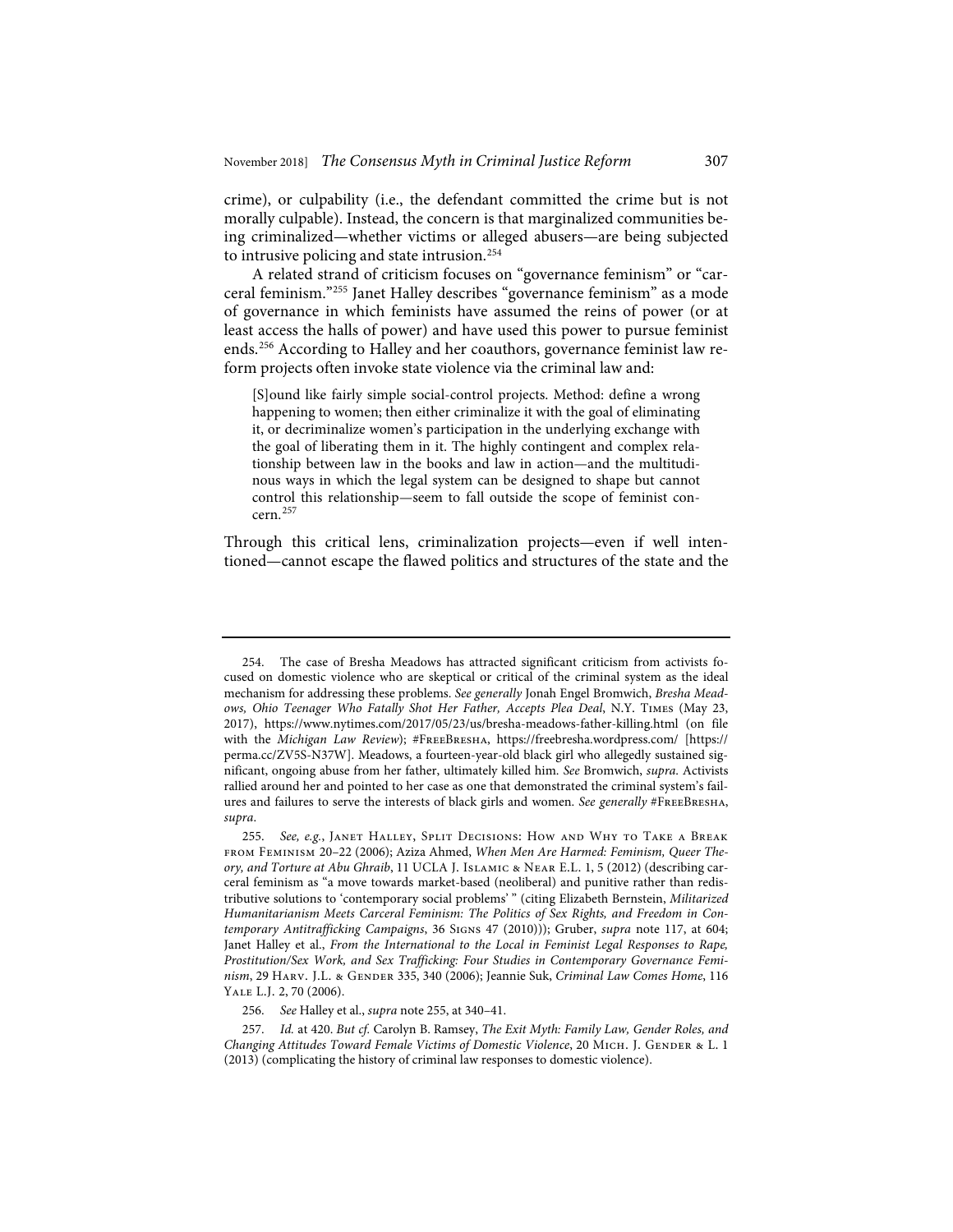crime), or culpability (i.e., the defendant committed the crime but is not morally culpable). Instead, the concern is that marginalized communities being criminalized—whether victims or alleged abusers—are being subjected to intrusive policing and state intrusion.[254]

A related strand of criticism focuses on "governance feminism" or "carceral feminism."[255] Janet Halley describes "governance feminism" as a mode of governance in which feminists have assumed the reins of power (or at least access the halls of power) and have used this power to pursue feminist ends.[256] According to Halley and her coauthors, governance feminist law reform projects often invoke state violence via the criminal law and:

> [S]ound like fairly simple social-control projects. Method: define a wrong happening to women; then either criminalize it with the goal of eliminating it, or decriminalize women's participation in the underlying exchange with the goal of liberating them in it. The highly contingent and complex relationship between law in the books and law in action—and the multitudinous ways in which the legal system can be designed to shape but cannot control this relationship—seem to fall outside the scope of feminist concern.[257]

Through this critical lens, criminalization projects—even if well intentioned—cannot escape the flawed politics and structures of the state and the

---

254. The case of Bresha Meadows has attracted significant criticism from activists focused on domestic violence who are skeptical or critical of the criminal system as the ideal mechanism for addressing these problems. *See generally* Jonah Engel Bromwich, *Bresha Meadows, Ohio Teenager Who Fatally Shot Her Father, Accepts Plea Deal*, N.Y. Times (May 23, 2017), https://www.nytimes.com/2017/05/23/us/bresha-meadows-father-killing.html (on file with the *Michigan Law Review*); #FreeBresha, https://freebresha.wordpress.com/ [https://perma.cc/ZV5S-N37W]. Meadows, a fourteen-year-old black girl who allegedly sustained significant, ongoing abuse from her father, ultimately killed him. *See* Bromwich, *supra*. Activists rallied around her and pointed to her case as one that demonstrated the criminal system's failures and failures to serve the interests of black girls and women. *See generally* #FreeBresha, *supra*.

255. *See, e.g.*, Janet Halley, Split Decisions: How and Why to Take a Break from Feminism 20–22 (2006); Aziza Ahmed, *When Men Are Harmed: Feminism, Queer Theory, and Torture at Abu Ghraib*, 11 UCLA J. Islamic & Near E.L. 1, 5 (2012) (describing carceral feminism as "a move towards market-based (neoliberal) and punitive rather than redistributive solutions to 'contemporary social problems' " (citing Elizabeth Bernstein, *Militarized Humanitarianism Meets Carceral Feminism: The Politics of Sex Rights, and Freedom in Contemporary Antitrafficking Campaigns*, 36 Signs 47 (2010))); Gruber, *supra* note 117, at 604; Janet Halley et al., *From the International to the Local in Feminist Legal Responses to Rape, Prostitution/Sex Work, and Sex Trafficking: Four Studies in Contemporary Governance Feminism*, 29 Harv. J.L. & Gender 335, 340 (2006); Jeannie Suk, *Criminal Law Comes Home*, 116 Yale L.J. 2, 70 (2006).

256. *See* Halley et al., *supra* note 255, at 340–41.

257. *Id.* at 420. *But cf.* Carolyn B. Ramsey, *The Exit Myth: Family Law, Gender Roles, and Changing Attitudes Toward Female Victims of Domestic Violence*, 20 Mich. J. Gender & L. 1 (2013) (complicating the history of criminal law responses to domestic violence).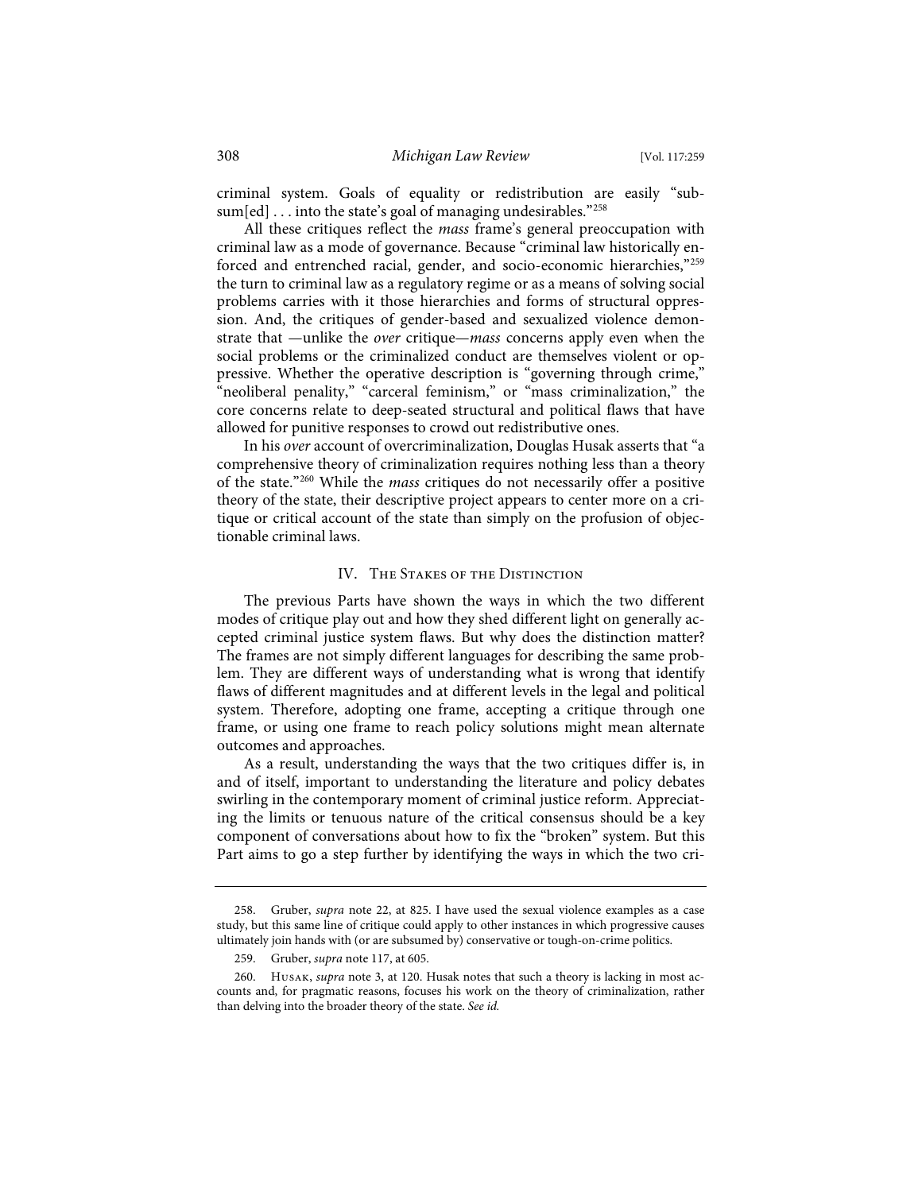criminal system. Goals of equality or redistribution are easily "subsum[ed] . . . into the state's goal of managing undesirables."[258]

All these critiques reflect the *mass* frame's general preoccupation with criminal law as a mode of governance. Because "criminal law historically enforced and entrenched racial, gender, and socio-economic hierarchies,"[259] the turn to criminal law as a regulatory regime or as a means of solving social problems carries with it those hierarchies and forms of structural oppression. And, the critiques of gender-based and sexualized violence demonstrate that —unlike the *over* critique—*mass* concerns apply even when the social problems or the criminalized conduct are themselves violent or oppressive. Whether the operative description is "governing through crime," "neoliberal penality," "carceral feminism," or "mass criminalization," the core concerns relate to deep-seated structural and political flaws that have allowed for punitive responses to crowd out redistributive ones.

In his *over* account of overcriminalization, Douglas Husak asserts that "a comprehensive theory of criminalization requires nothing less than a theory of the state."[260] While the *mass* critiques do not necessarily offer a positive theory of the state, their descriptive project appears to center more on a critique or critical account of the state than simply on the profusion of objectionable criminal laws.

## IV. The Stakes of the Distinction

The previous Parts have shown the ways in which the two different modes of critique play out and how they shed different light on generally accepted criminal justice system flaws. But why does the distinction matter? The frames are not simply different languages for describing the same problem. They are different ways of understanding what is wrong that identify flaws of different magnitudes and at different levels in the legal and political system. Therefore, adopting one frame, accepting a critique through one frame, or using one frame to reach policy solutions might mean alternate outcomes and approaches.

As a result, understanding the ways that the two critiques differ is, in and of itself, important to understanding the literature and policy debates swirling in the contemporary moment of criminal justice reform. Appreciating the limits or tenuous nature of the critical consensus should be a key component of conversations about how to fix the "broken" system. But this Part aims to go a step further by identifying the ways in which the two cri-

---

258. Gruber, *supra* note 22, at 825. I have used the sexual violence examples as a case study, but this same line of critique could apply to other instances in which progressive causes ultimately join hands with (or are subsumed by) conservative or tough-on-crime politics.

259. Gruber, *supra* note 117, at 605.

260. Husak, *supra* note 3, at 120. Husak notes that such a theory is lacking in most accounts and, for pragmatic reasons, focuses his work on the theory of criminalization, rather than delving into the broader theory of the state. *See id.*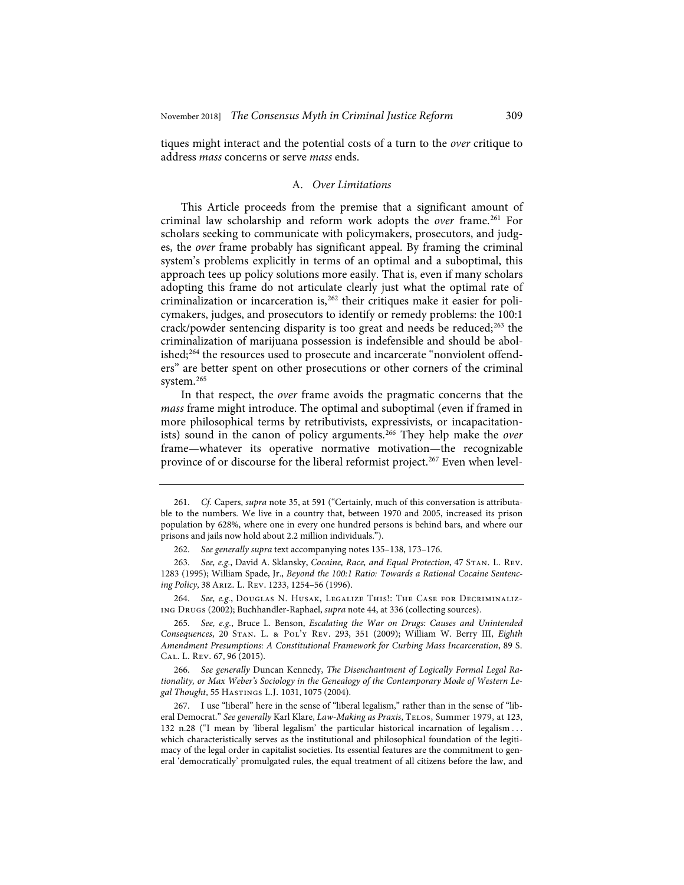tiques might interact and the potential costs of a turn to the *over* critique to address *mass* concerns or serve *mass* ends.

### A. *Over Limitations*

This Article proceeds from the premise that a significant amount of criminal law scholarship and reform work adopts the *over* frame.[261] For scholars seeking to communicate with policymakers, prosecutors, and judges, the *over* frame probably has significant appeal. By framing the criminal system's problems explicitly in terms of an optimal and a suboptimal, this approach tees up policy solutions more easily. That is, even if many scholars adopting this frame do not articulate clearly just what the optimal rate of criminalization or incarceration is,[262] their critiques make it easier for policymakers, judges, and prosecutors to identify or remedy problems: the 100:1 crack/powder sentencing disparity is too great and needs be reduced;[263] the criminalization of marijuana possession is indefensible and should be abolished;[264] the resources used to prosecute and incarcerate "nonviolent offenders" are better spent on other prosecutions or other corners of the criminal system.[265]

In that respect, the *over* frame avoids the pragmatic concerns that the *mass* frame might introduce. The optimal and suboptimal (even if framed in more philosophical terms by retributivists, expressivists, or incapacitationists) sound in the canon of policy arguments.[266] They help make the *over* frame—whatever its operative normative motivation—the recognizable province of or discourse for the liberal reformist project.[267] Even when level-

---

261. *Cf.* Capers, *supra* note 35, at 591 ("Certainly, much of this conversation is attributable to the numbers. We live in a country that, between 1970 and 2005, increased its prison population by 628%, where one in every one hundred persons is behind bars, and where our prisons and jails now hold about 2.2 million individuals.").

262. *See generally supra* text accompanying notes 135–138, 173–176.

263. *See, e.g.*, David A. Sklansky, *Cocaine, Race, and Equal Protection*, 47 Stan. L. Rev. 1283 (1995); William Spade, Jr., *Beyond the 100:1 Ratio: Towards a Rational Cocaine Sentencing Policy*, 38 Ariz. L. Rev. 1233, 1254–56 (1996).

264. *See, e.g.*, Douglas N. Husak, Legalize This!: The Case for Decriminalizing Drugs (2002); Buchhandler-Raphael, *supra* note 44, at 336 (collecting sources).

265. *See, e.g.*, Bruce L. Benson, *Escalating the War on Drugs: Causes and Unintended Consequences*, 20 Stan. L. & Pol'y Rev. 293, 351 (2009); William W. Berry III, *Eighth Amendment Presumptions: A Constitutional Framework for Curbing Mass Incarceration*, 89 S. Cal. L. Rev. 67, 96 (2015).

266. *See generally* Duncan Kennedy, *The Disenchantment of Logically Formal Legal Rationality, or Max Weber's Sociology in the Genealogy of the Contemporary Mode of Western Legal Thought*, 55 Hastings L.J. 1031, 1075 (2004).

267. I use "liberal" here in the sense of "liberal legalism," rather than in the sense of "liberal Democrat." *See generally* Karl Klare, *Law-Making as Praxis*, Telos, Summer 1979, at 123, 132 n.28 ("I mean by 'liberal legalism' the particular historical incarnation of legalism . . . which characteristically serves as the institutional and philosophical foundation of the legitimacy of the legal order in capitalist societies. Its essential features are the commitment to general 'democratically' promulgated rules, the equal treatment of all citizens before the law, and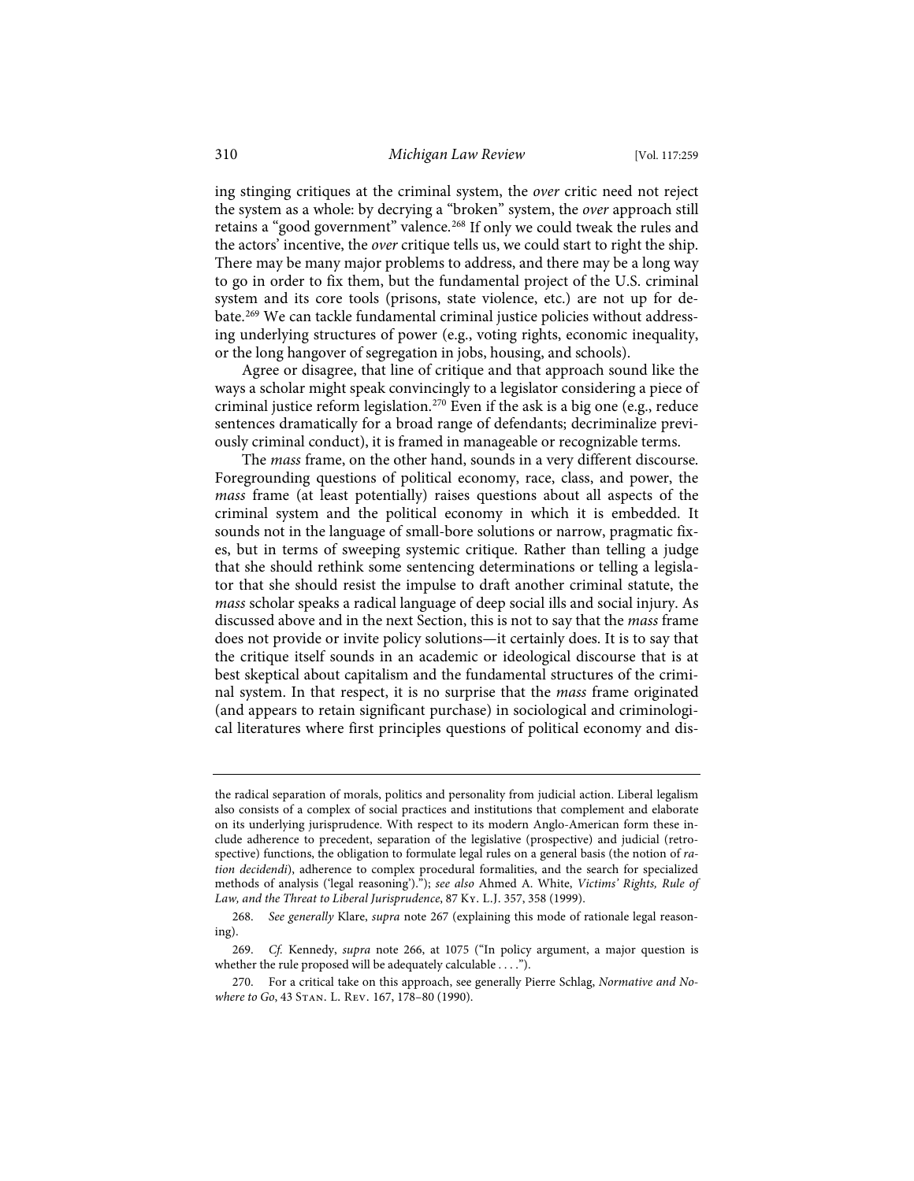ing stinging critiques at the criminal system, the *over* critic need not reject the system as a whole: by decrying a "broken" system, the *over* approach still retains a "good government" valence.[268] If only we could tweak the rules and the actors' incentive, the *over* critique tells us, we could start to right the ship. There may be many major problems to address, and there may be a long way to go in order to fix them, but the fundamental project of the U.S. criminal system and its core tools (prisons, state violence, etc.) are not up for debate.[269] We can tackle fundamental criminal justice policies without addressing underlying structures of power (e.g., voting rights, economic inequality, or the long hangover of segregation in jobs, housing, and schools).

Agree or disagree, that line of critique and that approach sound like the ways a scholar might speak convincingly to a legislator considering a piece of criminal justice reform legislation.[270] Even if the ask is a big one (e.g., reduce sentences dramatically for a broad range of defendants; decriminalize previously criminal conduct), it is framed in manageable or recognizable terms.

The *mass* frame, on the other hand, sounds in a very different discourse. Foregrounding questions of political economy, race, class, and power, the *mass* frame (at least potentially) raises questions about all aspects of the criminal system and the political economy in which it is embedded. It sounds not in the language of small-bore solutions or narrow, pragmatic fixes, but in terms of sweeping systemic critique. Rather than telling a judge that she should rethink some sentencing determinations or telling a legislator that she should resist the impulse to draft another criminal statute, the *mass* scholar speaks a radical language of deep social ills and social injury. As discussed above and in the next Section, this is not to say that the *mass* frame does not provide or invite policy solutions—it certainly does. It is to say that the critique itself sounds in an academic or ideological discourse that is at best skeptical about capitalism and the fundamental structures of the criminal system. In that respect, it is no surprise that the *mass* frame originated (and appears to retain significant purchase) in sociological and criminological literatures where first principles questions of political economy and dis-

---

the radical separation of morals, politics and personality from judicial action. Liberal legalism also consists of a complex of social practices and institutions that complement and elaborate on its underlying jurisprudence. With respect to its modern Anglo-American form these include adherence to precedent, separation of the legislative (prospective) and judicial (retrospective) functions, the obligation to formulate legal rules on a general basis (the notion of *ratio decidendi*), adherence to complex procedural formalities, and the search for specialized methods of analysis ('legal reasoning')."); *see also* Ahmed A. White, *Victims' Rights, Rule of Law, and the Threat to Liberal Jurisprudence*, 87 Ky. L.J. 357, 358 (1999).

268. *See generally* Klare, *supra* note 267 (explaining this mode of rationale legal reasoning).

269. *Cf.* Kennedy, *supra* note 266, at 1075 ("In policy argument, a major question is whether the rule proposed will be adequately calculable . . . .").

270. For a critical take on this approach, see generally Pierre Schlag, *Normative and Nowhere to Go*, 43 Stan. L. Rev. 167, 178–80 (1990).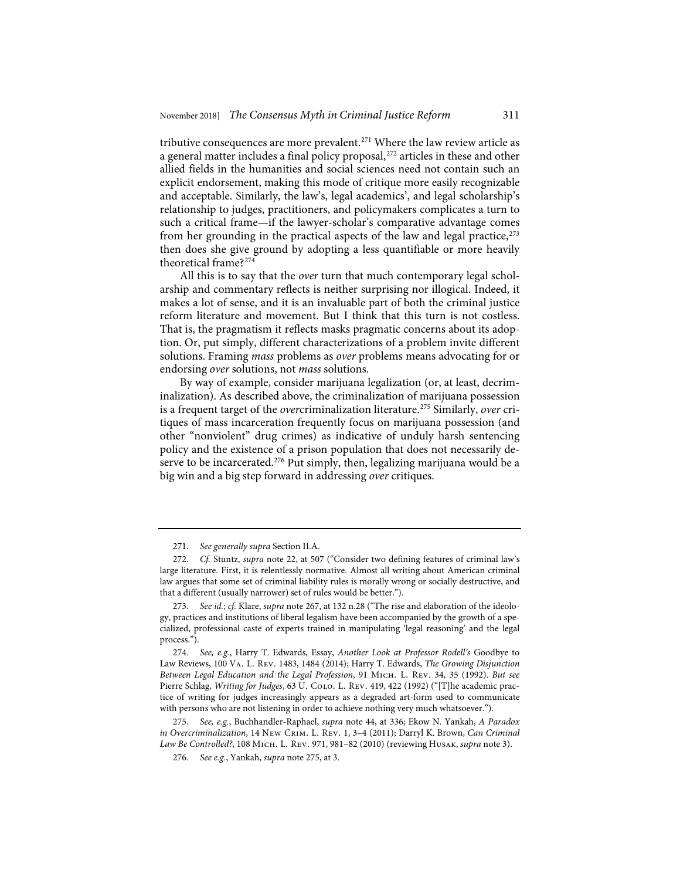tributive consequences are more prevalent.[271] Where the law review article as a general matter includes a final policy proposal,[272] articles in these and other allied fields in the humanities and social sciences need not contain such an explicit endorsement, making this mode of critique more easily recognizable and acceptable. Similarly, the law's, legal academics', and legal scholarship's relationship to judges, practitioners, and policymakers complicates a turn to such a critical frame—if the lawyer-scholar's comparative advantage comes from her grounding in the practical aspects of the law and legal practice,[273] then does she give ground by adopting a less quantifiable or more heavily theoretical frame?[274]

All this is to say that the *over* turn that much contemporary legal scholarship and commentary reflects is neither surprising nor illogical. Indeed, it makes a lot of sense, and it is an invaluable part of both the criminal justice reform literature and movement. But I think that this turn is not costless. That is, the pragmatism it reflects masks pragmatic concerns about its adoption. Or, put simply, different characterizations of a problem invite different solutions. Framing *mass* problems as *over* problems means advocating for or endorsing *over* solutions, not *mass* solutions.

By way of example, consider marijuana legalization (or, at least, decriminalization). As described above, the criminalization of marijuana possession is a frequent target of the *over*criminalization literature.[275] Similarly, *over* critiques of mass incarceration frequently focus on marijuana possession (and other "nonviolent" drug crimes) as indicative of unduly harsh sentencing policy and the existence of a prison population that does not necessarily deserve to be incarcerated.[276] Put simply, then, legalizing marijuana would be a big win and a big step forward in addressing *over* critiques.

---

271. *See generally supra* Section II.A.

272. *Cf.* Stuntz, *supra* note 22, at 507 ("Consider two defining features of criminal law's large literature. First, it is relentlessly normative. Almost all writing about American criminal law argues that some set of criminal liability rules is morally wrong or socially destructive, and that a different (usually narrower) set of rules would be better.").

273. *See id.*; *cf.* Klare, *supra* note 267, at 132 n.28 ("The rise and elaboration of the ideology, practices and institutions of liberal legalism have been accompanied by the growth of a specialized, professional caste of experts trained in manipulating 'legal reasoning' and the legal process.").

274. *See, e.g.*, Harry T. Edwards, Essay, *Another Look at Professor Rodell's* Goodbye to Law Reviews, 100 Va. L. Rev. 1483, 1484 (2014); Harry T. Edwards, *The Growing Disjunction Between Legal Education and the Legal Profession*, 91 Mich. L. Rev. 34, 35 (1992). *But see* Pierre Schlag, *Writing for Judges*, 63 U. Colo. L. Rev. 419, 422 (1992) ("[T]he academic practice of writing for judges increasingly appears as a degraded art-form used to communicate with persons who are not listening in order to achieve nothing very much whatsoever.").

275. *See, e.g.*, Buchhandler-Raphael, *supra* note 44, at 336; Ekow N. Yankah, *A Paradox in Overcriminalization*, 14 New Crim. L. Rev. 1, 3–4 (2011); Darryl K. Brown, *Can Criminal Law Be Controlled?*, 108 Mich. L. Rev. 971, 981–82 (2010) (reviewing Husak, *supra* note 3).

276. *See e.g.*, Yankah, *supra* note 275, at 3.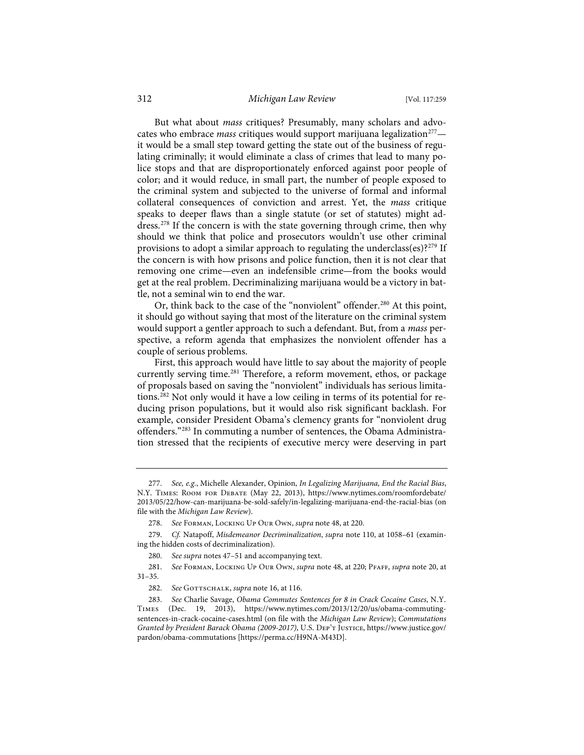But what about *mass* critiques? Presumably, many scholars and advocates who embrace *mass* critiques would support marijuana legalization[277]—it would be a small step toward getting the state out of the business of regulating criminally; it would eliminate a class of crimes that lead to many police stops and that are disproportionately enforced against poor people of color; and it would reduce, in small part, the number of people exposed to the criminal system and subjected to the universe of formal and informal collateral consequences of conviction and arrest. Yet, the *mass* critique speaks to deeper flaws than a single statute (or set of statutes) might address.[278] If the concern is with the state governing through crime, then why should we think that police and prosecutors wouldn't use other criminal provisions to adopt a similar approach to regulating the underclass(es)?[279] If the concern is with how prisons and police function, then it is not clear that removing one crime—even an indefensible crime—from the books would get at the real problem. Decriminalizing marijuana would be a victory in battle, not a seminal win to end the war.

Or, think back to the case of the "nonviolent" offender.[280] At this point, it should go without saying that most of the literature on the criminal system would support a gentler approach to such a defendant. But, from a *mass* perspective, a reform agenda that emphasizes the nonviolent offender has a couple of serious problems.

First, this approach would have little to say about the majority of people currently serving time.[281] Therefore, a reform movement, ethos, or package of proposals based on saving the "nonviolent" individuals has serious limitations.[282] Not only would it have a low ceiling in terms of its potential for reducing prison populations, but it would also risk significant backlash. For example, consider President Obama's clemency grants for "nonviolent drug offenders."[283] In commuting a number of sentences, the Obama Administration stressed that the recipients of executive mercy were deserving in part

---

277. *See, e.g.*, Michelle Alexander, Opinion, *In Legalizing Marijuana, End the Racial Bias*, N.Y. Times: Room for Debate (May 22, 2013), https://www.nytimes.com/roomfordebate/2013/05/22/how-can-marijuana-be-sold-safely/in-legalizing-marijuana-end-the-racial-bias (on file with the *Michigan Law Review*).

278. *See* Forman, Locking Up Our Own, *supra* note 48, at 220.

279. *Cf.* Natapoff, *Misdemeanor Decriminalization*, *supra* note 110, at 1058–61 (examining the hidden costs of decriminalization).

280. *See supra* notes 47–51 and accompanying text.

281. *See* Forman, Locking Up Our Own, *supra* note 48, at 220; Pfaff, *supra* note 20, at 31–35.

282. *See* Gottschalk, *supra* note 16, at 116.

283. *See* Charlie Savage, *Obama Commutes Sentences for 8 in Crack Cocaine Cases*, N.Y. Times (Dec. 19, 2013), https://www.nytimes.com/2013/12/20/us/obama-commuting-sentences-in-crack-cocaine-cases.html (on file with the *Michigan Law Review*); *Commutations Granted by President Barack Obama (2009-2017)*, U.S. Dep't Justice, https://www.justice.gov/pardon/obama-commutations [https://perma.cc/H9NA-M43D].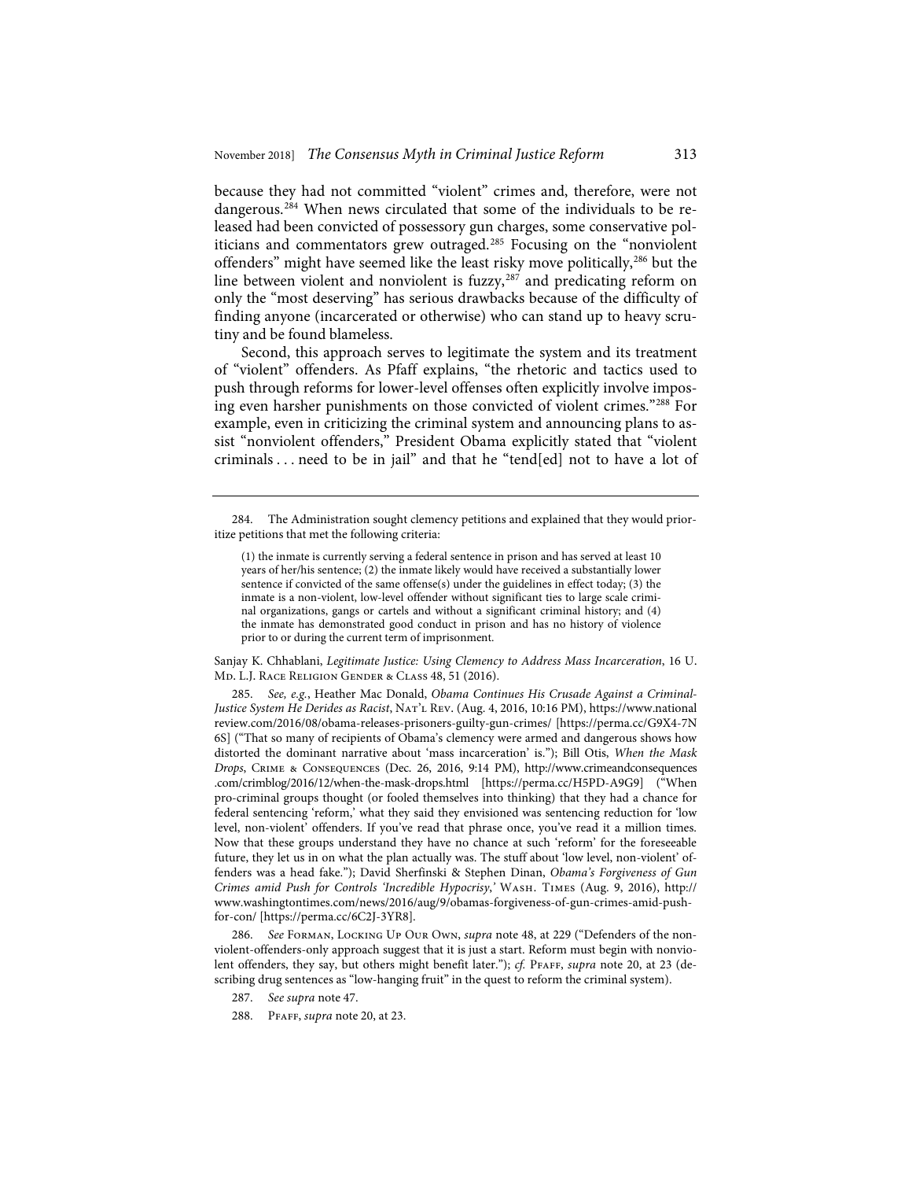because they had not committed "violent" crimes and, therefore, were not dangerous.[284] When news circulated that some of the individuals to be released had been convicted of possessory gun charges, some conservative politicians and commentators grew outraged.[285] Focusing on the "nonviolent offenders" might have seemed like the least risky move politically,[286] but the line between violent and nonviolent is fuzzy,[287] and predicating reform on only the "most deserving" has serious drawbacks because of the difficulty of finding anyone (incarcerated or otherwise) who can stand up to heavy scrutiny and be found blameless.

Second, this approach serves to legitimate the system and its treatment of "violent" offenders. As Pfaff explains, "the rhetoric and tactics used to push through reforms for lower-level offenses often explicitly involve imposing even harsher punishments on those convicted of violent crimes."[288] For example, even in criticizing the criminal system and announcing plans to assist "nonviolent offenders," President Obama explicitly stated that "violent criminals . . . need to be in jail" and that he "tend[ed] not to have a lot of

---

284. The Administration sought clemency petitions and explained that they would prioritize petitions that met the following criteria:

> (1) the inmate is currently serving a federal sentence in prison and has served at least 10 years of her/his sentence; (2) the inmate likely would have received a substantially lower sentence if convicted of the same offense(s) under the guidelines in effect today; (3) the inmate is a non-violent, low-level offender without significant ties to large scale criminal organizations, gangs or cartels and without a significant criminal history; and (4) the inmate has demonstrated good conduct in prison and has no history of violence prior to or during the current term of imprisonment.

Sanjay K. Chhablani, *Legitimate Justice: Using Clemency to Address Mass Incarceration*, 16 U. Md. L.J. Race Religion Gender & Class 48, 51 (2016).

285. *See, e.g.*, Heather Mac Donald, *Obama Continues His Crusade Against a Criminal-Justice System He Derides as Racist*, Nat'l Rev. (Aug. 4, 2016, 10:16 PM), https://www.nationalreview.com/2016/08/obama-releases-prisoners-guilty-gun-crimes/ [https://perma.cc/G9X4-7N6S] ("That so many of recipients of Obama's clemency were armed and dangerous shows how distorted the dominant narrative about 'mass incarceration' is."); Bill Otis, *When the Mask Drops*, Crime & Consequences (Dec. 26, 2016, 9:14 PM), http://www.crimeandconsequences.com/crimblog/2016/12/when-the-mask-drops.html [https://perma.cc/H5PD-A9G9] ("When pro-criminal groups thought (or fooled themselves into thinking) that they had a chance for federal sentencing 'reform,' what they said they envisioned was sentencing reduction for 'low level, non-violent' offenders. If you've read that phrase once, you've read it a million times. Now that these groups understand they have no chance at such 'reform' for the foreseeable future, they let us in on what the plan actually was. The stuff about 'low level, non-violent' offenders was a head fake."); David Sherfinski & Stephen Dinan, *Obama's Forgiveness of Gun Crimes amid Push for Controls 'Incredible Hypocrisy,'* Wash. Times (Aug. 9, 2016), http://www.washingtontimes.com/news/2016/aug/9/obamas-forgiveness-of-gun-crimes-amid-push-for-con/ [https://perma.cc/6C2J-3YR8].

286. *See* Forman, Locking Up Our Own, *supra* note 48, at 229 ("Defenders of the nonviolent-offenders-only approach suggest that it is just a start. Reform must begin with nonviolent offenders, they say, but others might benefit later."); *cf.* Pfaff, *supra* note 20, at 23 (describing drug sentences as "low-hanging fruit" in the quest to reform the criminal system).

287. *See supra* note 47.

288. Pfaff, *supra* note 20, at 23.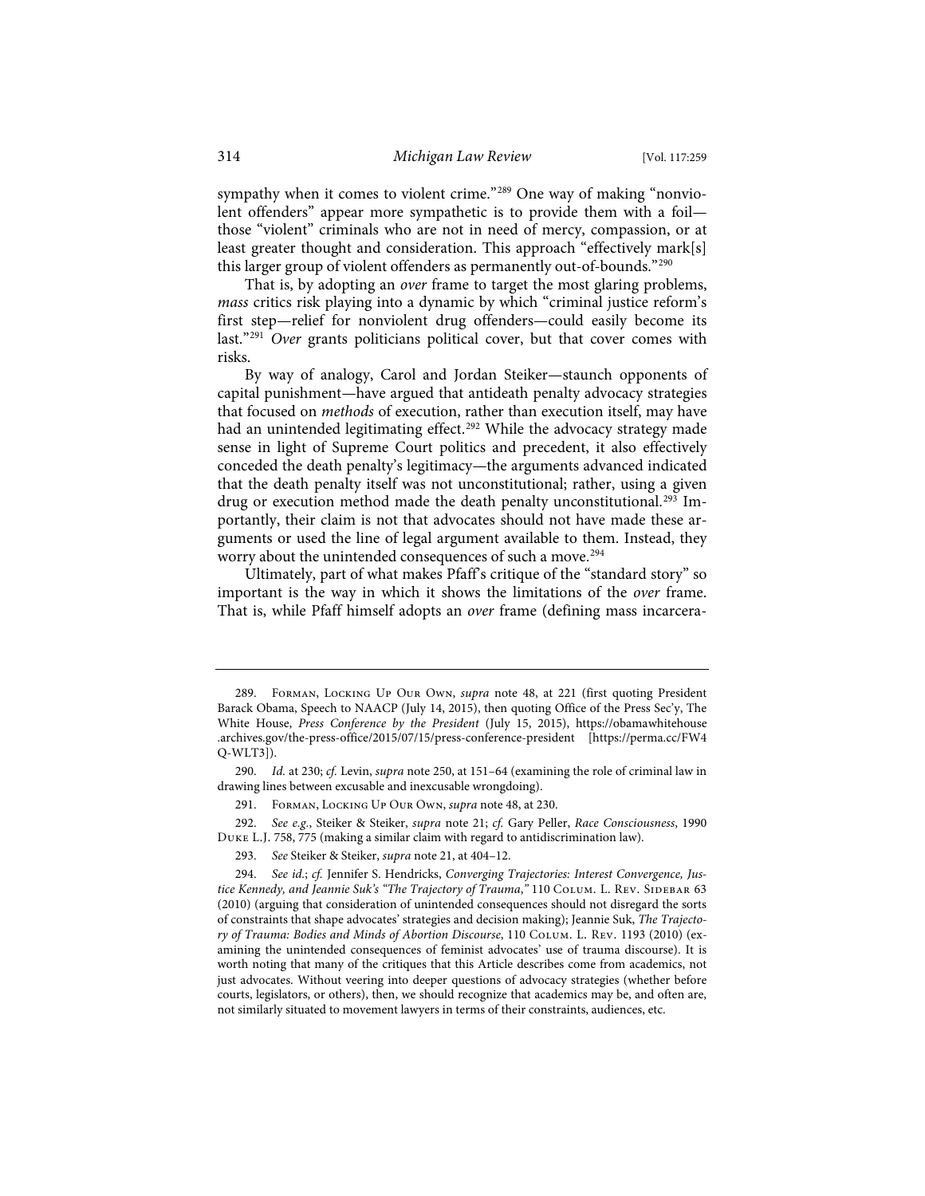sympathy when it comes to violent crime."[289] One way of making "nonviolent offenders" appear more sympathetic is to provide them with a foil—those "violent" criminals who are not in need of mercy, compassion, or at least greater thought and consideration. This approach "effectively mark[s] this larger group of violent offenders as permanently out-of-bounds."[290]

That is, by adopting an *over* frame to target the most glaring problems, *mass* critics risk playing into a dynamic by which "criminal justice reform's first step—relief for nonviolent drug offenders—could easily become its last."[291] *Over* grants politicians political cover, but that cover comes with risks.

By way of analogy, Carol and Jordan Steiker—staunch opponents of capital punishment—have argued that antideath penalty advocacy strategies that focused on *methods* of execution, rather than execution itself, may have had an unintended legitimating effect.[292] While the advocacy strategy made sense in light of Supreme Court politics and precedent, it also effectively conceded the death penalty's legitimacy—the arguments advanced indicated that the death penalty itself was not unconstitutional; rather, using a given drug or execution method made the death penalty unconstitutional.[293] Importantly, their claim is not that advocates should not have made these arguments or used the line of legal argument available to them. Instead, they worry about the unintended consequences of such a move.[294]

Ultimately, part of what makes Pfaff's critique of the "standard story" so important is the way in which it shows the limitations of the *over* frame. That is, while Pfaff himself adopts an *over* frame (defining mass incarcera-

---

289. Forman, Locking Up Our Own, *supra* note 48, at 221 (first quoting President Barack Obama, Speech to NAACP (July 14, 2015), then quoting Office of the Press Sec'y, The White House, *Press Conference by the President* (July 15, 2015), https://obamawhitehouse.archives.gov/the-press-office/2015/07/15/press-conference-president [https://perma.cc/FW4Q-WLT3]).

290. *Id.* at 230; *cf.* Levin, *supra* note 250, at 151–64 (examining the role of criminal law in drawing lines between excusable and inexcusable wrongdoing).

291. Forman, Locking Up Our Own, *supra* note 48, at 230.

292. *See e.g.*, Steiker & Steiker, *supra* note 21; *cf.* Gary Peller, *Race Consciousness*, 1990 Duke L.J. 758, 775 (making a similar claim with regard to antidiscrimination law).

293. *See* Steiker & Steiker, *supra* note 21, at 404–12.

294. *See id.*; *cf.* Jennifer S. Hendricks, *Converging Trajectories: Interest Convergence, Justice Kennedy, and Jeannie Suk's "The Trajectory of Trauma*,*"* 110 Colum. L. Rev. Sidebar 63 (2010) (arguing that consideration of unintended consequences should not disregard the sorts of constraints that shape advocates' strategies and decision making); Jeannie Suk, *The Trajectory of Trauma: Bodies and Minds of Abortion Discourse*, 110 Colum. L. Rev. 1193 (2010) (examining the unintended consequences of feminist advocates' use of trauma discourse). It is worth noting that many of the critiques that this Article describes come from academics, not just advocates. Without veering into deeper questions of advocacy strategies (whether before courts, legislators, or others), then, we should recognize that academics may be, and often are, not similarly situated to movement lawyers in terms of their constraints, audiences, etc.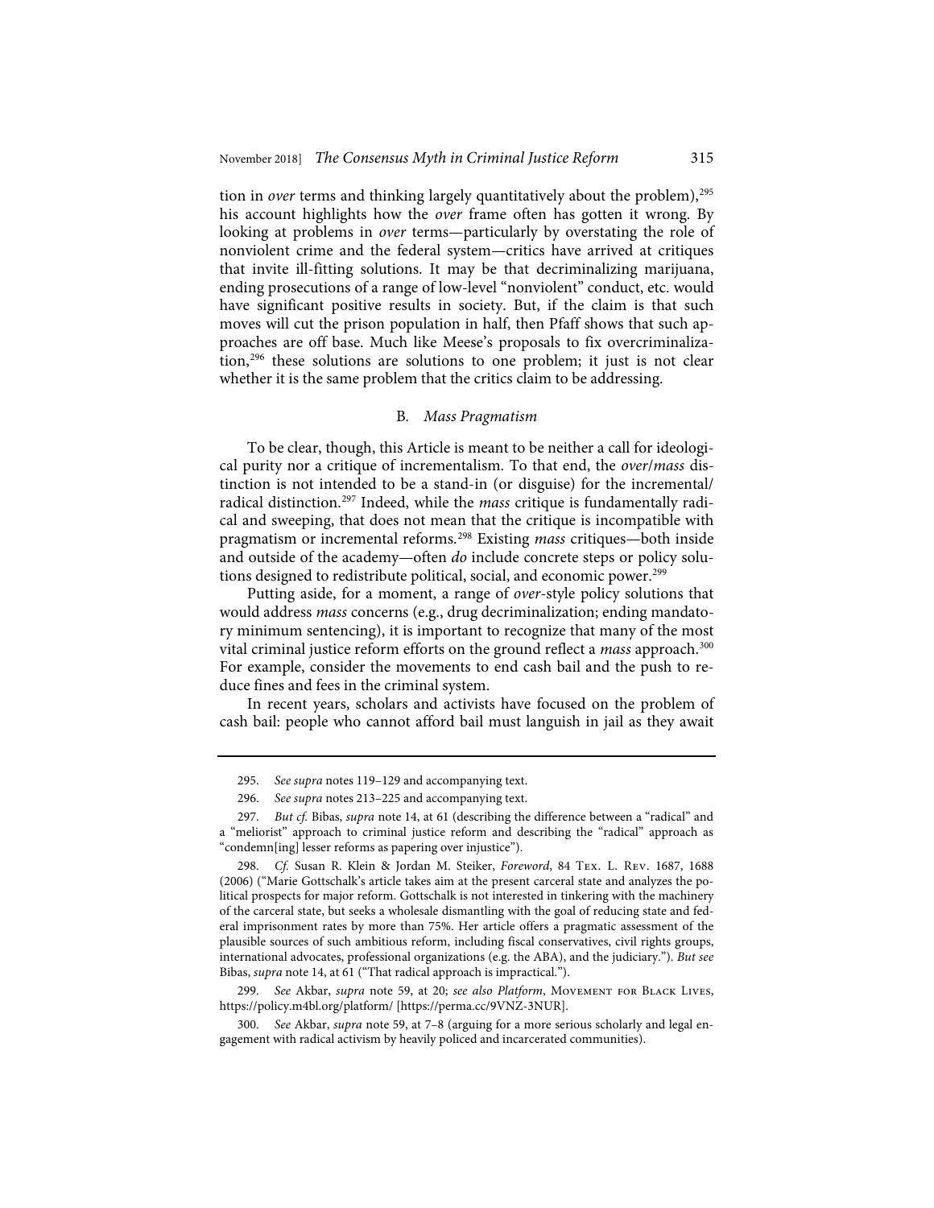tion in *over* terms and thinking largely quantitatively about the problem),[295] his account highlights how the *over* frame often has gotten it wrong. By looking at problems in *over* terms—particularly by overstating the role of nonviolent crime and the federal system—critics have arrived at critiques that invite ill-fitting solutions. It may be that decriminalizing marijuana, ending prosecutions of a range of low-level "nonviolent" conduct, etc. would have significant positive results in society. But, if the claim is that such moves will cut the prison population in half, then Pfaff shows that such approaches are off base. Much like Meese's proposals to fix overcriminalization,[296] these solutions are solutions to one problem; it just is not clear whether it is the same problem that the critics claim to be addressing.

### B. *Mass Pragmatism*

To be clear, though, this Article is meant to be neither a call for ideological purity nor a critique of incrementalism. To that end, the *over*/*mass* distinction is not intended to be a stand-in (or disguise) for the incremental/radical distinction.[297] Indeed, while the *mass* critique is fundamentally radical and sweeping, that does not mean that the critique is incompatible with pragmatism or incremental reforms.[298] Existing *mass* critiques—both inside and outside of the academy—often *do* include concrete steps or policy solutions designed to redistribute political, social, and economic power.[299]

Putting aside, for a moment, a range of *over*-style policy solutions that would address *mass* concerns (e.g., drug decriminalization; ending mandatory minimum sentencing), it is important to recognize that many of the most vital criminal justice reform efforts on the ground reflect a *mass* approach.[300] For example, consider the movements to end cash bail and the push to reduce fines and fees in the criminal system.

In recent years, scholars and activists have focused on the problem of cash bail: people who cannot afford bail must languish in jail as they await

---

295. *See supra* notes 119–129 and accompanying text.

296. *See supra* notes 213–225 and accompanying text.

297. *But cf.* Bibas, *supra* note 14, at 61 (describing the difference between a "radical" and a "meliorist" approach to criminal justice reform and describing the "radical" approach as "condemn[ing] lesser reforms as papering over injustice").

298. *Cf.* Susan R. Klein & Jordan M. Steiker, *Foreword*, 84 Tex. L. Rev. 1687, 1688 (2006) ("Marie Gottschalk's article takes aim at the present carceral state and analyzes the political prospects for major reform. Gottschalk is not interested in tinkering with the machinery of the carceral state, but seeks a wholesale dismantling with the goal of reducing state and federal imprisonment rates by more than 75%. Her article offers a pragmatic assessment of the plausible sources of such ambitious reform, including fiscal conservatives, civil rights groups, international advocates, professional organizations (e.g. the ABA), and the judiciary."). *But see* Bibas, *supra* note 14, at 61 ("That radical approach is impractical.").

299. *See* Akbar, *supra* note 59, at 20; *see also Platform*, Movement for Black Lives, https://policy.m4bl.org/platform/ [https://perma.cc/9VNZ-3NUR].

300. *See* Akbar, *supra* note 59, at 7–8 (arguing for a more serious scholarly and legal engagement with radical activism by heavily policed and incarcerated communities).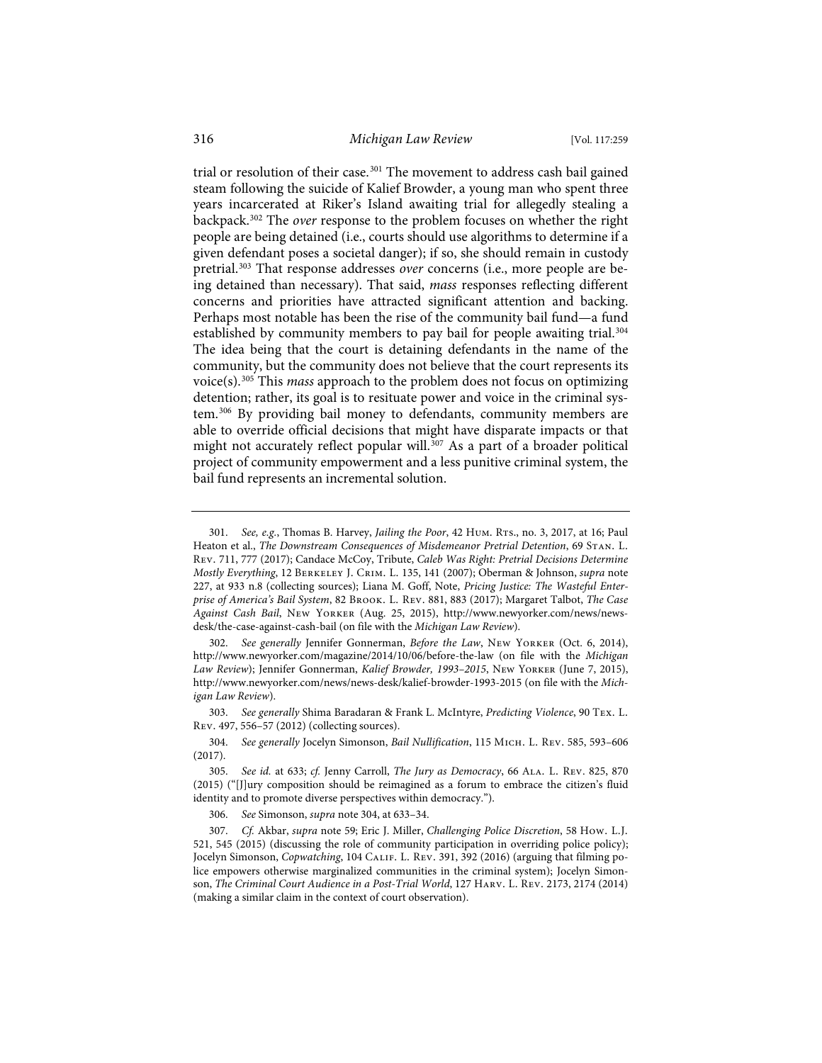trial or resolution of their case.[301] The movement to address cash bail gained steam following the suicide of Kalief Browder, a young man who spent three years incarcerated at Riker's Island awaiting trial for allegedly stealing a backpack.[302] The *over* response to the problem focuses on whether the right people are being detained (i.e., courts should use algorithms to determine if a given defendant poses a societal danger); if so, she should remain in custody pretrial.[303] That response addresses *over* concerns (i.e., more people are being detained than necessary). That said, *mass* responses reflecting different concerns and priorities have attracted significant attention and backing. Perhaps most notable has been the rise of the community bail fund—a fund established by community members to pay bail for people awaiting trial.[304] The idea being that the court is detaining defendants in the name of the community, but the community does not believe that the court represents its voice(s).[305] This *mass* approach to the problem does not focus on optimizing detention; rather, its goal is to resituate power and voice in the criminal system.[306] By providing bail money to defendants, community members are able to override official decisions that might have disparate impacts or that might not accurately reflect popular will.[307] As a part of a broader political project of community empowerment and a less punitive criminal system, the bail fund represents an incremental solution.

---

301. *See, e.g.*, Thomas B. Harvey, *Jailing the Poor*, 42 Hum. Rts., no. 3, 2017, at 16; Paul Heaton et al., *The Downstream Consequences of Misdemeanor Pretrial Detention*, 69 Stan. L. Rev. 711, 777 (2017); Candace McCoy, Tribute, *Caleb Was Right: Pretrial Decisions Determine Mostly Everything*, 12 Berkeley J. Crim. L. 135, 141 (2007); Oberman & Johnson, *supra* note 227, at 933 n.8 (collecting sources); Liana M. Goff, Note, *Pricing Justice: The Wasteful Enterprise of America's Bail System*, 82 Brook. L. Rev. 881, 883 (2017); Margaret Talbot, *The Case Against Cash Bail*, New Yorker (Aug. 25, 2015), http://www.newyorker.com/news/news-desk/the-case-against-cash-bail (on file with the *Michigan Law Review*).

302. *See generally* Jennifer Gonnerman, *Before the Law*, New Yorker (Oct. 6, 2014), http://www.newyorker.com/magazine/2014/10/06/before-the-law (on file with the *Michigan Law Review*); Jennifer Gonnerman, *Kalief Browder, 1993–2015*, New Yorker (June 7, 2015), http://www.newyorker.com/news/news-desk/kalief-browder-1993-2015 (on file with the *Michigan Law Review*).

303. *See generally* Shima Baradaran & Frank L. McIntyre, *Predicting Violence*, 90 Tex. L. Rev. 497, 556–57 (2012) (collecting sources).

304. *See generally* Jocelyn Simonson, *Bail Nullification*, 115 Mich. L. Rev. 585, 593–606 (2017).

305. *See id.* at 633; *cf.* Jenny Carroll, *The Jury as Democracy*, 66 Ala. L. Rev. 825, 870 (2015) ("[J]ury composition should be reimagined as a forum to embrace the citizen's fluid identity and to promote diverse perspectives within democracy.").

306. *See* Simonson, *supra* note 304, at 633–34.

307. *Cf.* Akbar, *supra* note 59; Eric J. Miller, *Challenging Police Discretion*, 58 How. L.J. 521, 545 (2015) (discussing the role of community participation in overriding police policy); Jocelyn Simonson, *Copwatching*, 104 Calif. L. Rev. 391, 392 (2016) (arguing that filming police empowers otherwise marginalized communities in the criminal system); Jocelyn Simonson, *The Criminal Court Audience in a Post-Trial World*, 127 Harv. L. Rev. 2173, 2174 (2014) (making a similar claim in the context of court observation).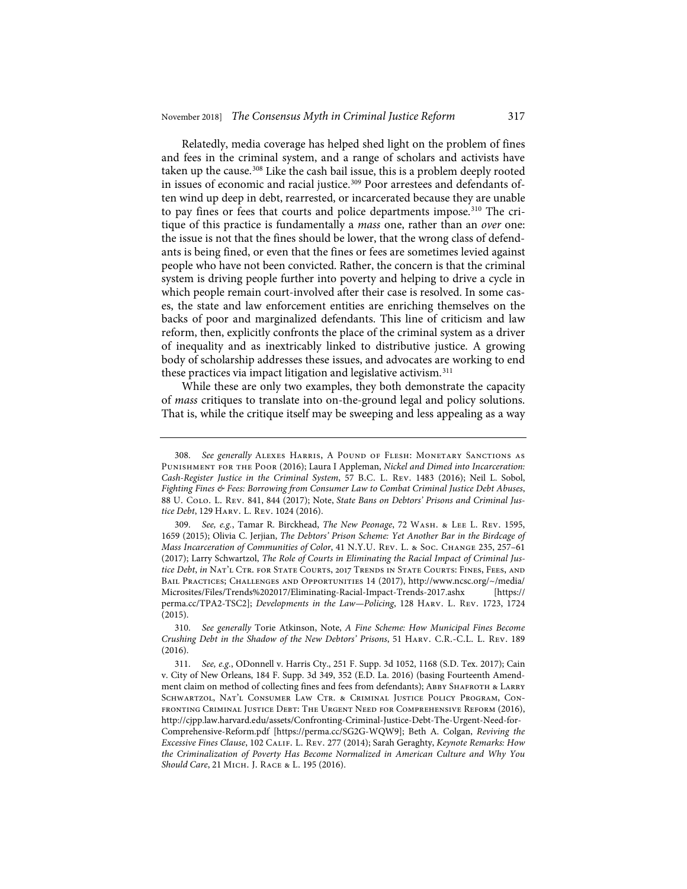Relatedly, media coverage has helped shed light on the problem of fines and fees in the criminal system, and a range of scholars and activists have taken up the cause.[308] Like the cash bail issue, this is a problem deeply rooted in issues of economic and racial justice.[309] Poor arrestees and defendants often wind up deep in debt, rearrested, or incarcerated because they are unable to pay fines or fees that courts and police departments impose.[310] The critique of this practice is fundamentally a *mass* one, rather than an *over* one: the issue is not that the fines should be lower, that the wrong class of defendants is being fined, or even that the fines or fees are sometimes levied against people who have not been convicted. Rather, the concern is that the criminal system is driving people further into poverty and helping to drive a cycle in which people remain court-involved after their case is resolved. In some cases, the state and law enforcement entities are enriching themselves on the backs of poor and marginalized defendants. This line of criticism and law reform, then, explicitly confronts the place of the criminal system as a driver of inequality and as inextricably linked to distributive justice. A growing body of scholarship addresses these issues, and advocates are working to end these practices via impact litigation and legislative activism.[311]

While these are only two examples, they both demonstrate the capacity of *mass* critiques to translate into on-the-ground legal and policy solutions. That is, while the critique itself may be sweeping and less appealing as a way

---

308. *See generally* Alexes Harris, A Pound of Flesh: Monetary Sanctions as Punishment for the Poor (2016); Laura I Appleman, *Nickel and Dimed into Incarceration: Cash-Register Justice in the Criminal System*, 57 B.C. L. Rev. 1483 (2016); Neil L. Sobol, *Fighting Fines & Fees: Borrowing from Consumer Law to Combat Criminal Justice Debt Abuses*, 88 U. Colo. L. Rev. 841, 844 (2017); Note, *State Bans on Debtors' Prisons and Criminal Justice Debt*, 129 Harv. L. Rev. 1024 (2016).

309. *See, e.g.*, Tamar R. Birckhead, *The New Peonage*, 72 Wash. & Lee L. Rev. 1595, 1659 (2015); Olivia C. Jerjian, *The Debtors' Prison Scheme: Yet Another Bar in the Birdcage of Mass Incarceration of Communities of Color*, 41 N.Y.U. Rev. L. & Soc. Change 235, 257–61 (2017); Larry Schwartzol, *The Role of Courts in Eliminating the Racial Impact of Criminal Justice Debt*, *in* Nat'l Ctr. for State Courts, 2017 Trends in State Courts: Fines, Fees, and Bail Practices; Challenges and Opportunities 14 (2017), http://www.ncsc.org/~/media/Microsites/Files/Trends%202017/Eliminating-Racial-Impact-Trends-2017.ashx [https://perma.cc/TPA2-TSC2]; *Developments in the Law—Policing*, 128 Harv. L. Rev. 1723, 1724 (2015).

310. *See generally* Torie Atkinson, Note, *A Fine Scheme: How Municipal Fines Become Crushing Debt in the Shadow of the New Debtors' Prisons*, 51 Harv. C.R.-C.L. L. Rev. 189 (2016).

311. *See, e.g.*, ODonnell v. Harris Cty., 251 F. Supp. 3d 1052, 1168 (S.D. Tex. 2017); Cain v. City of New Orleans, 184 F. Supp. 3d 349, 352 (E.D. La. 2016) (basing Fourteenth Amendment claim on method of collecting fines and fees from defendants); Abby Shafroth & Larry Schwartzol, Nat'l Consumer Law Ctr. & Criminal Justice Policy Program, Confronting Criminal Justice Debt: The Urgent Need for Comprehensive Reform (2016), http://cjpp.law.harvard.edu/assets/Confronting-Criminal-Justice-Debt-The-Urgent-Need-for-Comprehensive-Reform.pdf [https://perma.cc/SG2G-WQW9]; Beth A. Colgan, *Reviving the Excessive Fines Clause*, 102 Calif. L. Rev. 277 (2014); Sarah Geraghty, *Keynote Remarks: How the Criminalization of Poverty Has Become Normalized in American Culture and Why You Should Care*, 21 Mich. J. Race & L. 195 (2016).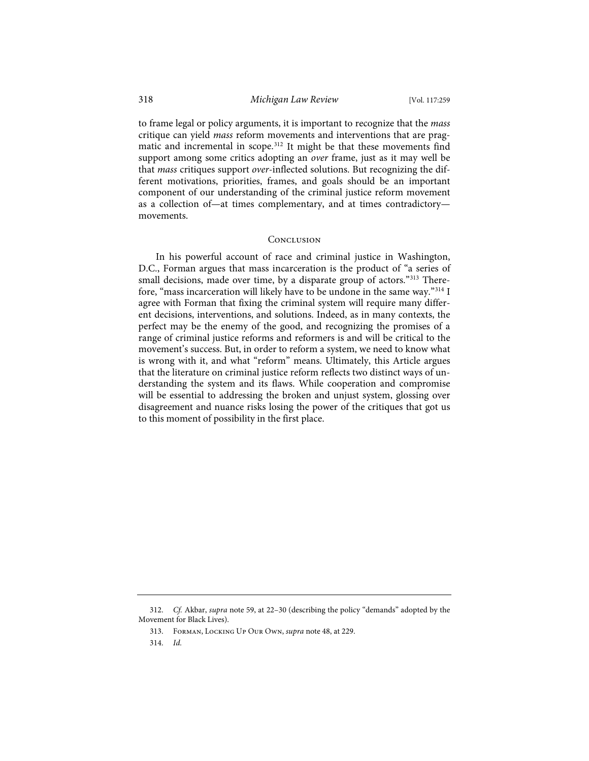to frame legal or policy arguments, it is important to recognize that the *mass* critique can yield *mass* reform movements and interventions that are pragmatic and incremental in scope.[312] It might be that these movements find support among some critics adopting an *over* frame, just as it may well be that *mass* critiques support *over*-inflected solutions. But recognizing the different motivations, priorities, frames, and goals should be an important component of our understanding of the criminal justice reform movement as a collection of—at times complementary, and at times contradictory—movements.

## Conclusion

In his powerful account of race and criminal justice in Washington, D.C., Forman argues that mass incarceration is the product of "a series of small decisions, made over time, by a disparate group of actors."[313] Therefore, "mass incarceration will likely have to be undone in the same way."[314] I agree with Forman that fixing the criminal system will require many different decisions, interventions, and solutions. Indeed, as in many contexts, the perfect may be the enemy of the good, and recognizing the promises of a range of criminal justice reforms and reformers is and will be critical to the movement's success. But, in order to reform a system, we need to know what is wrong with it, and what "reform" means. Ultimately, this Article argues that the literature on criminal justice reform reflects two distinct ways of understanding the system and its flaws. While cooperation and compromise will be essential to addressing the broken and unjust system, glossing over disagreement and nuance risks losing the power of the critiques that got us to this moment of possibility in the first place.

---

312. *Cf.* Akbar, *supra* note 59, at 22–30 (describing the policy "demands" adopted by the Movement for Black Lives).

313. Forman, Locking Up Our Own, *supra* note 48, at 229.

314. *Id.*